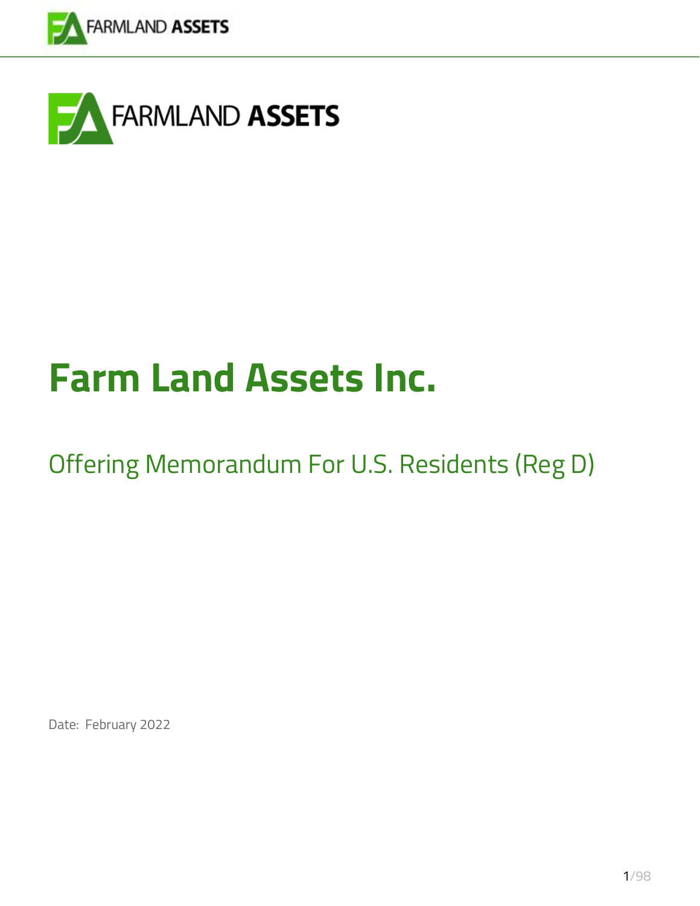FARMLAND **ASSETS**

# Farm Land Assets Inc.

## Offering Memorandum For U.S. Residents (Reg D)

Date: February 2022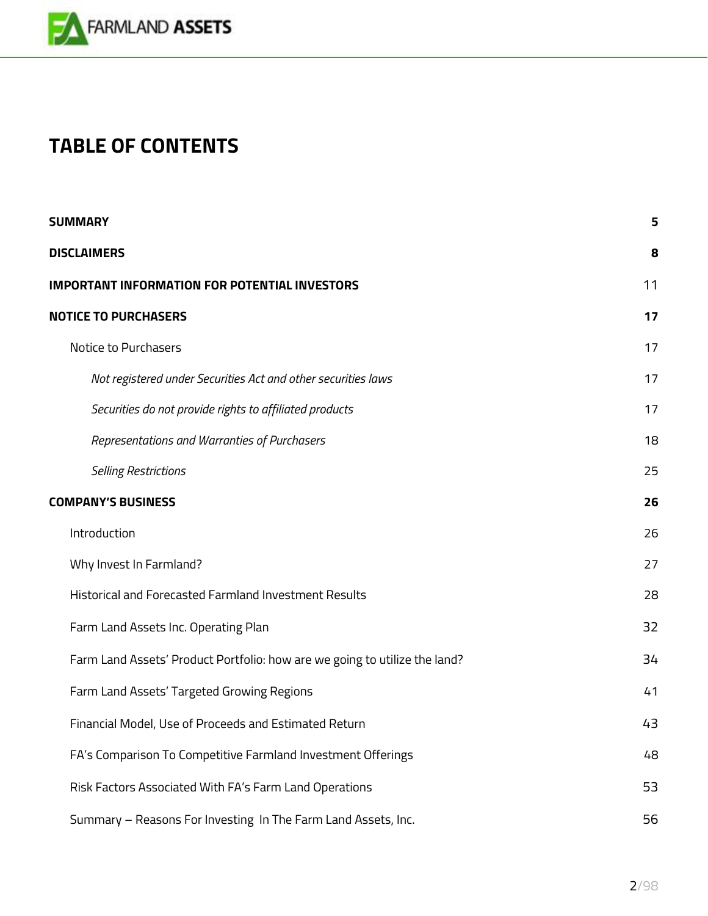# TABLE OF CONTENTS

| | |
|---|---|
| **SUMMARY** | **5** |
| **DISCLAIMERS** | **8** |
| **IMPORTANT INFORMATION FOR POTENTIAL INVESTORS** | 11 |
| **NOTICE TO PURCHASERS** | **17** |
| Notice to Purchasers | 17 |
| *Not registered under Securities Act and other securities laws* | 17 |
| *Securities do not provide rights to affiliated products* | 17 |
| *Representations and Warranties of Purchasers* | 18 |
| *Selling Restrictions* | 25 |
| **COMPANY'S BUSINESS** | **26** |
| Introduction | 26 |
| Why Invest In Farmland? | 27 |
| Historical and Forecasted Farmland Investment Results | 28 |
| Farm Land Assets Inc. Operating Plan | 32 |
| Farm Land Assets' Product Portfolio: how are we going to utilize the land? | 34 |
| Farm Land Assets' Targeted Growing Regions | 41 |
| Financial Model, Use of Proceeds and Estimated Return | 43 |
| FA's Comparison To Competitive Farmland Investment Offerings | 48 |
| Risk Factors Associated With FA's Farm Land Operations | 53 |
| Summary – Reasons For Investing In The Farm Land Assets, Inc. | 56 |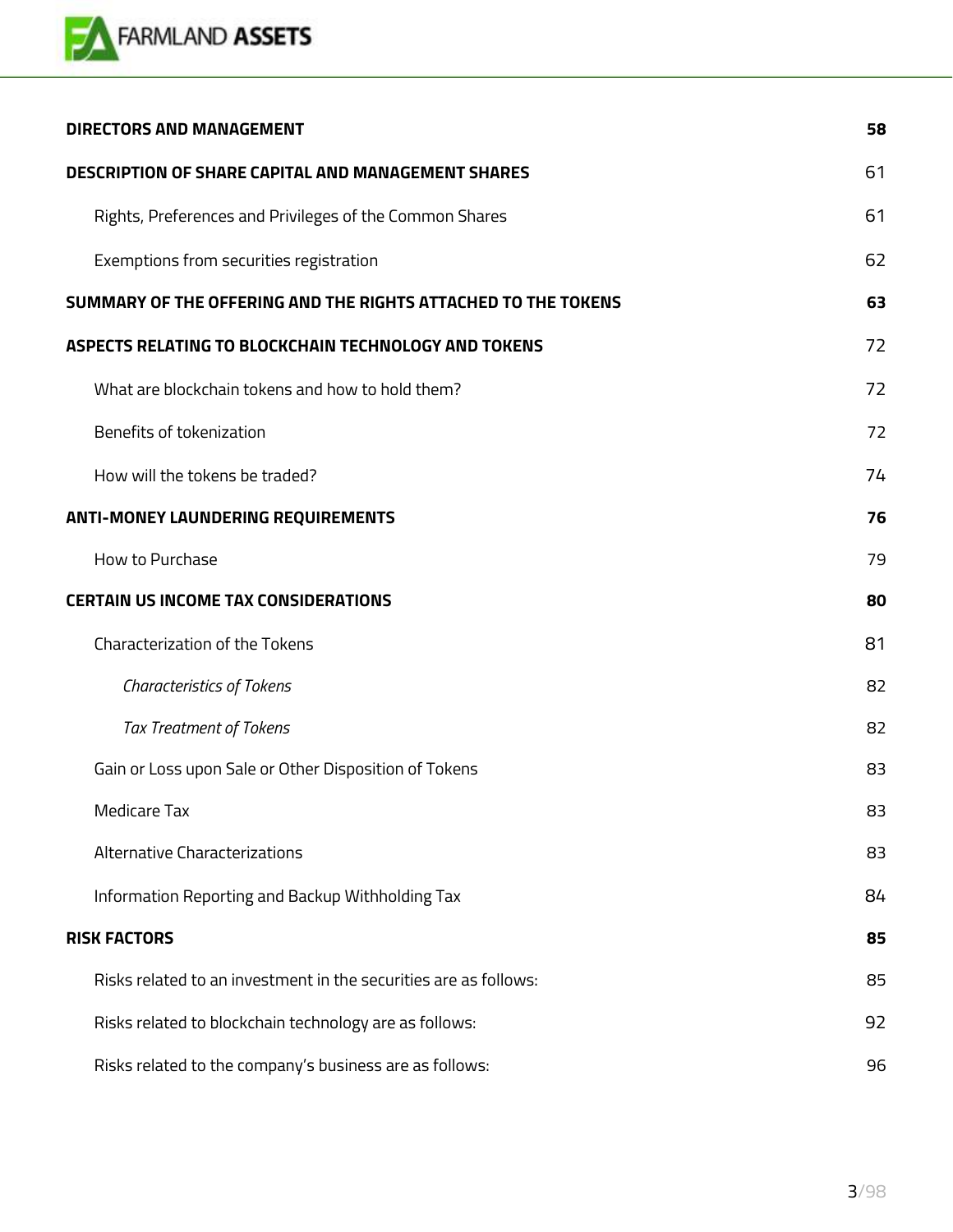| | |
|---|---|
| **DIRECTORS AND MANAGEMENT** | **58** |
| **DESCRIPTION OF SHARE CAPITAL AND MANAGEMENT SHARES** | 61 |
| Rights, Preferences and Privileges of the Common Shares | 61 |
| Exemptions from securities registration | 62 |
| **SUMMARY OF THE OFFERING AND THE RIGHTS ATTACHED TO THE TOKENS** | **63** |
| **ASPECTS RELATING TO BLOCKCHAIN TECHNOLOGY AND TOKENS** | 72 |
| What are blockchain tokens and how to hold them? | 72 |
| Benefits of tokenization | 72 |
| How will the tokens be traded? | 74 |
| **ANTI-MONEY LAUNDERING REQUIREMENTS** | **76** |
| How to Purchase | 79 |
| **CERTAIN US INCOME TAX CONSIDERATIONS** | **80** |
| Characterization of the Tokens | 81 |
| *Characteristics of Tokens* | 82 |
| *Tax Treatment of Tokens* | 82 |
| Gain or Loss upon Sale or Other Disposition of Tokens | 83 |
| Medicare Tax | 83 |
| Alternative Characterizations | 83 |
| Information Reporting and Backup Withholding Tax | 84 |
| **RISK FACTORS** | **85** |
| Risks related to an investment in the securities are as follows: | 85 |
| Risks related to blockchain technology are as follows: | 92 |
| Risks related to the company's business are as follows: | 96 |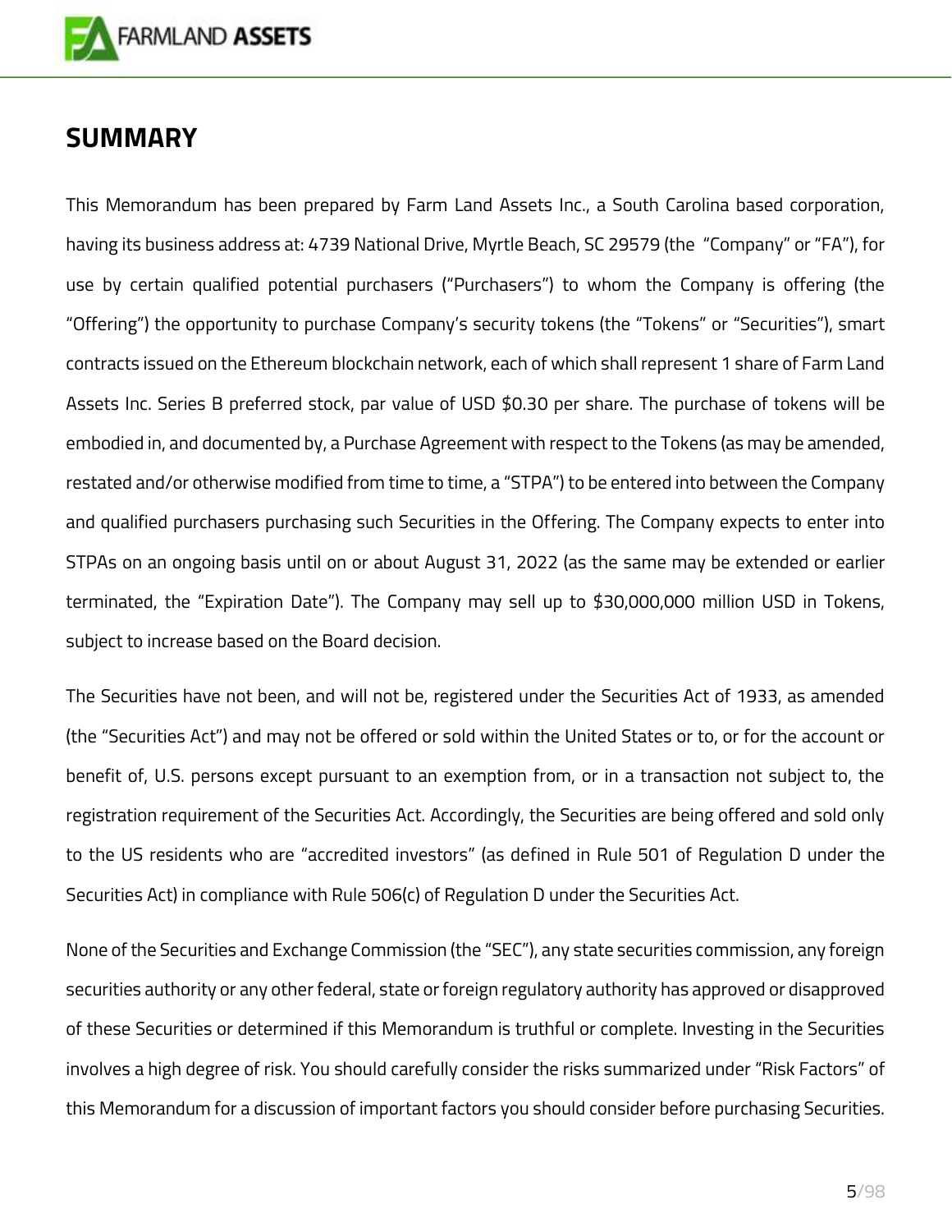## SUMMARY

This Memorandum has been prepared by Farm Land Assets Inc., a South Carolina based corporation, having its business address at: 4739 National Drive, Myrtle Beach, SC 29579 (the "Company" or "FA"), for use by certain qualified potential purchasers ("Purchasers") to whom the Company is offering (the "Offering") the opportunity to purchase Company's security tokens (the "Tokens" or "Securities"), smart contracts issued on the Ethereum blockchain network, each of which shall represent 1 share of Farm Land Assets Inc. Series B preferred stock, par value of USD $0.30 per share. The purchase of tokens will be embodied in, and documented by, a Purchase Agreement with respect to the Tokens (as may be amended, restated and/or otherwise modified from time to time, a "STPA") to be entered into between the Company and qualified purchasers purchasing such Securities in the Offering. The Company expects to enter into STPAs on an ongoing basis until on or about August 31, 2022 (as the same may be extended or earlier terminated, the "Expiration Date"). The Company may sell up to $30,000,000 million USD in Tokens, subject to increase based on the Board decision.

The Securities have not been, and will not be, registered under the Securities Act of 1933, as amended (the "Securities Act") and may not be offered or sold within the United States or to, or for the account or benefit of, U.S. persons except pursuant to an exemption from, or in a transaction not subject to, the registration requirement of the Securities Act. Accordingly, the Securities are being offered and sold only to the US residents who are "accredited investors" (as defined in Rule 501 of Regulation D under the Securities Act) in compliance with Rule 506(c) of Regulation D under the Securities Act.

None of the Securities and Exchange Commission (the "SEC"), any state securities commission, any foreign securities authority or any other federal, state or foreign regulatory authority has approved or disapproved of these Securities or determined if this Memorandum is truthful or complete. Investing in the Securities involves a high degree of risk. You should carefully consider the risks summarized under "Risk Factors" of this Memorandum for a discussion of important factors you should consider before purchasing Securities.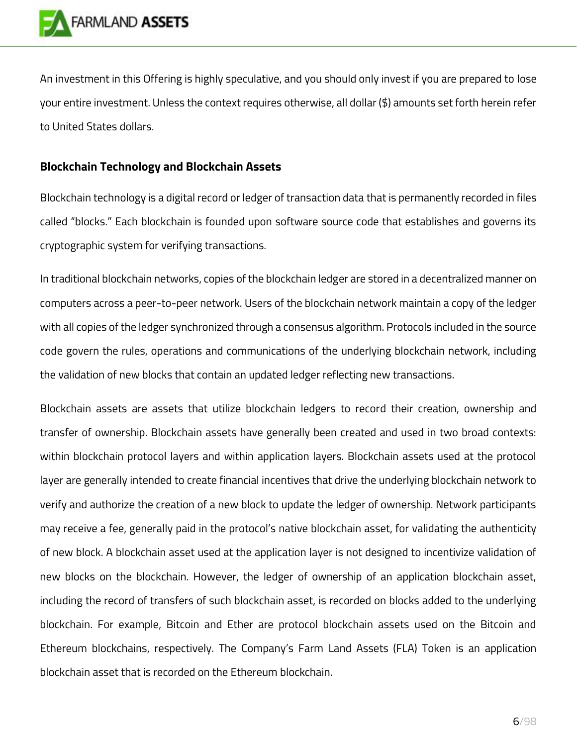An investment in this Offering is highly speculative, and you should only invest if you are prepared to lose your entire investment. Unless the context requires otherwise, all dollar ($) amounts set forth herein refer to United States dollars.

**Blockchain Technology and Blockchain Assets**

Blockchain technology is a digital record or ledger of transaction data that is permanently recorded in files called "blocks." Each blockchain is founded upon software source code that establishes and governs its cryptographic system for verifying transactions.

In traditional blockchain networks, copies of the blockchain ledger are stored in a decentralized manner on computers across a peer-to-peer network. Users of the blockchain network maintain a copy of the ledger with all copies of the ledger synchronized through a consensus algorithm. Protocols included in the source code govern the rules, operations and communications of the underlying blockchain network, including the validation of new blocks that contain an updated ledger reflecting new transactions.

Blockchain assets are assets that utilize blockchain ledgers to record their creation, ownership and transfer of ownership. Blockchain assets have generally been created and used in two broad contexts: within blockchain protocol layers and within application layers. Blockchain assets used at the protocol layer are generally intended to create financial incentives that drive the underlying blockchain network to verify and authorize the creation of a new block to update the ledger of ownership. Network participants may receive a fee, generally paid in the protocol's native blockchain asset, for validating the authenticity of new block. A blockchain asset used at the application layer is not designed to incentivize validation of new blocks on the blockchain. However, the ledger of ownership of an application blockchain asset, including the record of transfers of such blockchain asset, is recorded on blocks added to the underlying blockchain. For example, Bitcoin and Ether are protocol blockchain assets used on the Bitcoin and Ethereum blockchains, respectively. The Company's Farm Land Assets (FLA) Token is an application blockchain asset that is recorded on the Ethereum blockchain.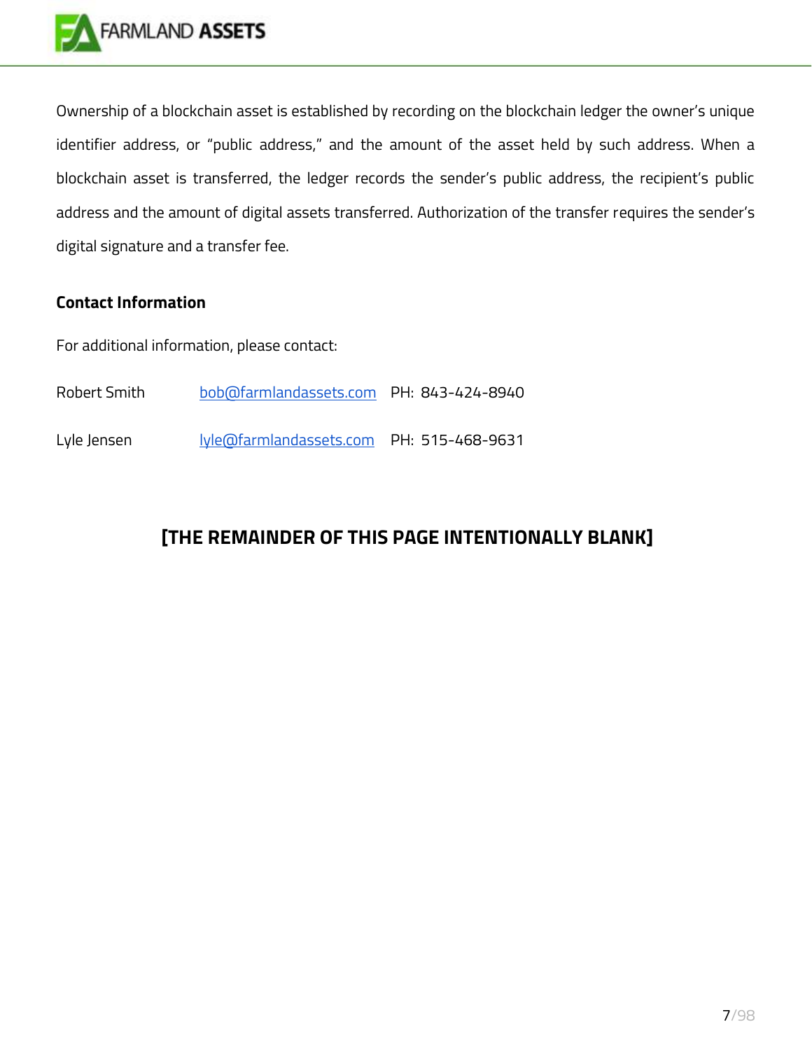Ownership of a blockchain asset is established by recording on the blockchain ledger the owner's unique identifier address, or "public address," and the amount of the asset held by such address. When a blockchain asset is transferred, the ledger records the sender's public address, the recipient's public address and the amount of digital assets transferred. Authorization of the transfer requires the sender's digital signature and a transfer fee.

**Contact Information**

For additional information, please contact:

| | | |
|---|---|---|
| Robert Smith | bob@farmlandassets.com | PH: 843-424-8940 |
| Lyle Jensen | lyle@farmlandassets.com | PH: 515-468-9631 |

**[THE REMAINDER OF THIS PAGE INTENTIONALLY BLANK]**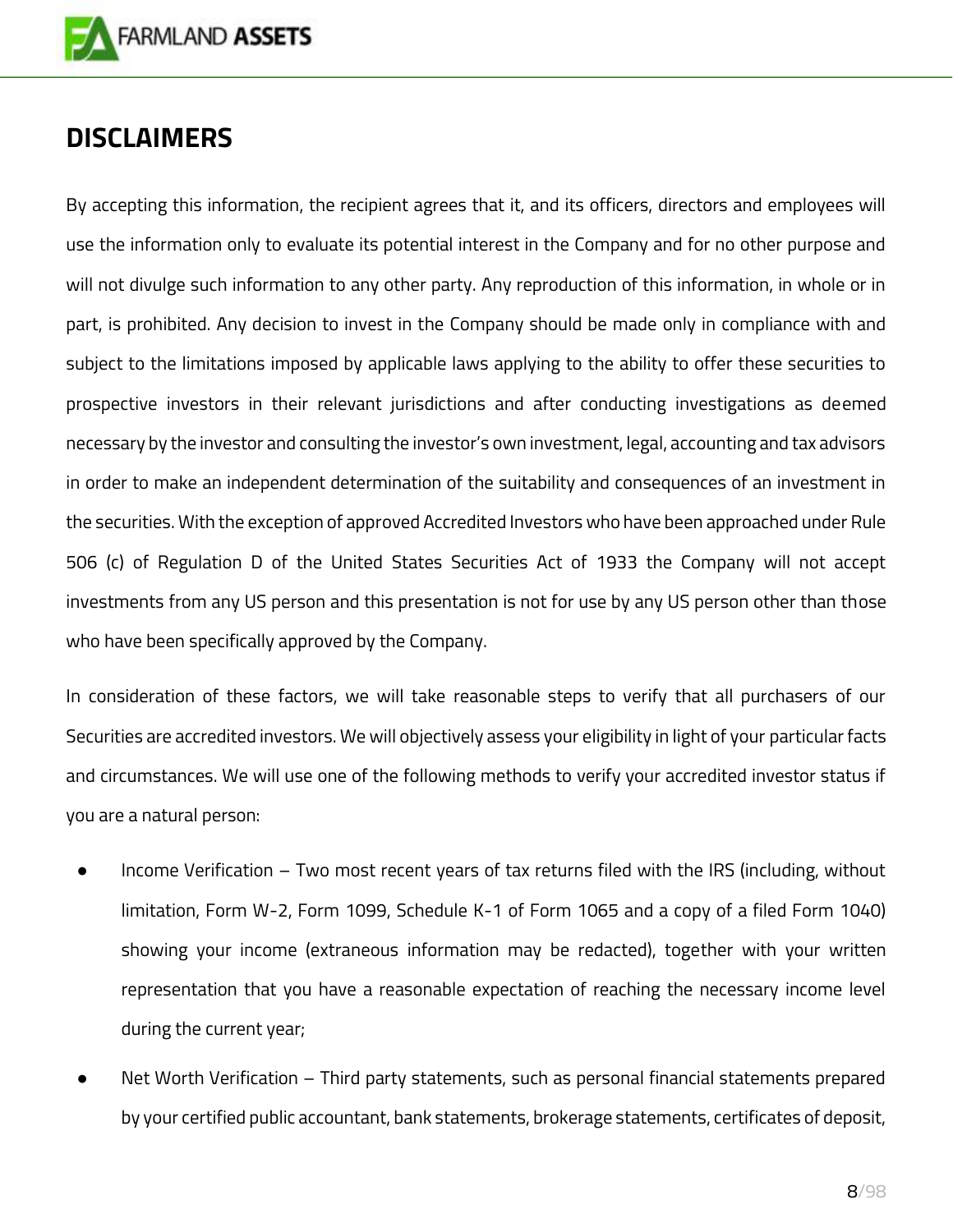# DISCLAIMERS

By accepting this information, the recipient agrees that it, and its officers, directors and employees will use the information only to evaluate its potential interest in the Company and for no other purpose and will not divulge such information to any other party. Any reproduction of this information, in whole or in part, is prohibited. Any decision to invest in the Company should be made only in compliance with and subject to the limitations imposed by applicable laws applying to the ability to offer these securities to prospective investors in their relevant jurisdictions and after conducting investigations as deemed necessary by the investor and consulting the investor's own investment, legal, accounting and tax advisors in order to make an independent determination of the suitability and consequences of an investment in the securities. With the exception of approved Accredited Investors who have been approached under Rule 506 (c) of Regulation D of the United States Securities Act of 1933 the Company will not accept investments from any US person and this presentation is not for use by any US person other than those who have been specifically approved by the Company.

In consideration of these factors, we will take reasonable steps to verify that all purchasers of our Securities are accredited investors. We will objectively assess your eligibility in light of your particular facts and circumstances. We will use one of the following methods to verify your accredited investor status if you are a natural person:

- Income Verification – Two most recent years of tax returns filed with the IRS (including, without limitation, Form W-2, Form 1099, Schedule K-1 of Form 1065 and a copy of a filed Form 1040) showing your income (extraneous information may be redacted), together with your written representation that you have a reasonable expectation of reaching the necessary income level during the current year;
- Net Worth Verification – Third party statements, such as personal financial statements prepared by your certified public accountant, bank statements, brokerage statements, certificates of deposit,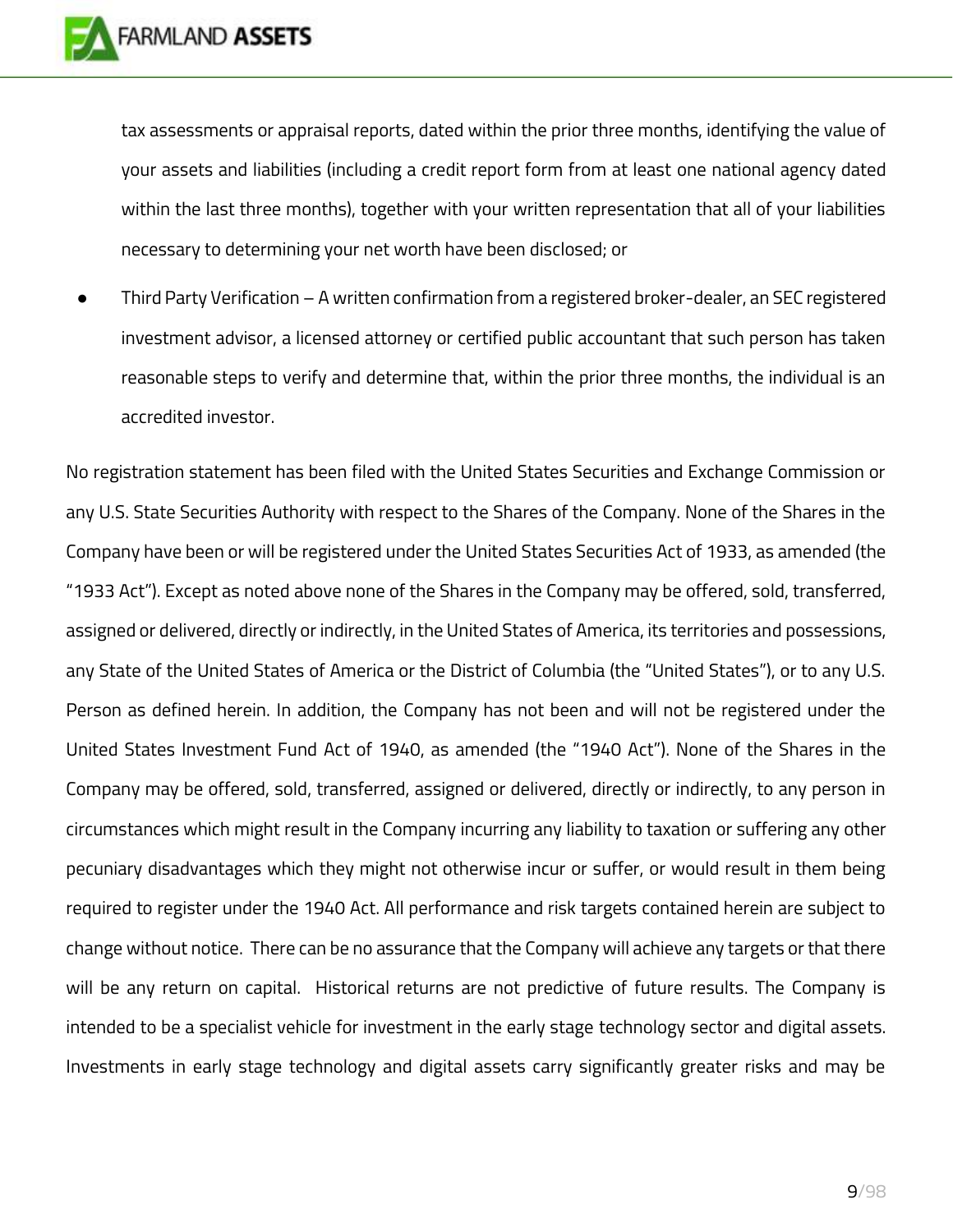tax assessments or appraisal reports, dated within the prior three months, identifying the value of your assets and liabilities (including a credit report form from at least one national agency dated within the last three months), together with your written representation that all of your liabilities necessary to determining your net worth have been disclosed; or

- Third Party Verification – A written confirmation from a registered broker-dealer, an SEC registered investment advisor, a licensed attorney or certified public accountant that such person has taken reasonable steps to verify and determine that, within the prior three months, the individual is an accredited investor.

No registration statement has been filed with the United States Securities and Exchange Commission or any U.S. State Securities Authority with respect to the Shares of the Company. None of the Shares in the Company have been or will be registered under the United States Securities Act of 1933, as amended (the "1933 Act"). Except as noted above none of the Shares in the Company may be offered, sold, transferred, assigned or delivered, directly or indirectly, in the United States of America, its territories and possessions, any State of the United States of America or the District of Columbia (the "United States"), or to any U.S. Person as defined herein. In addition, the Company has not been and will not be registered under the United States Investment Fund Act of 1940, as amended (the "1940 Act"). None of the Shares in the Company may be offered, sold, transferred, assigned or delivered, directly or indirectly, to any person in circumstances which might result in the Company incurring any liability to taxation or suffering any other pecuniary disadvantages which they might not otherwise incur or suffer, or would result in them being required to register under the 1940 Act. All performance and risk targets contained herein are subject to change without notice. There can be no assurance that the Company will achieve any targets or that there will be any return on capital. Historical returns are not predictive of future results. The Company is intended to be a specialist vehicle for investment in the early stage technology sector and digital assets. Investments in early stage technology and digital assets carry significantly greater risks and may be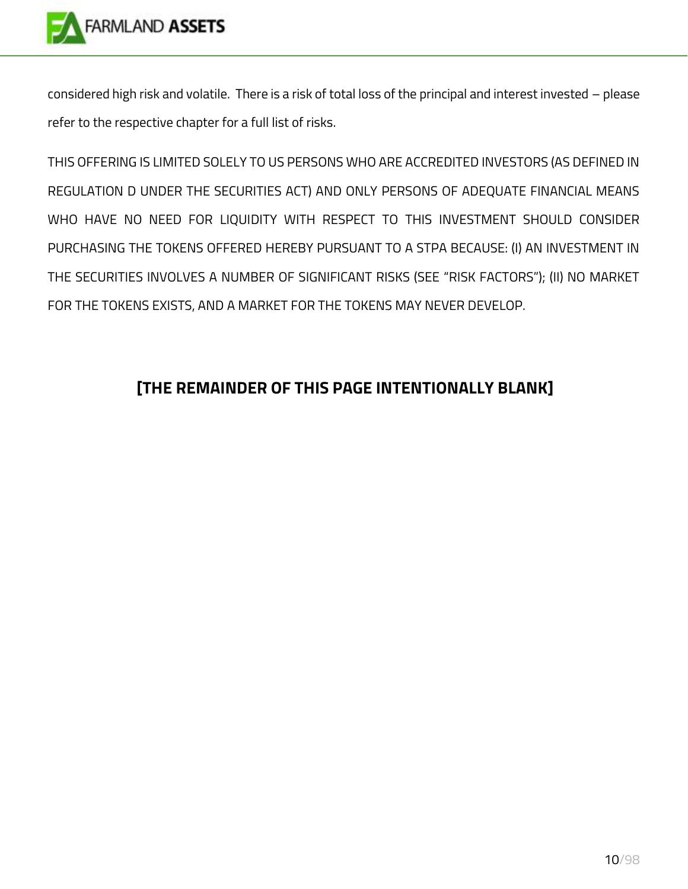considered high risk and volatile. There is a risk of total loss of the principal and interest invested – please refer to the respective chapter for a full list of risks.

THIS OFFERING IS LIMITED SOLELY TO US PERSONS WHO ARE ACCREDITED INVESTORS (AS DEFINED IN REGULATION D UNDER THE SECURITIES ACT) AND ONLY PERSONS OF ADEQUATE FINANCIAL MEANS WHO HAVE NO NEED FOR LIQUIDITY WITH RESPECT TO THIS INVESTMENT SHOULD CONSIDER PURCHASING THE TOKENS OFFERED HEREBY PURSUANT TO A STPA BECAUSE: (I) AN INVESTMENT IN THE SECURITIES INVOLVES A NUMBER OF SIGNIFICANT RISKS (SEE “RISK FACTORS”); (II) NO MARKET FOR THE TOKENS EXISTS, AND A MARKET FOR THE TOKENS MAY NEVER DEVELOP.

**[THE REMAINDER OF THIS PAGE INTENTIONALLY BLANK]**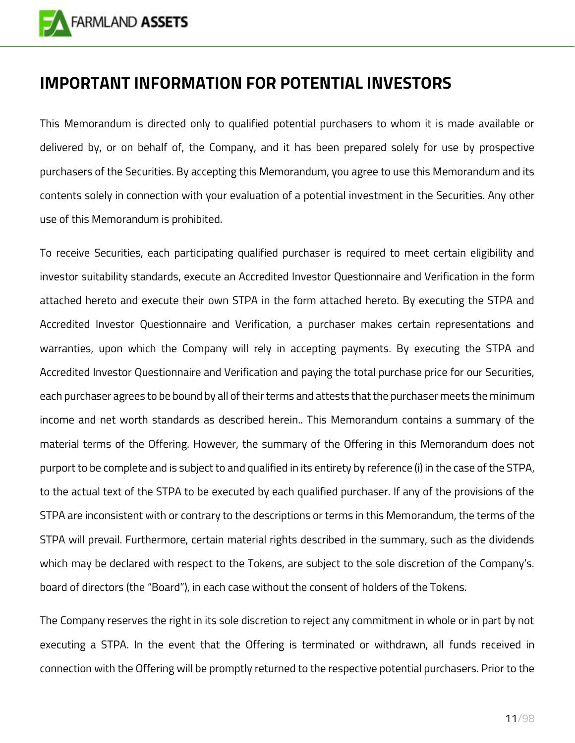# IMPORTANT INFORMATION FOR POTENTIAL INVESTORS

This Memorandum is directed only to qualified potential purchasers to whom it is made available or delivered by, or on behalf of, the Company, and it has been prepared solely for use by prospective purchasers of the Securities. By accepting this Memorandum, you agree to use this Memorandum and its contents solely in connection with your evaluation of a potential investment in the Securities. Any other use of this Memorandum is prohibited.

To receive Securities, each participating qualified purchaser is required to meet certain eligibility and investor suitability standards, execute an Accredited Investor Questionnaire and Verification in the form attached hereto and execute their own STPA in the form attached hereto. By executing the STPA and Accredited Investor Questionnaire and Verification, a purchaser makes certain representations and warranties, upon which the Company will rely in accepting payments. By executing the STPA and Accredited Investor Questionnaire and Verification and paying the total purchase price for our Securities, each purchaser agrees to be bound by all of their terms and attests that the purchaser meets the minimum income and net worth standards as described herein.. This Memorandum contains a summary of the material terms of the Offering. However, the summary of the Offering in this Memorandum does not purport to be complete and is subject to and qualified in its entirety by reference (i) in the case of the STPA, to the actual text of the STPA to be executed by each qualified purchaser. If any of the provisions of the STPA are inconsistent with or contrary to the descriptions or terms in this Memorandum, the terms of the STPA will prevail. Furthermore, certain material rights described in the summary, such as the dividends which may be declared with respect to the Tokens, are subject to the sole discretion of the Company's. board of directors (the "Board"), in each case without the consent of holders of the Tokens.

The Company reserves the right in its sole discretion to reject any commitment in whole or in part by not executing a STPA. In the event that the Offering is terminated or withdrawn, all funds received in connection with the Offering will be promptly returned to the respective potential purchasers. Prior to the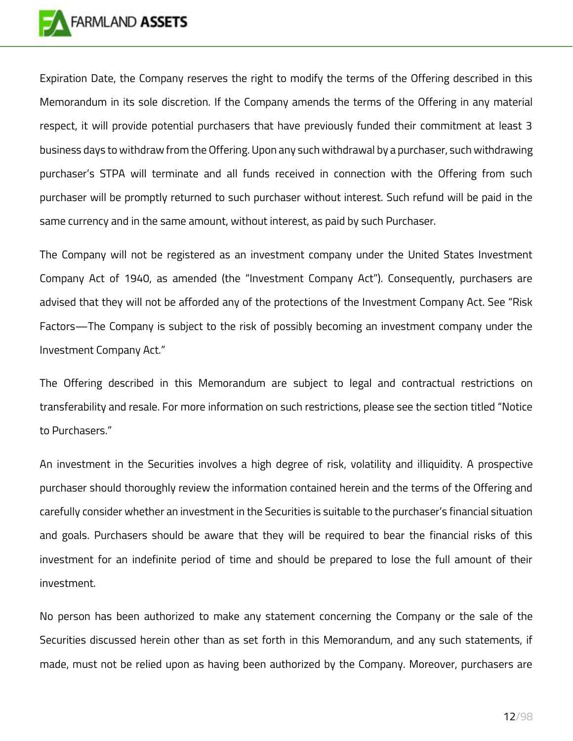Expiration Date, the Company reserves the right to modify the terms of the Offering described in this Memorandum in its sole discretion. If the Company amends the terms of the Offering in any material respect, it will provide potential purchasers that have previously funded their commitment at least 3 business days to withdraw from the Offering. Upon any such withdrawal by a purchaser, such withdrawing purchaser's STPA will terminate and all funds received in connection with the Offering from such purchaser will be promptly returned to such purchaser without interest. Such refund will be paid in the same currency and in the same amount, without interest, as paid by such Purchaser.

The Company will not be registered as an investment company under the United States Investment Company Act of 1940, as amended (the "Investment Company Act"). Consequently, purchasers are advised that they will not be afforded any of the protections of the Investment Company Act. See "Risk Factors—The Company is subject to the risk of possibly becoming an investment company under the Investment Company Act."

The Offering described in this Memorandum are subject to legal and contractual restrictions on transferability and resale. For more information on such restrictions, please see the section titled "Notice to Purchasers."

An investment in the Securities involves a high degree of risk, volatility and illiquidity. A prospective purchaser should thoroughly review the information contained herein and the terms of the Offering and carefully consider whether an investment in the Securities is suitable to the purchaser's financial situation and goals. Purchasers should be aware that they will be required to bear the financial risks of this investment for an indefinite period of time and should be prepared to lose the full amount of their investment.

No person has been authorized to make any statement concerning the Company or the sale of the Securities discussed herein other than as set forth in this Memorandum, and any such statements, if made, must not be relied upon as having been authorized by the Company. Moreover, purchasers are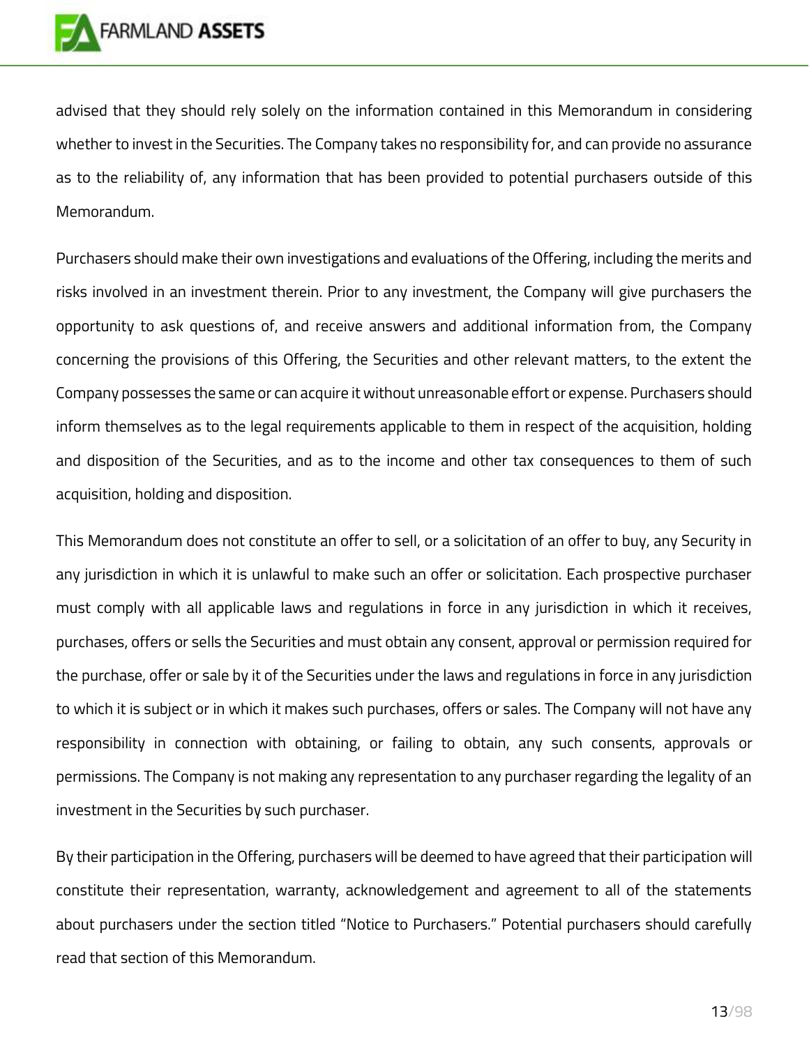advised that they should rely solely on the information contained in this Memorandum in considering whether to invest in the Securities. The Company takes no responsibility for, and can provide no assurance as to the reliability of, any information that has been provided to potential purchasers outside of this Memorandum.

Purchasers should make their own investigations and evaluations of the Offering, including the merits and risks involved in an investment therein. Prior to any investment, the Company will give purchasers the opportunity to ask questions of, and receive answers and additional information from, the Company concerning the provisions of this Offering, the Securities and other relevant matters, to the extent the Company possesses the same or can acquire it without unreasonable effort or expense. Purchasers should inform themselves as to the legal requirements applicable to them in respect of the acquisition, holding and disposition of the Securities, and as to the income and other tax consequences to them of such acquisition, holding and disposition.

This Memorandum does not constitute an offer to sell, or a solicitation of an offer to buy, any Security in any jurisdiction in which it is unlawful to make such an offer or solicitation. Each prospective purchaser must comply with all applicable laws and regulations in force in any jurisdiction in which it receives, purchases, offers or sells the Securities and must obtain any consent, approval or permission required for the purchase, offer or sale by it of the Securities under the laws and regulations in force in any jurisdiction to which it is subject or in which it makes such purchases, offers or sales. The Company will not have any responsibility in connection with obtaining, or failing to obtain, any such consents, approvals or permissions. The Company is not making any representation to any purchaser regarding the legality of an investment in the Securities by such purchaser.

By their participation in the Offering, purchasers will be deemed to have agreed that their participation will constitute their representation, warranty, acknowledgement and agreement to all of the statements about purchasers under the section titled "Notice to Purchasers." Potential purchasers should carefully read that section of this Memorandum.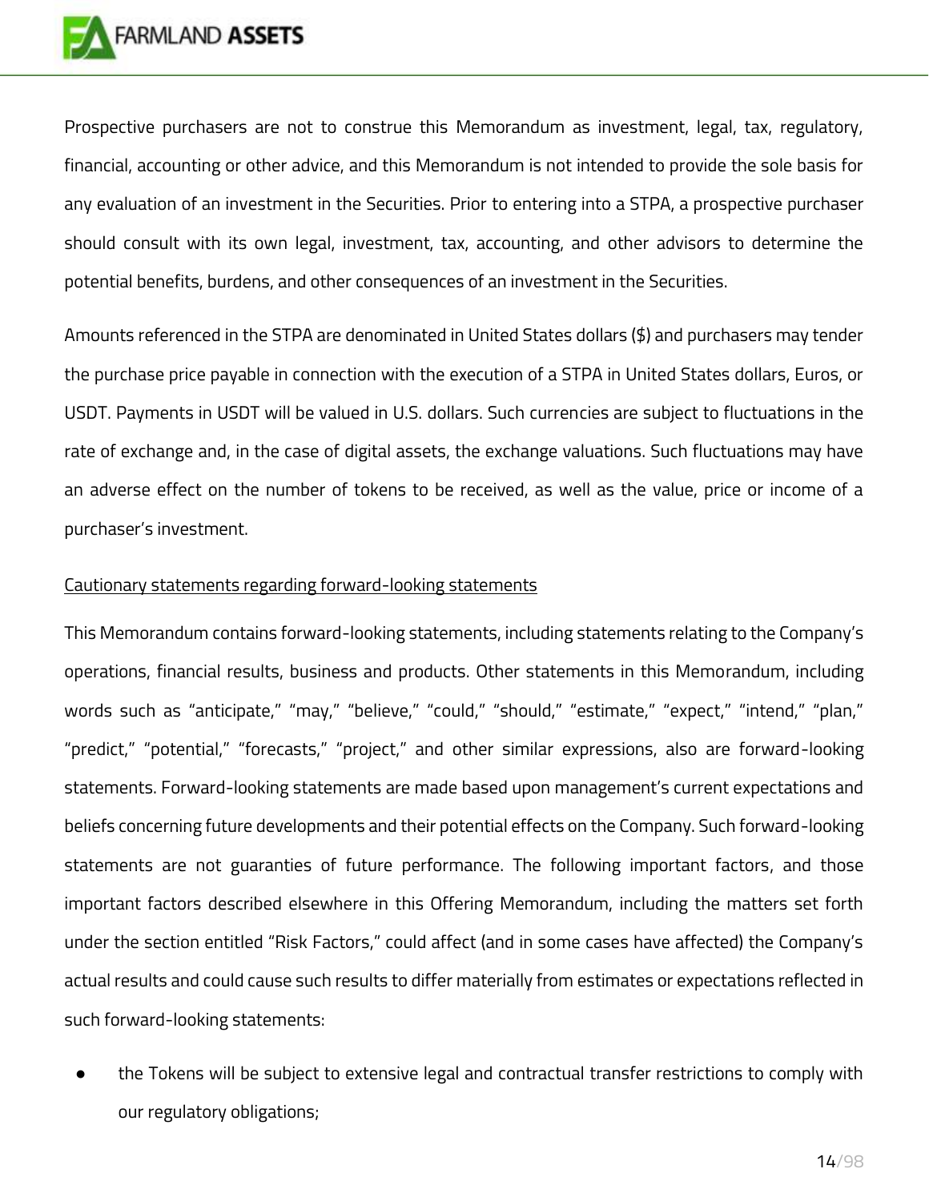Prospective purchasers are not to construe this Memorandum as investment, legal, tax, regulatory, financial, accounting or other advice, and this Memorandum is not intended to provide the sole basis for any evaluation of an investment in the Securities. Prior to entering into a STPA, a prospective purchaser should consult with its own legal, investment, tax, accounting, and other advisors to determine the potential benefits, burdens, and other consequences of an investment in the Securities.

Amounts referenced in the STPA are denominated in United States dollars ($) and purchasers may tender the purchase price payable in connection with the execution of a STPA in United States dollars, Euros, or USDT. Payments in USDT will be valued in U.S. dollars. Such currencies are subject to fluctuations in the rate of exchange and, in the case of digital assets, the exchange valuations. Such fluctuations may have an adverse effect on the number of tokens to be received, as well as the value, price or income of a purchaser's investment.

<u>Cautionary statements regarding forward-looking statements</u>

This Memorandum contains forward-looking statements, including statements relating to the Company's operations, financial results, business and products. Other statements in this Memorandum, including words such as "anticipate," "may," "believe," "could," "should," "estimate," "expect," "intend," "plan," "predict," "potential," "forecasts," "project," and other similar expressions, also are forward-looking statements. Forward-looking statements are made based upon management's current expectations and beliefs concerning future developments and their potential effects on the Company. Such forward-looking statements are not guaranties of future performance. The following important factors, and those important factors described elsewhere in this Offering Memorandum, including the matters set forth under the section entitled "Risk Factors," could affect (and in some cases have affected) the Company's actual results and could cause such results to differ materially from estimates or expectations reflected in such forward-looking statements:

- the Tokens will be subject to extensive legal and contractual transfer restrictions to comply with our regulatory obligations;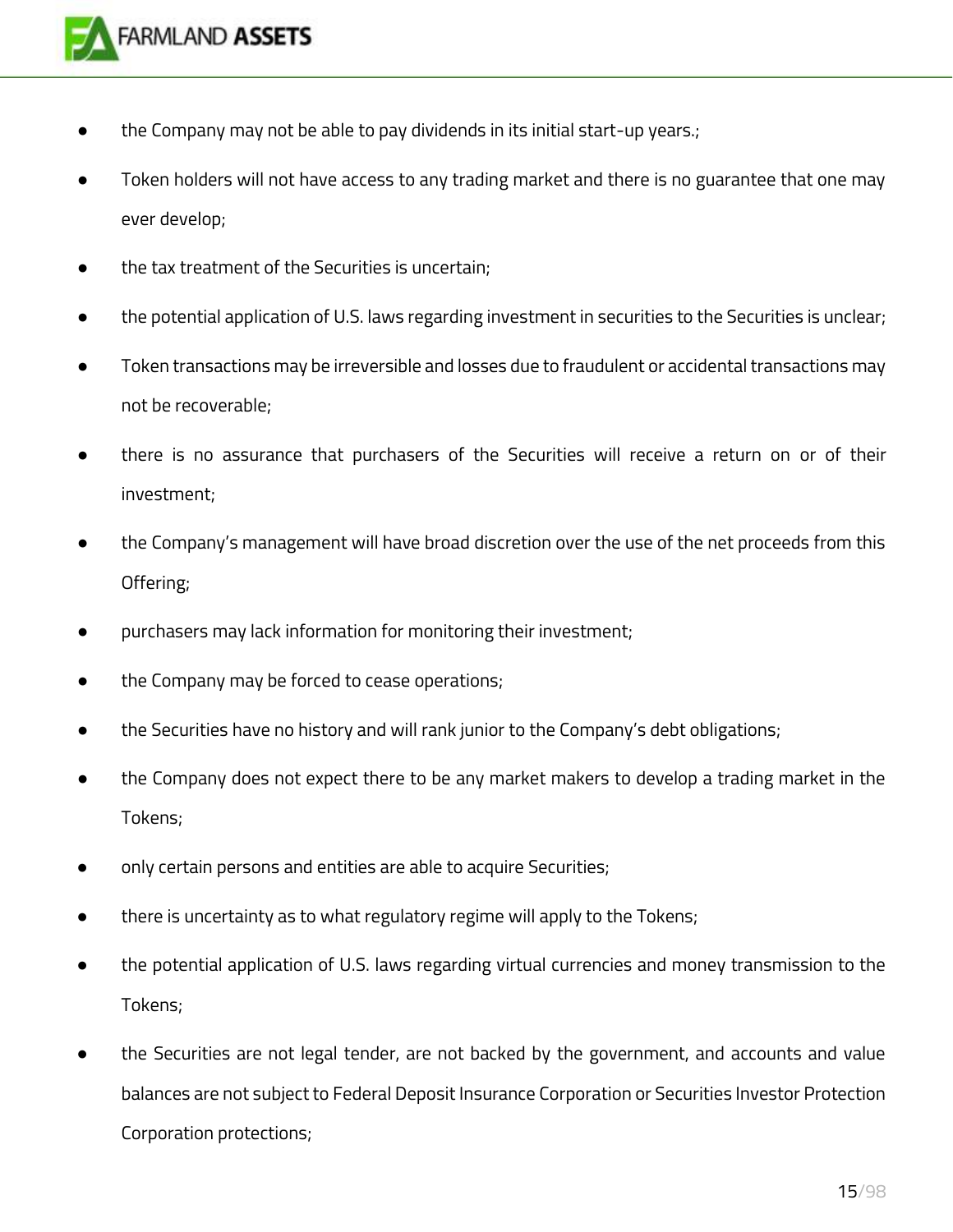- the Company may not be able to pay dividends in its initial start-up years.;
- Token holders will not have access to any trading market and there is no guarantee that one may ever develop;
- the tax treatment of the Securities is uncertain;
- the potential application of U.S. laws regarding investment in securities to the Securities is unclear;
- Token transactions may be irreversible and losses due to fraudulent or accidental transactions may not be recoverable;
- there is no assurance that purchasers of the Securities will receive a return on or of their investment;
- the Company's management will have broad discretion over the use of the net proceeds from this Offering;
- purchasers may lack information for monitoring their investment;
- the Company may be forced to cease operations;
- the Securities have no history and will rank junior to the Company's debt obligations;
- the Company does not expect there to be any market makers to develop a trading market in the Tokens;
- only certain persons and entities are able to acquire Securities;
- there is uncertainty as to what regulatory regime will apply to the Tokens;
- the potential application of U.S. laws regarding virtual currencies and money transmission to the Tokens;
- the Securities are not legal tender, are not backed by the government, and accounts and value balances are not subject to Federal Deposit Insurance Corporation or Securities Investor Protection Corporation protections;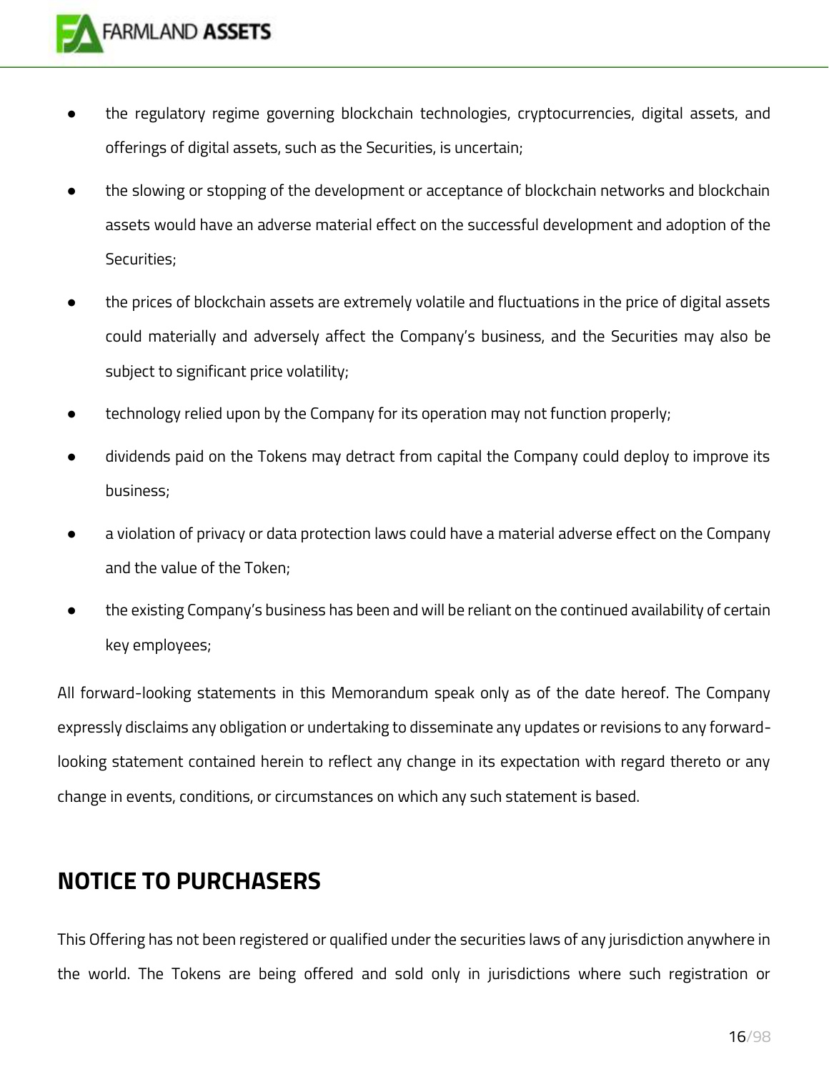- the regulatory regime governing blockchain technologies, cryptocurrencies, digital assets, and offerings of digital assets, such as the Securities, is uncertain;
- the slowing or stopping of the development or acceptance of blockchain networks and blockchain assets would have an adverse material effect on the successful development and adoption of the Securities;
- the prices of blockchain assets are extremely volatile and fluctuations in the price of digital assets could materially and adversely affect the Company's business, and the Securities may also be subject to significant price volatility;
- technology relied upon by the Company for its operation may not function properly;
- dividends paid on the Tokens may detract from capital the Company could deploy to improve its business;
- a violation of privacy or data protection laws could have a material adverse effect on the Company and the value of the Token;
- the existing Company's business has been and will be reliant on the continued availability of certain key employees;

All forward-looking statements in this Memorandum speak only as of the date hereof. The Company expressly disclaims any obligation or undertaking to disseminate any updates or revisions to any forward-looking statement contained herein to reflect any change in its expectation with regard thereto or any change in events, conditions, or circumstances on which any such statement is based.

## NOTICE TO PURCHASERS

This Offering has not been registered or qualified under the securities laws of any jurisdiction anywhere in the world. The Tokens are being offered and sold only in jurisdictions where such registration or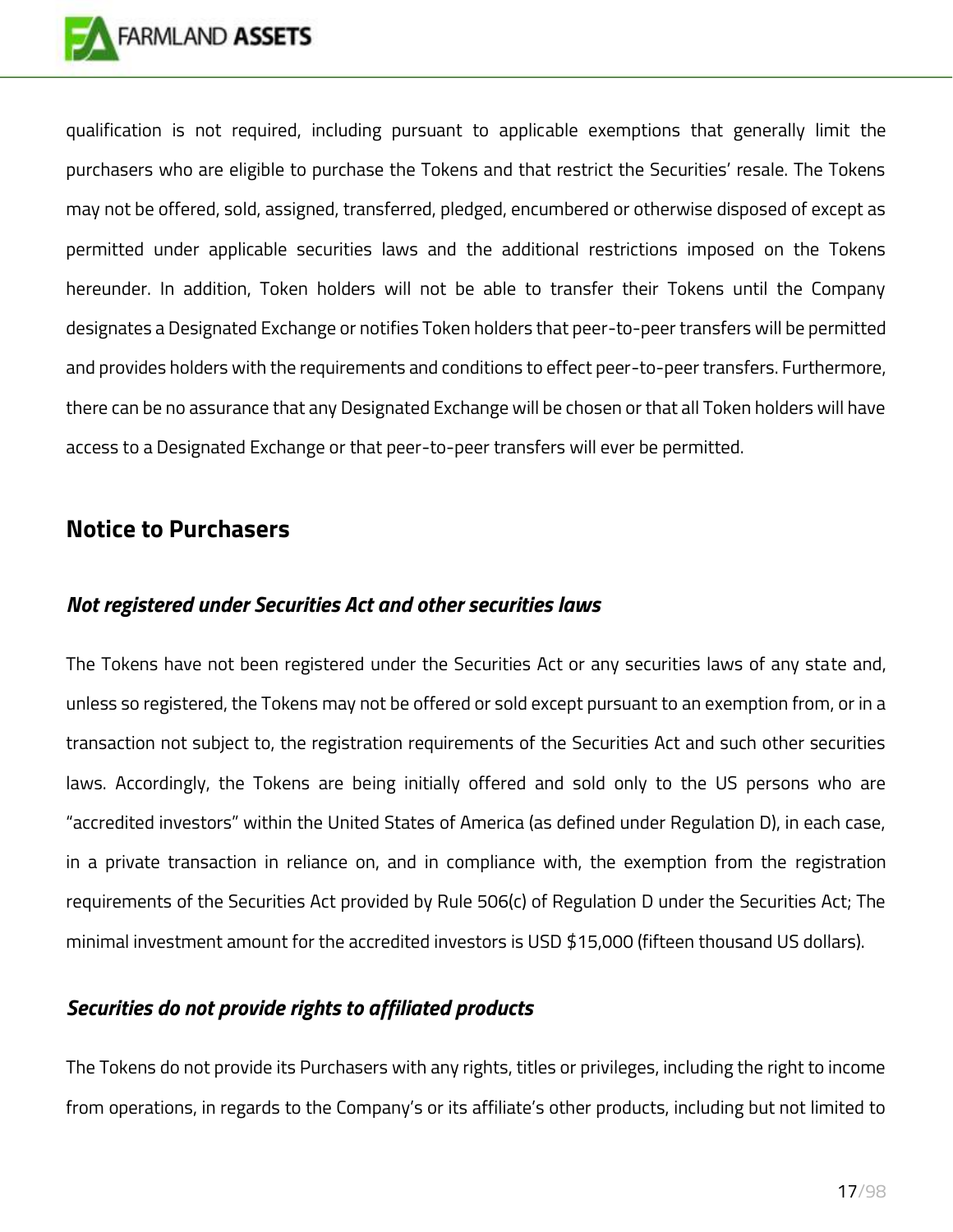qualification is not required, including pursuant to applicable exemptions that generally limit the purchasers who are eligible to purchase the Tokens and that restrict the Securities' resale. The Tokens may not be offered, sold, assigned, transferred, pledged, encumbered or otherwise disposed of except as permitted under applicable securities laws and the additional restrictions imposed on the Tokens hereunder. In addition, Token holders will not be able to transfer their Tokens until the Company designates a Designated Exchange or notifies Token holders that peer-to-peer transfers will be permitted and provides holders with the requirements and conditions to effect peer-to-peer transfers. Furthermore, there can be no assurance that any Designated Exchange will be chosen or that all Token holders will have access to a Designated Exchange or that peer-to-peer transfers will ever be permitted.

## Notice to Purchasers

### *Not registered under Securities Act and other securities laws*

The Tokens have not been registered under the Securities Act or any securities laws of any state and, unless so registered, the Tokens may not be offered or sold except pursuant to an exemption from, or in a transaction not subject to, the registration requirements of the Securities Act and such other securities laws. Accordingly, the Tokens are being initially offered and sold only to the US persons who are "accredited investors" within the United States of America (as defined under Regulation D), in each case, in a private transaction in reliance on, and in compliance with, the exemption from the registration requirements of the Securities Act provided by Rule 506(c) of Regulation D under the Securities Act; The minimal investment amount for the accredited investors is USD $15,000 (fifteen thousand US dollars).

### *Securities do not provide rights to affiliated products*

The Tokens do not provide its Purchasers with any rights, titles or privileges, including the right to income from operations, in regards to the Company's or its affiliate's other products, including but not limited to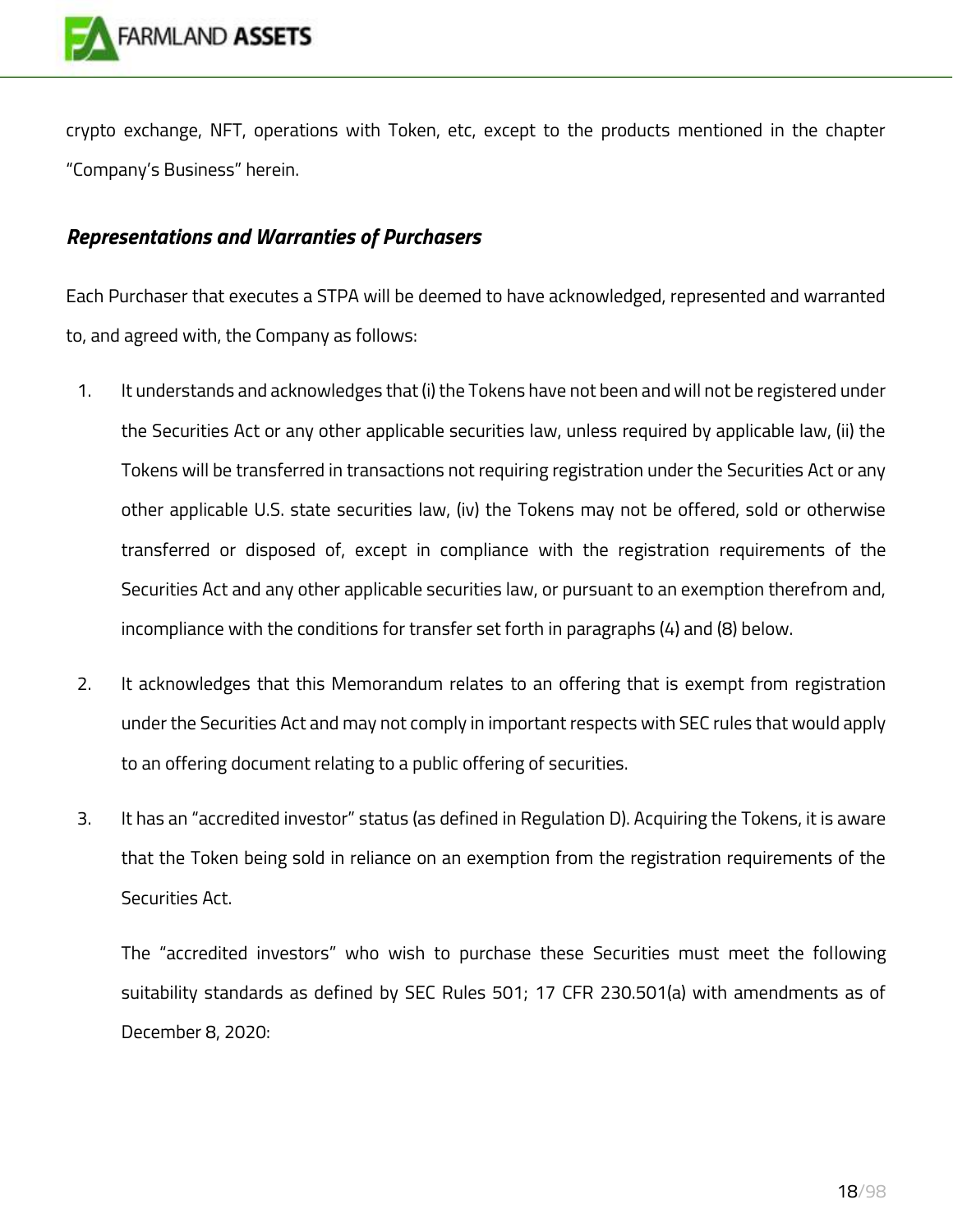crypto exchange, NFT, operations with Token, etc, except to the products mentioned in the chapter "Company's Business" herein.

### *Representations and Warranties of Purchasers*

Each Purchaser that executes a STPA will be deemed to have acknowledged, represented and warranted to, and agreed with, the Company as follows:

1. It understands and acknowledges that (i) the Tokens have not been and will not be registered under the Securities Act or any other applicable securities law, unless required by applicable law, (ii) the Tokens will be transferred in transactions not requiring registration under the Securities Act or any other applicable U.S. state securities law, (iv) the Tokens may not be offered, sold or otherwise transferred or disposed of, except in compliance with the registration requirements of the Securities Act and any other applicable securities law, or pursuant to an exemption therefrom and, incompliance with the conditions for transfer set forth in paragraphs (4) and (8) below.

2. It acknowledges that this Memorandum relates to an offering that is exempt from registration under the Securities Act and may not comply in important respects with SEC rules that would apply to an offering document relating to a public offering of securities.

3. It has an "accredited investor" status (as defined in Regulation D). Acquiring the Tokens, it is aware that the Token being sold in reliance on an exemption from the registration requirements of the Securities Act.

   The "accredited investors" who wish to purchase these Securities must meet the following suitability standards as defined by SEC Rules 501; 17 CFR 230.501(a) with amendments as of December 8, 2020: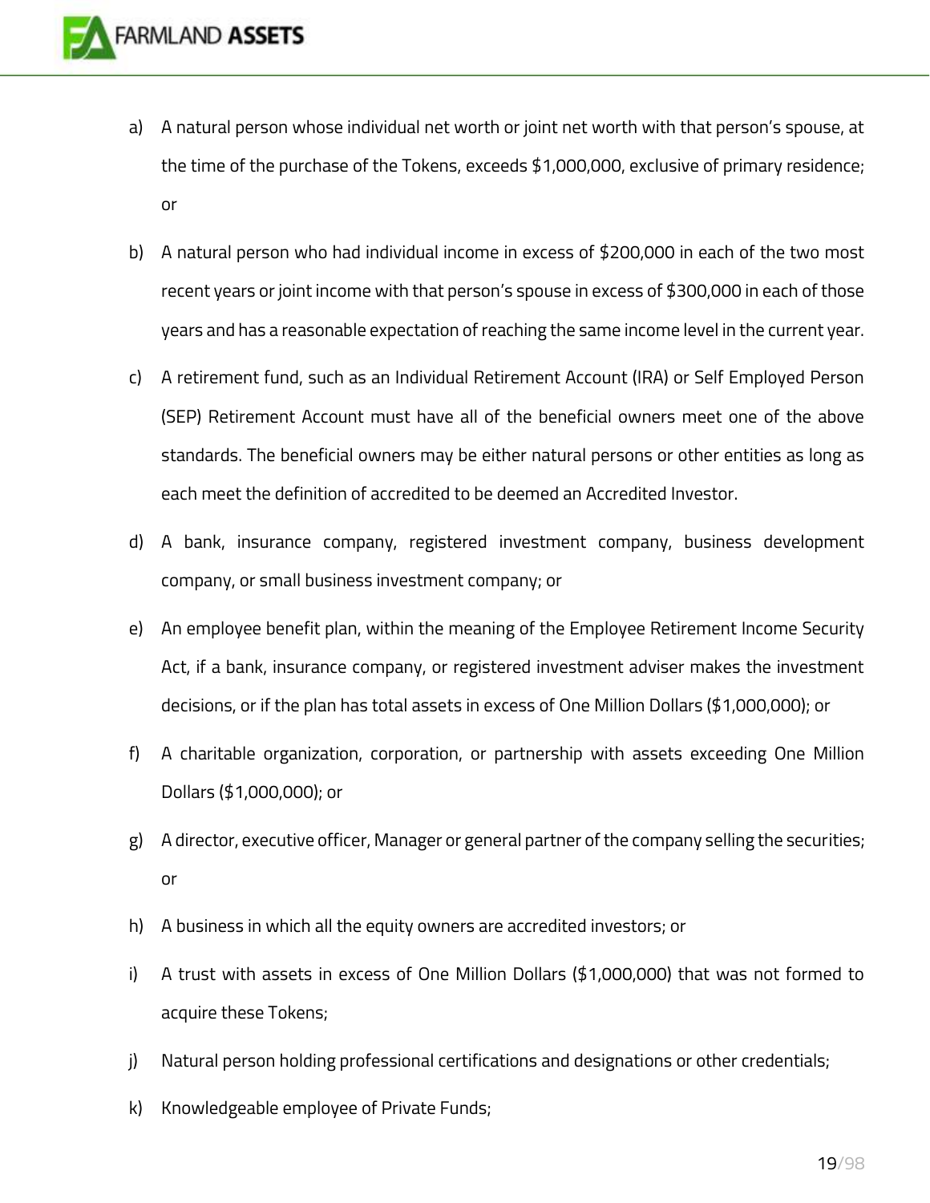a) A natural person whose individual net worth or joint net worth with that person's spouse, at the time of the purchase of the Tokens, exceeds $1,000,000, exclusive of primary residence; or

b) A natural person who had individual income in excess of $200,000 in each of the two most recent years or joint income with that person's spouse in excess of $300,000 in each of those years and has a reasonable expectation of reaching the same income level in the current year.

c) A retirement fund, such as an Individual Retirement Account (IRA) or Self Employed Person (SEP) Retirement Account must have all of the beneficial owners meet one of the above standards. The beneficial owners may be either natural persons or other entities as long as each meet the definition of accredited to be deemed an Accredited Investor.

d) A bank, insurance company, registered investment company, business development company, or small business investment company; or

e) An employee benefit plan, within the meaning of the Employee Retirement Income Security Act, if a bank, insurance company, or registered investment adviser makes the investment decisions, or if the plan has total assets in excess of One Million Dollars ($1,000,000); or

f) A charitable organization, corporation, or partnership with assets exceeding One Million Dollars ($1,000,000); or

g) A director, executive officer, Manager or general partner of the company selling the securities; or

h) A business in which all the equity owners are accredited investors; or

i) A trust with assets in excess of One Million Dollars ($1,000,000) that was not formed to acquire these Tokens;

j) Natural person holding professional certifications and designations or other credentials;

k) Knowledgeable employee of Private Funds;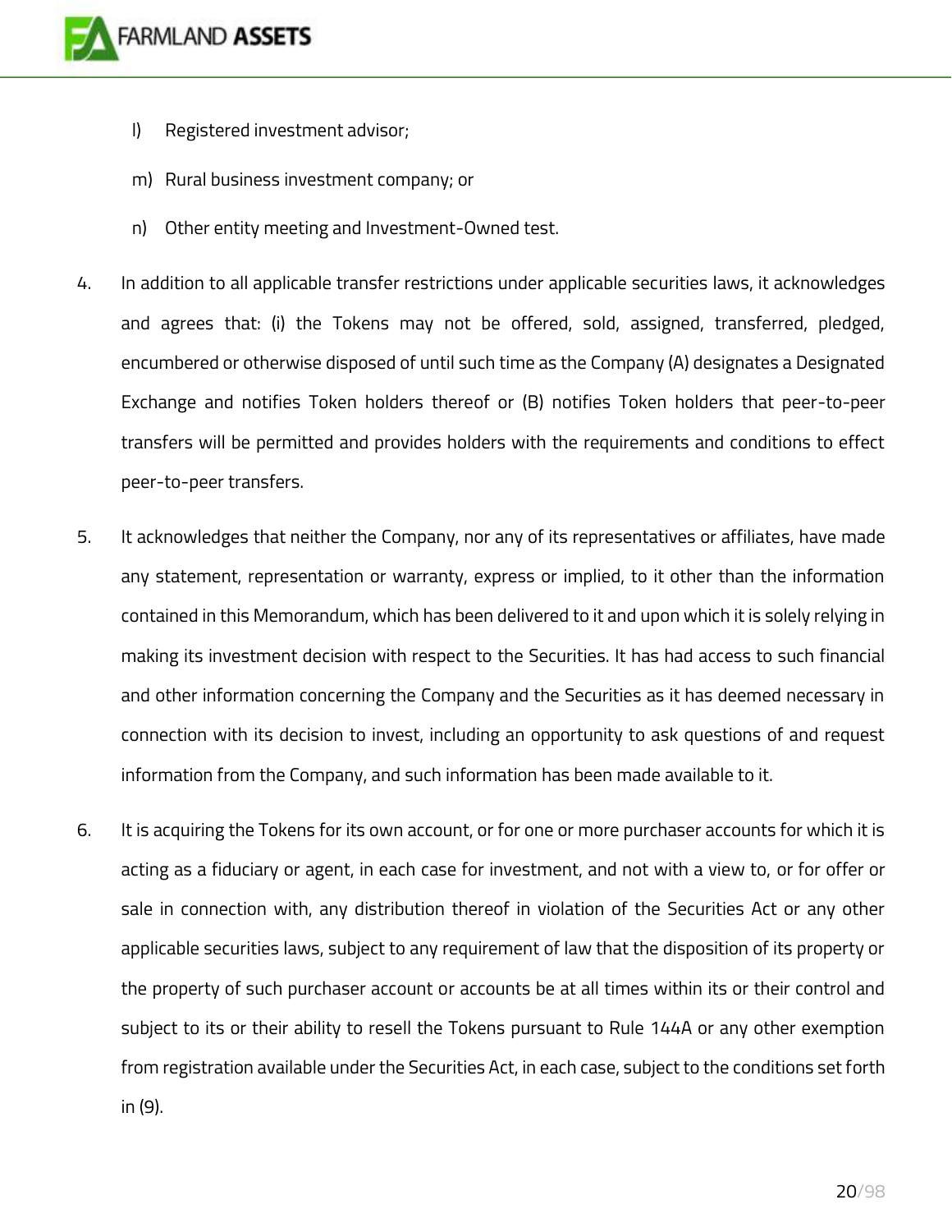l) Registered investment advisor;

m) Rural business investment company; or

n) Other entity meeting and Investment-Owned test.

4. In addition to all applicable transfer restrictions under applicable securities laws, it acknowledges and agrees that: (i) the Tokens may not be offered, sold, assigned, transferred, pledged, encumbered or otherwise disposed of until such time as the Company (A) designates a Designated Exchange and notifies Token holders thereof or (B) notifies Token holders that peer-to-peer transfers will be permitted and provides holders with the requirements and conditions to effect peer-to-peer transfers.

5. It acknowledges that neither the Company, nor any of its representatives or affiliates, have made any statement, representation or warranty, express or implied, to it other than the information contained in this Memorandum, which has been delivered to it and upon which it is solely relying in making its investment decision with respect to the Securities. It has had access to such financial and other information concerning the Company and the Securities as it has deemed necessary in connection with its decision to invest, including an opportunity to ask questions of and request information from the Company, and such information has been made available to it.

6. It is acquiring the Tokens for its own account, or for one or more purchaser accounts for which it is acting as a fiduciary or agent, in each case for investment, and not with a view to, or for offer or sale in connection with, any distribution thereof in violation of the Securities Act or any other applicable securities laws, subject to any requirement of law that the disposition of its property or the property of such purchaser account or accounts be at all times within its or their control and subject to its or their ability to resell the Tokens pursuant to Rule 144A or any other exemption from registration available under the Securities Act, in each case, subject to the conditions set forth in (9).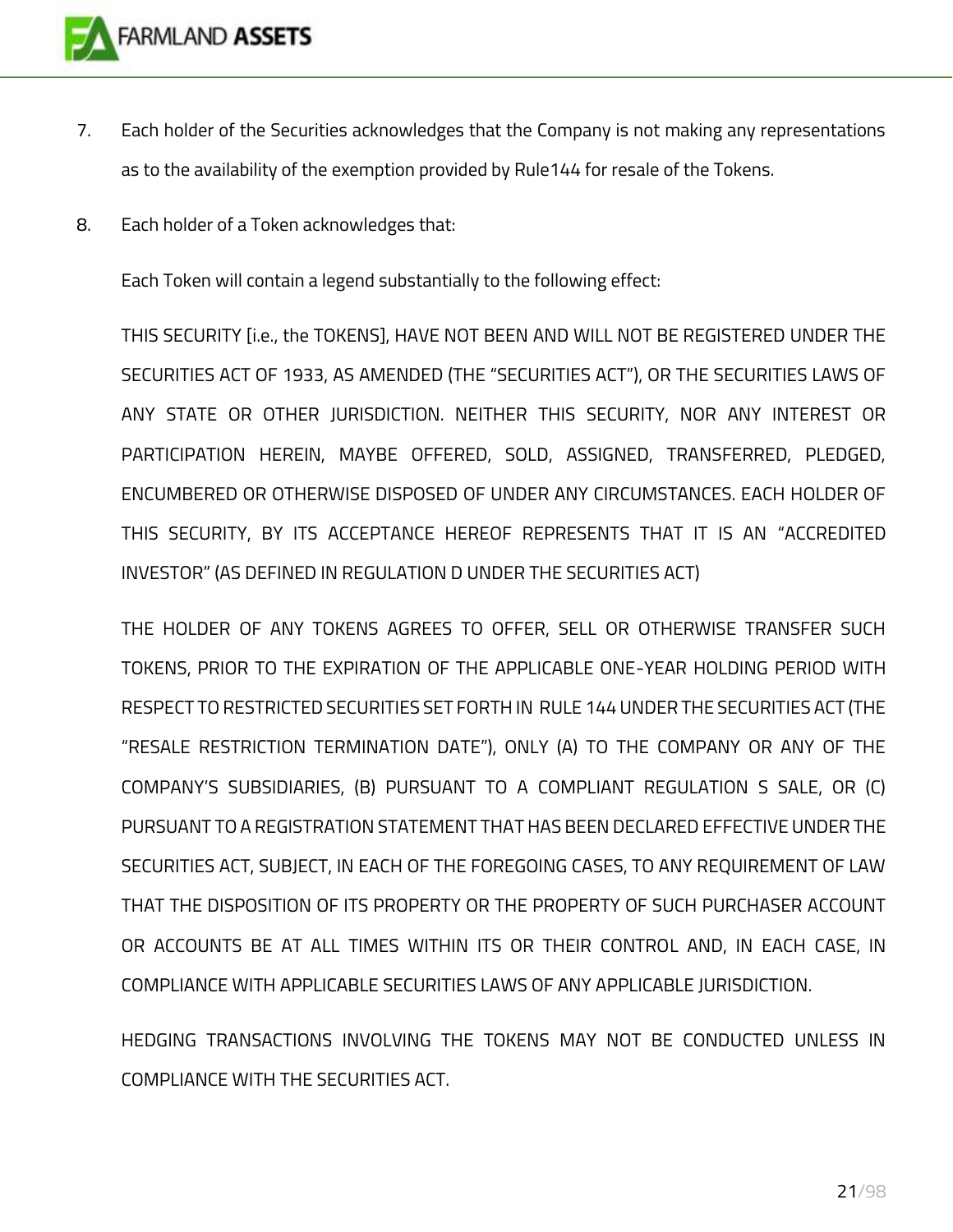7. Each holder of the Securities acknowledges that the Company is not making any representations as to the availability of the exemption provided by Rule144 for resale of the Tokens.

8. Each holder of a Token acknowledges that:

   Each Token will contain a legend substantially to the following effect:

   THIS SECURITY [i.e., the TOKENS], HAVE NOT BEEN AND WILL NOT BE REGISTERED UNDER THE SECURITIES ACT OF 1933, AS AMENDED (THE "SECURITIES ACT"), OR THE SECURITIES LAWS OF ANY STATE OR OTHER JURISDICTION. NEITHER THIS SECURITY, NOR ANY INTEREST OR PARTICIPATION HEREIN, MAYBE OFFERED, SOLD, ASSIGNED, TRANSFERRED, PLEDGED, ENCUMBERED OR OTHERWISE DISPOSED OF UNDER ANY CIRCUMSTANCES. EACH HOLDER OF THIS SECURITY, BY ITS ACCEPTANCE HEREOF REPRESENTS THAT IT IS AN "ACCREDITED INVESTOR" (AS DEFINED IN REGULATION D UNDER THE SECURITIES ACT)

   THE HOLDER OF ANY TOKENS AGREES TO OFFER, SELL OR OTHERWISE TRANSFER SUCH TOKENS, PRIOR TO THE EXPIRATION OF THE APPLICABLE ONE-YEAR HOLDING PERIOD WITH RESPECT TO RESTRICTED SECURITIES SET FORTH IN RULE 144 UNDER THE SECURITIES ACT (THE "RESALE RESTRICTION TERMINATION DATE"), ONLY (A) TO THE COMPANY OR ANY OF THE COMPANY'S SUBSIDIARIES, (B) PURSUANT TO A COMPLIANT REGULATION S SALE, OR (C) PURSUANT TO A REGISTRATION STATEMENT THAT HAS BEEN DECLARED EFFECTIVE UNDER THE SECURITIES ACT, SUBJECT, IN EACH OF THE FOREGOING CASES, TO ANY REQUIREMENT OF LAW THAT THE DISPOSITION OF ITS PROPERTY OR THE PROPERTY OF SUCH PURCHASER ACCOUNT OR ACCOUNTS BE AT ALL TIMES WITHIN ITS OR THEIR CONTROL AND, IN EACH CASE, IN COMPLIANCE WITH APPLICABLE SECURITIES LAWS OF ANY APPLICABLE JURISDICTION.

   HEDGING TRANSACTIONS INVOLVING THE TOKENS MAY NOT BE CONDUCTED UNLESS IN COMPLIANCE WITH THE SECURITIES ACT.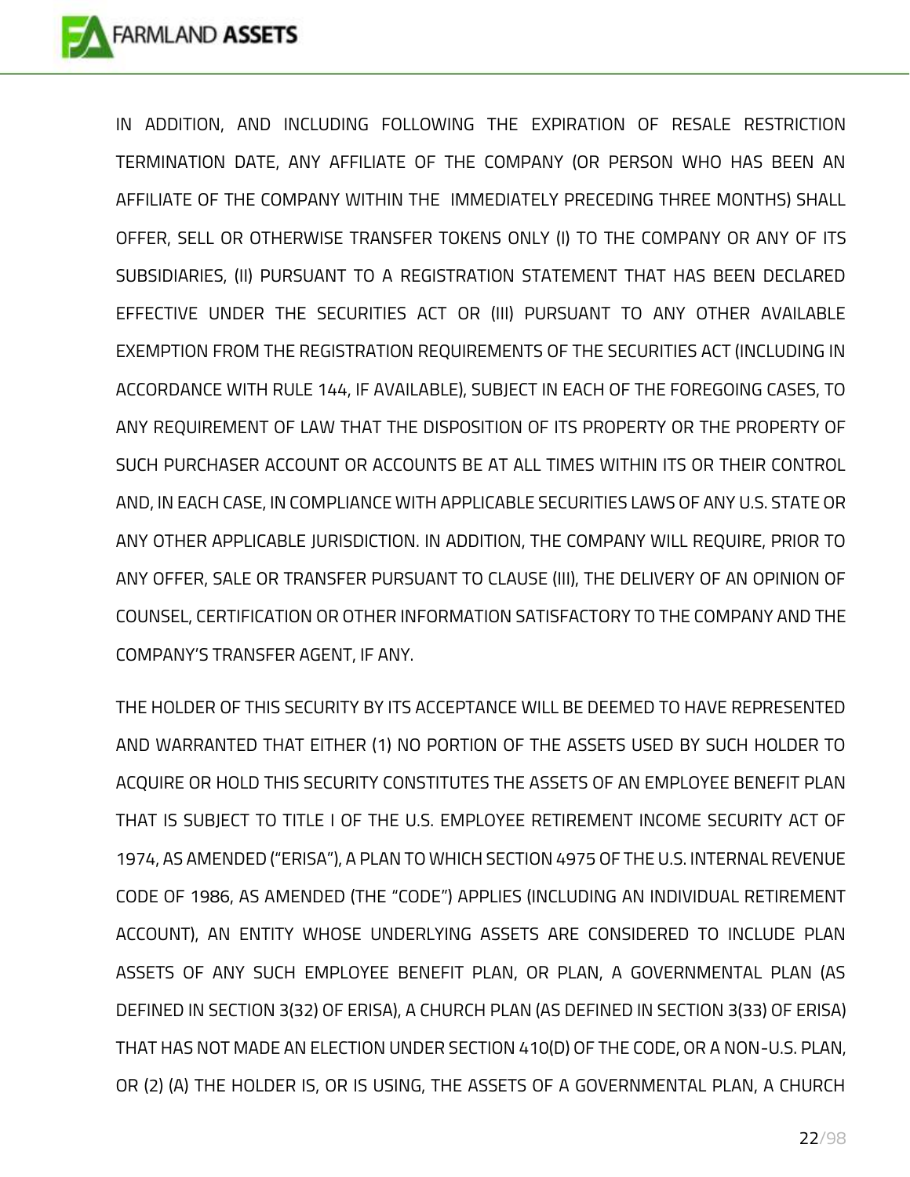IN ADDITION, AND INCLUDING FOLLOWING THE EXPIRATION OF RESALE RESTRICTION TERMINATION DATE, ANY AFFILIATE OF THE COMPANY (OR PERSON WHO HAS BEEN AN AFFILIATE OF THE COMPANY WITHIN THE IMMEDIATELY PRECEDING THREE MONTHS) SHALL OFFER, SELL OR OTHERWISE TRANSFER TOKENS ONLY (I) TO THE COMPANY OR ANY OF ITS SUBSIDIARIES, (II) PURSUANT TO A REGISTRATION STATEMENT THAT HAS BEEN DECLARED EFFECTIVE UNDER THE SECURITIES ACT OR (III) PURSUANT TO ANY OTHER AVAILABLE EXEMPTION FROM THE REGISTRATION REQUIREMENTS OF THE SECURITIES ACT (INCLUDING IN ACCORDANCE WITH RULE 144, IF AVAILABLE), SUBJECT IN EACH OF THE FOREGOING CASES, TO ANY REQUIREMENT OF LAW THAT THE DISPOSITION OF ITS PROPERTY OR THE PROPERTY OF SUCH PURCHASER ACCOUNT OR ACCOUNTS BE AT ALL TIMES WITHIN ITS OR THEIR CONTROL AND, IN EACH CASE, IN COMPLIANCE WITH APPLICABLE SECURITIES LAWS OF ANY U.S. STATE OR ANY OTHER APPLICABLE JURISDICTION. IN ADDITION, THE COMPANY WILL REQUIRE, PRIOR TO ANY OFFER, SALE OR TRANSFER PURSUANT TO CLAUSE (III), THE DELIVERY OF AN OPINION OF COUNSEL, CERTIFICATION OR OTHER INFORMATION SATISFACTORY TO THE COMPANY AND THE COMPANY'S TRANSFER AGENT, IF ANY.

THE HOLDER OF THIS SECURITY BY ITS ACCEPTANCE WILL BE DEEMED TO HAVE REPRESENTED AND WARRANTED THAT EITHER (1) NO PORTION OF THE ASSETS USED BY SUCH HOLDER TO ACQUIRE OR HOLD THIS SECURITY CONSTITUTES THE ASSETS OF AN EMPLOYEE BENEFIT PLAN THAT IS SUBJECT TO TITLE I OF THE U.S. EMPLOYEE RETIREMENT INCOME SECURITY ACT OF 1974, AS AMENDED ("ERISA"), A PLAN TO WHICH SECTION 4975 OF THE U.S. INTERNAL REVENUE CODE OF 1986, AS AMENDED (THE "CODE") APPLIES (INCLUDING AN INDIVIDUAL RETIREMENT ACCOUNT), AN ENTITY WHOSE UNDERLYING ASSETS ARE CONSIDERED TO INCLUDE PLAN ASSETS OF ANY SUCH EMPLOYEE BENEFIT PLAN, OR PLAN, A GOVERNMENTAL PLAN (AS DEFINED IN SECTION 3(32) OF ERISA), A CHURCH PLAN (AS DEFINED IN SECTION 3(33) OF ERISA) THAT HAS NOT MADE AN ELECTION UNDER SECTION 410(D) OF THE CODE, OR A NON-U.S. PLAN, OR (2) (A) THE HOLDER IS, OR IS USING, THE ASSETS OF A GOVERNMENTAL PLAN, A CHURCH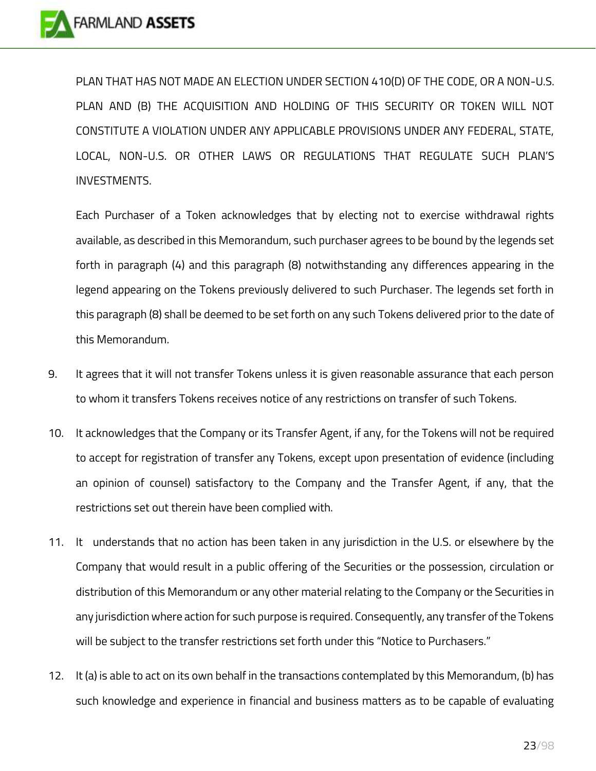PLAN THAT HAS NOT MADE AN ELECTION UNDER SECTION 410(D) OF THE CODE, OR A NON-U.S. PLAN AND (B) THE ACQUISITION AND HOLDING OF THIS SECURITY OR TOKEN WILL NOT CONSTITUTE A VIOLATION UNDER ANY APPLICABLE PROVISIONS UNDER ANY FEDERAL, STATE, LOCAL, NON-U.S. OR OTHER LAWS OR REGULATIONS THAT REGULATE SUCH PLAN'S INVESTMENTS.

Each Purchaser of a Token acknowledges that by electing not to exercise withdrawal rights available, as described in this Memorandum, such purchaser agrees to be bound by the legends set forth in paragraph (4) and this paragraph (8) notwithstanding any differences appearing in the legend appearing on the Tokens previously delivered to such Purchaser. The legends set forth in this paragraph (8) shall be deemed to be set forth on any such Tokens delivered prior to the date of this Memorandum.

9. It agrees that it will not transfer Tokens unless it is given reasonable assurance that each person to whom it transfers Tokens receives notice of any restrictions on transfer of such Tokens.

10. It acknowledges that the Company or its Transfer Agent, if any, for the Tokens will not be required to accept for registration of transfer any Tokens, except upon presentation of evidence (including an opinion of counsel) satisfactory to the Company and the Transfer Agent, if any, that the restrictions set out therein have been complied with.

11. It understands that no action has been taken in any jurisdiction in the U.S. or elsewhere by the Company that would result in a public offering of the Securities or the possession, circulation or distribution of this Memorandum or any other material relating to the Company or the Securities in any jurisdiction where action for such purpose is required. Consequently, any transfer of the Tokens will be subject to the transfer restrictions set forth under this "Notice to Purchasers."

12. It (a) is able to act on its own behalf in the transactions contemplated by this Memorandum, (b) has such knowledge and experience in financial and business matters as to be capable of evaluating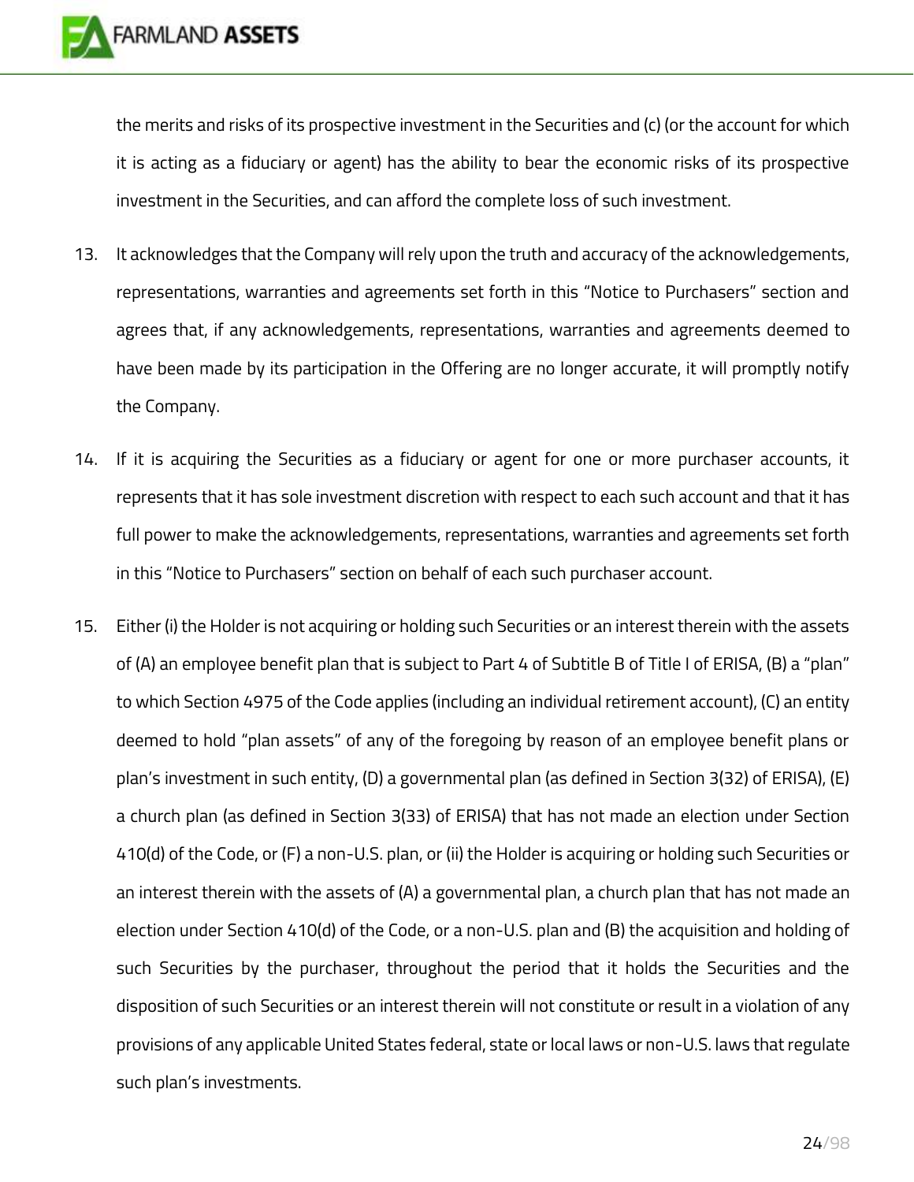the merits and risks of its prospective investment in the Securities and (c) (or the account for which it is acting as a fiduciary or agent) has the ability to bear the economic risks of its prospective investment in the Securities, and can afford the complete loss of such investment.

13. It acknowledges that the Company will rely upon the truth and accuracy of the acknowledgements, representations, warranties and agreements set forth in this "Notice to Purchasers" section and agrees that, if any acknowledgements, representations, warranties and agreements deemed to have been made by its participation in the Offering are no longer accurate, it will promptly notify the Company.

14. If it is acquiring the Securities as a fiduciary or agent for one or more purchaser accounts, it represents that it has sole investment discretion with respect to each such account and that it has full power to make the acknowledgements, representations, warranties and agreements set forth in this "Notice to Purchasers" section on behalf of each such purchaser account.

15. Either (i) the Holder is not acquiring or holding such Securities or an interest therein with the assets of (A) an employee benefit plan that is subject to Part 4 of Subtitle B of Title I of ERISA, (B) a "plan" to which Section 4975 of the Code applies (including an individual retirement account), (C) an entity deemed to hold "plan assets" of any of the foregoing by reason of an employee benefit plans or plan's investment in such entity, (D) a governmental plan (as defined in Section 3(32) of ERISA), (E) a church plan (as defined in Section 3(33) of ERISA) that has not made an election under Section 410(d) of the Code, or (F) a non-U.S. plan, or (ii) the Holder is acquiring or holding such Securities or an interest therein with the assets of (A) a governmental plan, a church plan that has not made an election under Section 410(d) of the Code, or a non-U.S. plan and (B) the acquisition and holding of such Securities by the purchaser, throughout the period that it holds the Securities and the disposition of such Securities or an interest therein will not constitute or result in a violation of any provisions of any applicable United States federal, state or local laws or non-U.S. laws that regulate such plan's investments.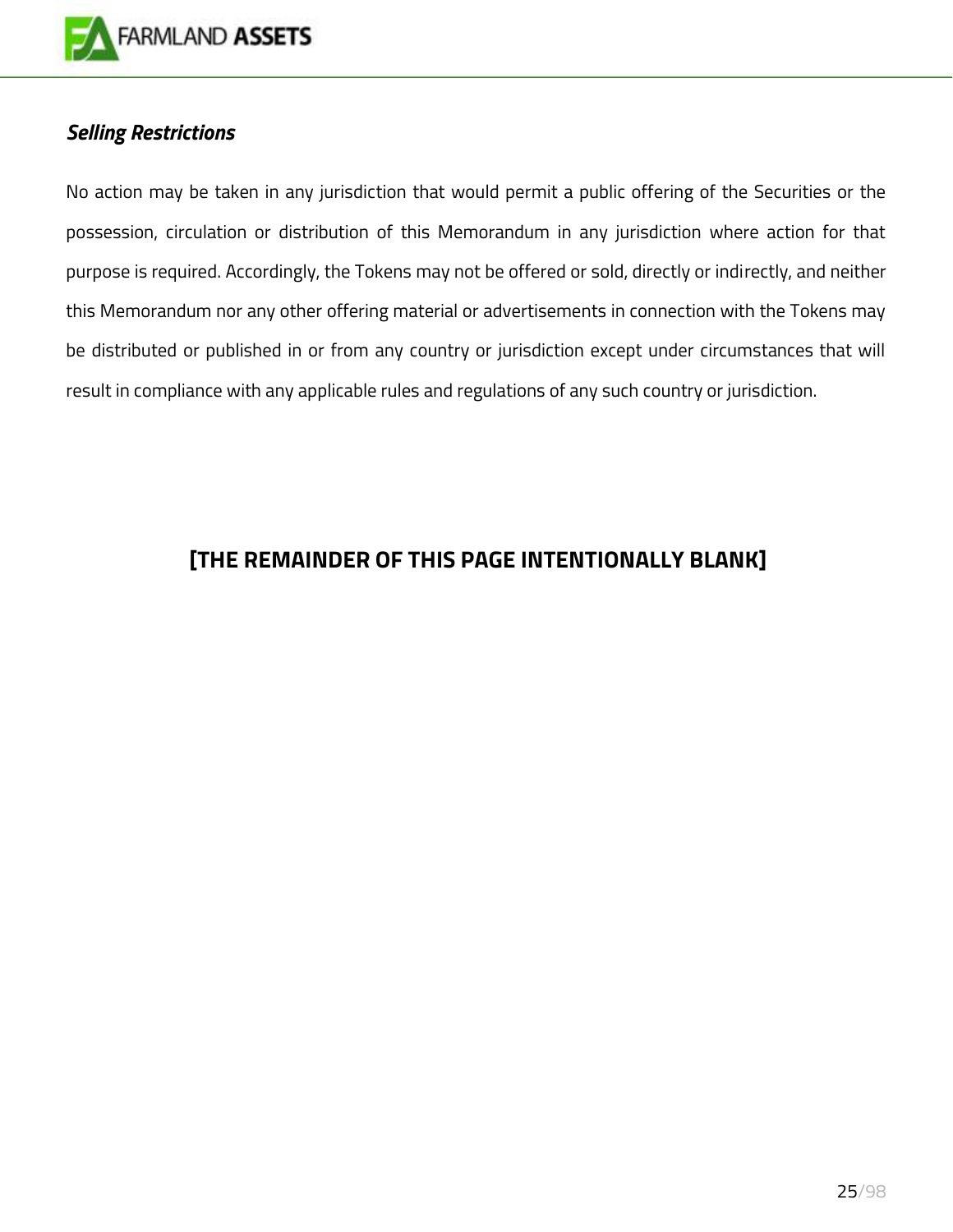### *Selling Restrictions*

No action may be taken in any jurisdiction that would permit a public offering of the Securities or the possession, circulation or distribution of this Memorandum in any jurisdiction where action for that purpose is required. Accordingly, the Tokens may not be offered or sold, directly or indirectly, and neither this Memorandum nor any other offering material or advertisements in connection with the Tokens may be distributed or published in or from any country or jurisdiction except under circumstances that will result in compliance with any applicable rules and regulations of any such country or jurisdiction.

**[THE REMAINDER OF THIS PAGE INTENTIONALLY BLANK]**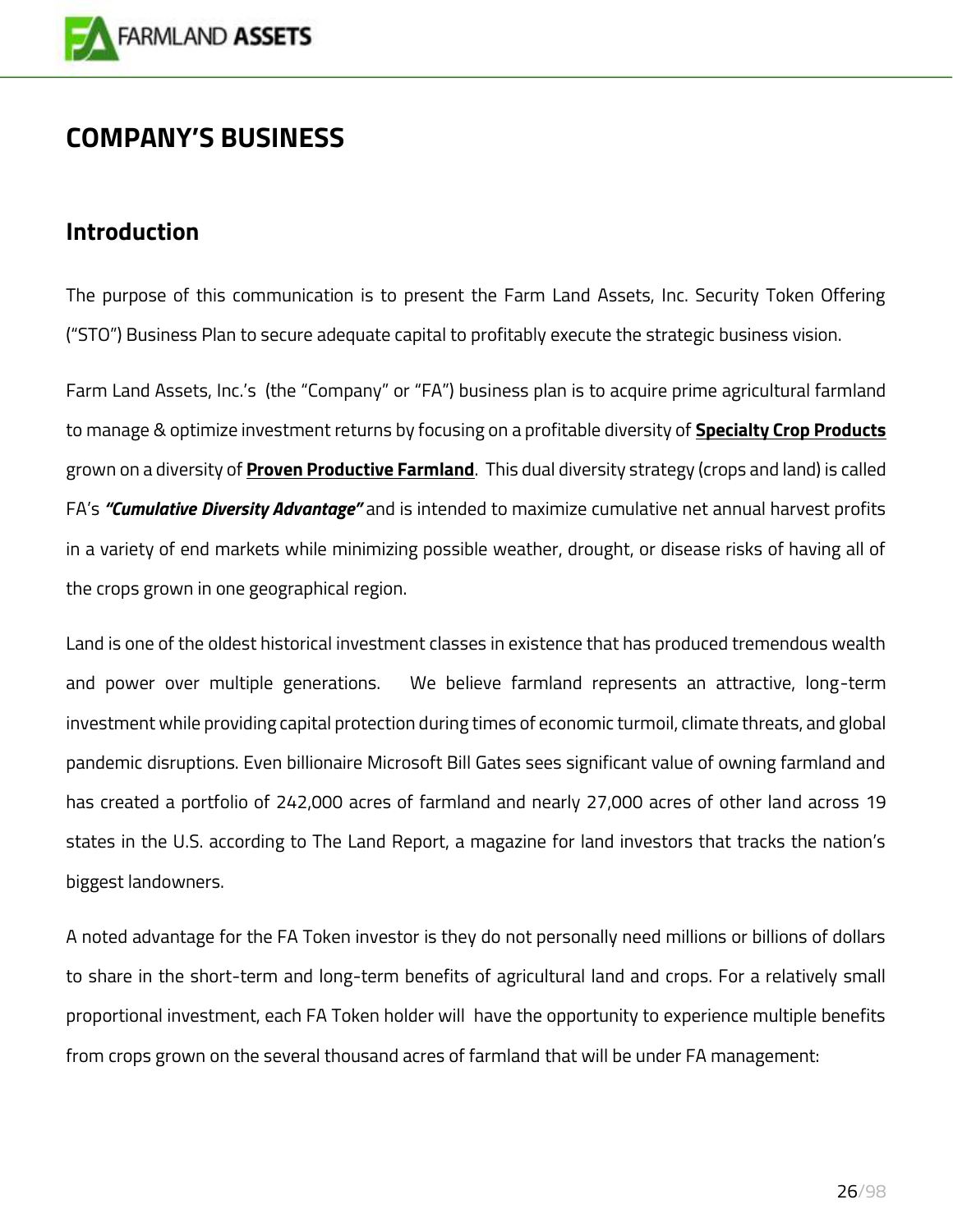# COMPANY'S BUSINESS

## Introduction

The purpose of this communication is to present the Farm Land Assets, Inc. Security Token Offering ("STO") Business Plan to secure adequate capital to profitably execute the strategic business vision.

Farm Land Assets, Inc.'s (the "Company" or "FA") business plan is to acquire prime agricultural farmland to manage & optimize investment returns by focusing on a profitable diversity of **Specialty Crop Products** grown on a diversity of **Proven Productive Farmland**. This dual diversity strategy (crops and land) is called FA's ***"Cumulative Diversity Advantage"*** and is intended to maximize cumulative net annual harvest profits in a variety of end markets while minimizing possible weather, drought, or disease risks of having all of the crops grown in one geographical region.

Land is one of the oldest historical investment classes in existence that has produced tremendous wealth and power over multiple generations. We believe farmland represents an attractive, long-term investment while providing capital protection during times of economic turmoil, climate threats, and global pandemic disruptions. Even billionaire Microsoft Bill Gates sees significant value of owning farmland and has created a portfolio of 242,000 acres of farmland and nearly 27,000 acres of other land across 19 states in the U.S. according to The Land Report, a magazine for land investors that tracks the nation's biggest landowners.

A noted advantage for the FA Token investor is they do not personally need millions or billions of dollars to share in the short-term and long-term benefits of agricultural land and crops. For a relatively small proportional investment, each FA Token holder will have the opportunity to experience multiple benefits from crops grown on the several thousand acres of farmland that will be under FA management: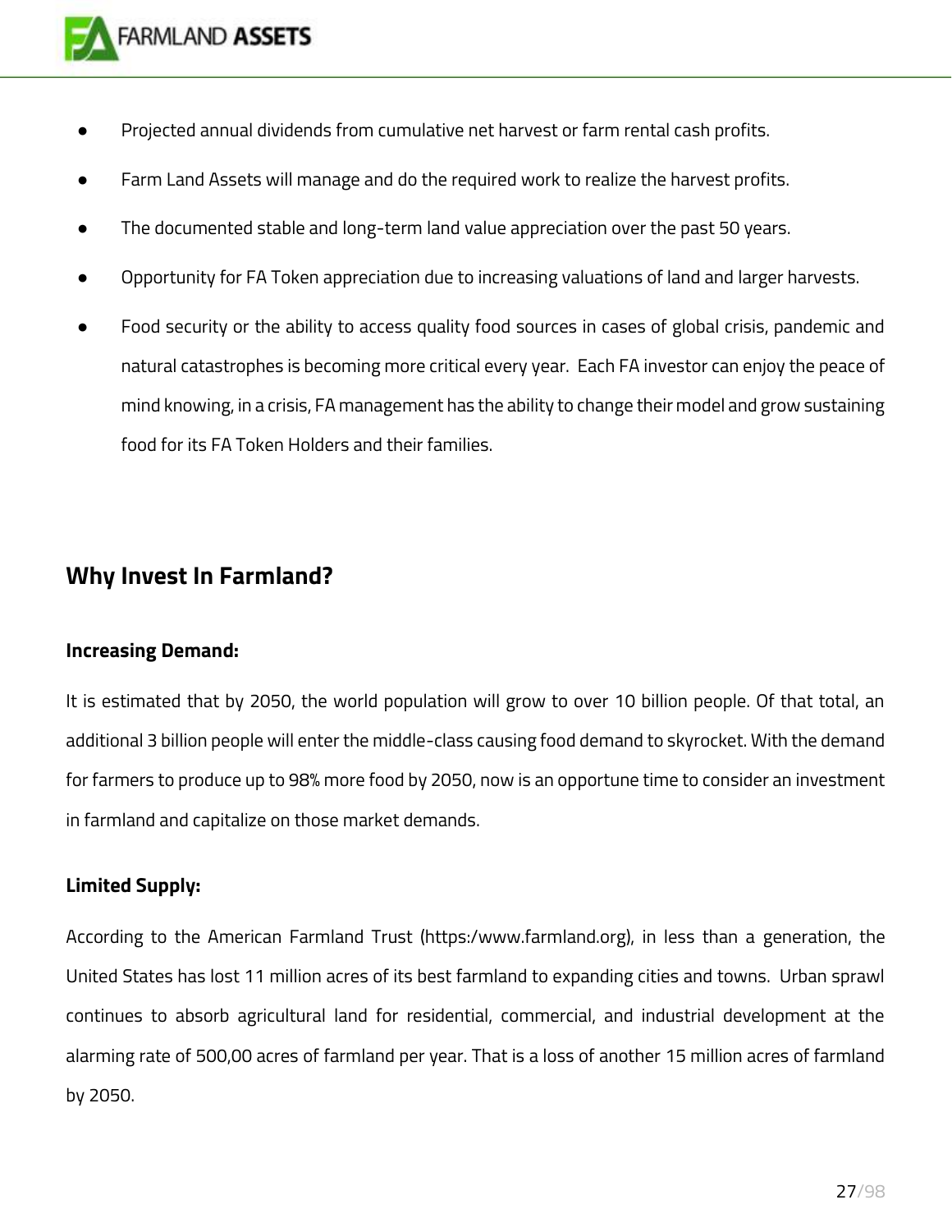- Projected annual dividends from cumulative net harvest or farm rental cash profits.
- Farm Land Assets will manage and do the required work to realize the harvest profits.
- The documented stable and long-term land value appreciation over the past 50 years.
- Opportunity for FA Token appreciation due to increasing valuations of land and larger harvests.
- Food security or the ability to access quality food sources in cases of global crisis, pandemic and natural catastrophes is becoming more critical every year. Each FA investor can enjoy the peace of mind knowing, in a crisis, FA management has the ability to change their model and grow sustaining food for its FA Token Holders and their families.

## Why Invest In Farmland?

**Increasing Demand:**

It is estimated that by 2050, the world population will grow to over 10 billion people. Of that total, an additional 3 billion people will enter the middle-class causing food demand to skyrocket. With the demand for farmers to produce up to 98% more food by 2050, now is an opportune time to consider an investment in farmland and capitalize on those market demands.

**Limited Supply:**

According to the American Farmland Trust (https:/www.farmland.org), in less than a generation, the United States has lost 11 million acres of its best farmland to expanding cities and towns. Urban sprawl continues to absorb agricultural land for residential, commercial, and industrial development at the alarming rate of 500,00 acres of farmland per year. That is a loss of another 15 million acres of farmland by 2050.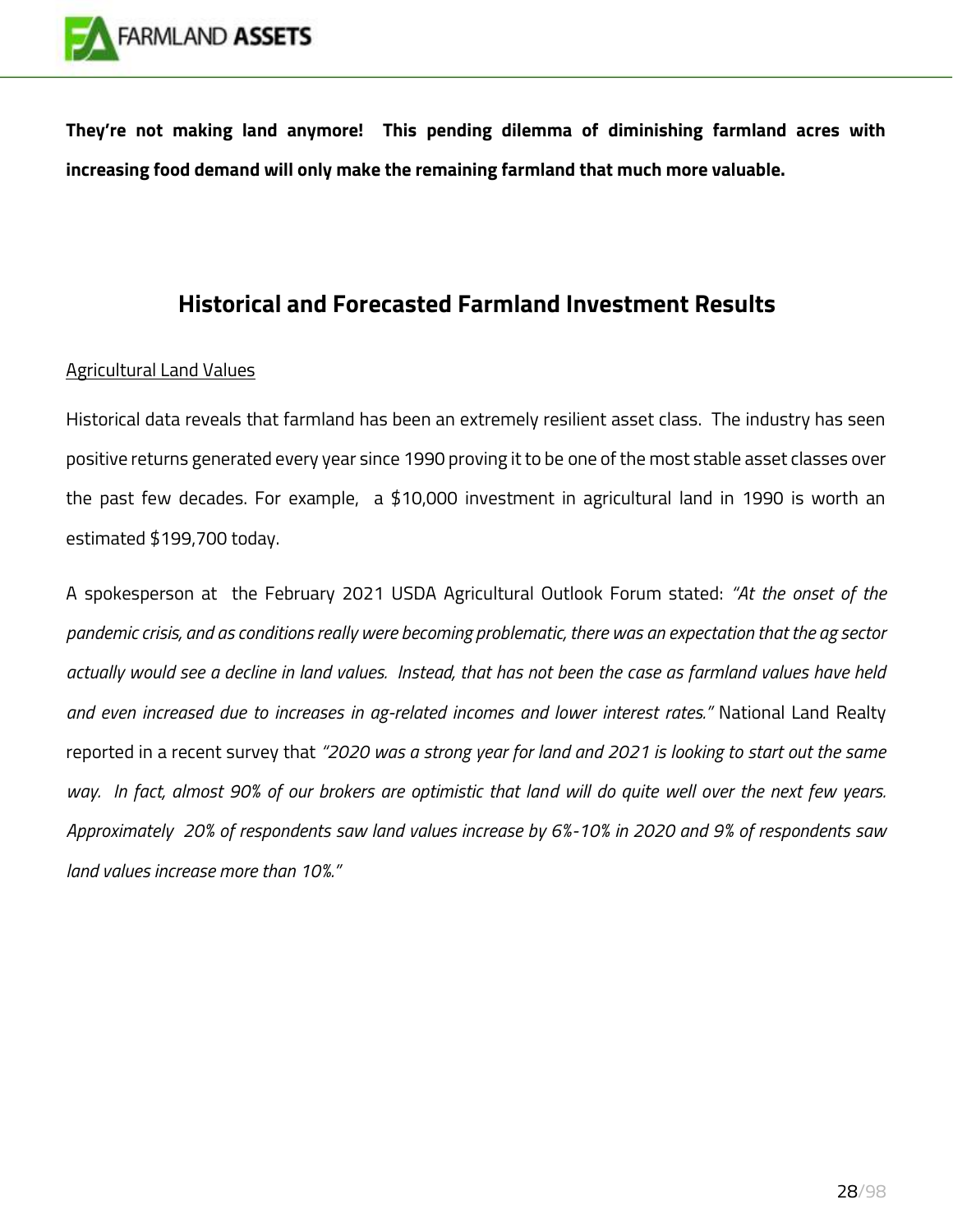**They're not making land anymore! This pending dilemma of diminishing farmland acres with increasing food demand will only make the remaining farmland that much more valuable.**

## Historical and Forecasted Farmland Investment Results

<u>Agricultural Land Values</u>

Historical data reveals that farmland has been an extremely resilient asset class. The industry has seen positive returns generated every year since 1990 proving it to be one of the most stable asset classes over the past few decades. For example, a $10,000 investment in agricultural land in 1990 is worth an estimated $199,700 today.

A spokesperson at the February 2021 USDA Agricultural Outlook Forum stated: *"At the onset of the pandemic crisis, and as conditions really were becoming problematic, there was an expectation that the ag sector actually would see a decline in land values. Instead, that has not been the case as farmland values have held and even increased due to increases in ag-related incomes and lower interest rates."* National Land Realty reported in a recent survey that *"2020 was a strong year for land and 2021 is looking to start out the same way. In fact, almost 90% of our brokers are optimistic that land will do quite well over the next few years. Approximately 20% of respondents saw land values increase by 6%-10% in 2020 and 9% of respondents saw land values increase more than 10%."*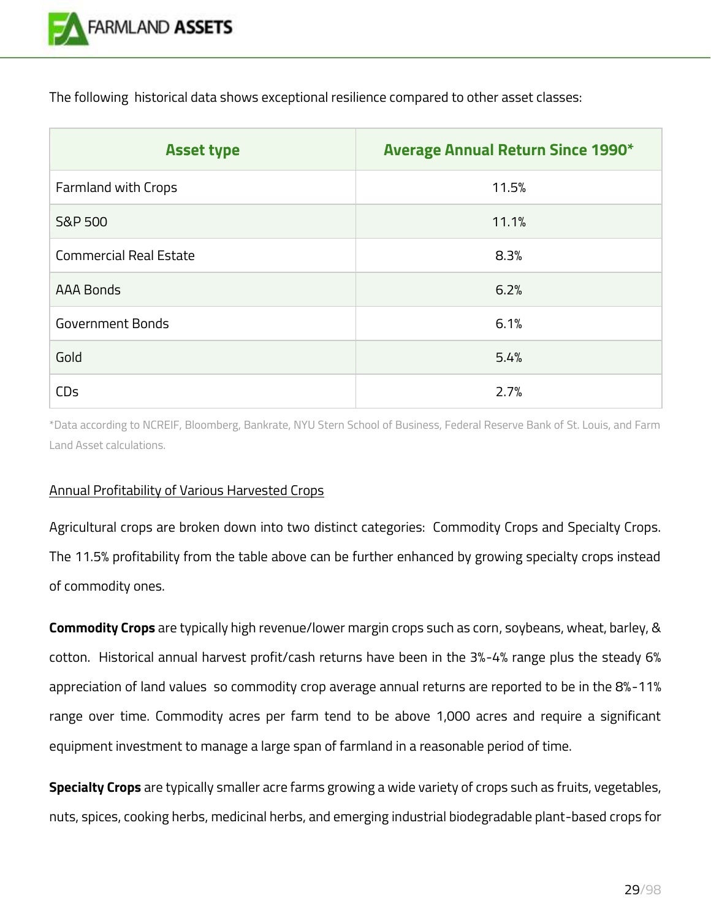The following historical data shows exceptional resilience compared to other asset classes:

| Asset type | Average Annual Return Since 1990* |
| --- | --- |
| Farmland with Crops | 11.5% |
| S&P 500 | 11.1% |
| Commercial Real Estate | 8.3% |
| AAA Bonds | 6.2% |
| Government Bonds | 6.1% |
| Gold | 5.4% |
| CDs | 2.7% |

*Data according to NCREIF, Bloomberg, Bankrate, NYU Stern School of Business, Federal Reserve Bank of St. Louis, and Farm Land Asset calculations.

Annual Profitability of Various Harvested Crops

Agricultural crops are broken down into two distinct categories: Commodity Crops and Specialty Crops. The 11.5% profitability from the table above can be further enhanced by growing specialty crops instead of commodity ones.

**Commodity Crops** are typically high revenue/lower margin crops such as corn, soybeans, wheat, barley, & cotton. Historical annual harvest profit/cash returns have been in the 3%-4% range plus the steady 6% appreciation of land values so commodity crop average annual returns are reported to be in the 8%-11% range over time. Commodity acres per farm tend to be above 1,000 acres and require a significant equipment investment to manage a large span of farmland in a reasonable period of time.

**Specialty Crops** are typically smaller acre farms growing a wide variety of crops such as fruits, vegetables, nuts, spices, cooking herbs, medicinal herbs, and emerging industrial biodegradable plant-based crops for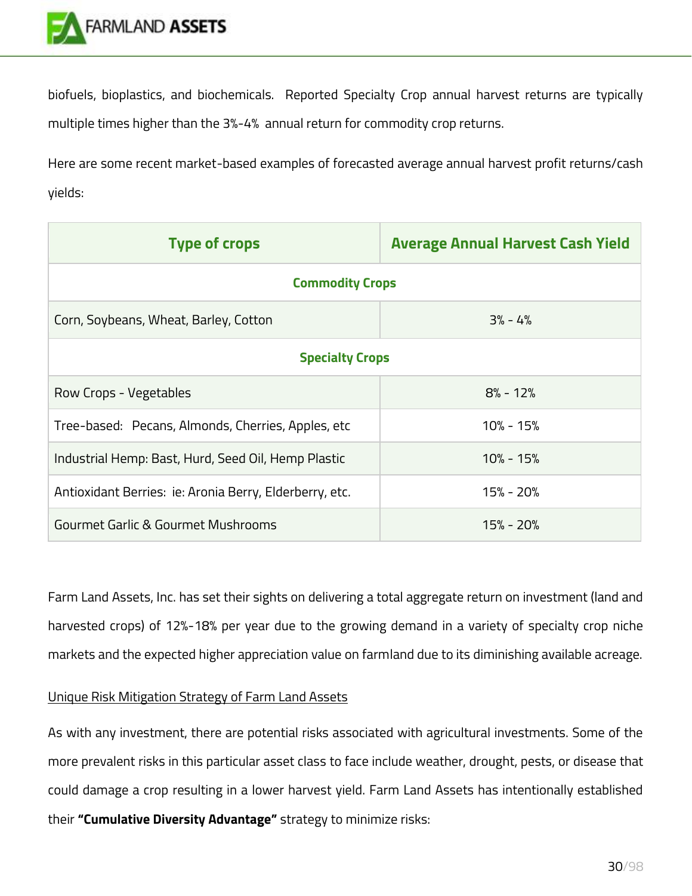biofuels, bioplastics, and biochemicals. Reported Specialty Crop annual harvest returns are typically multiple times higher than the 3%-4% annual return for commodity crop returns.

Here are some recent market-based examples of forecasted average annual harvest profit returns/cash yields:

| Type of crops | Average Annual Harvest Cash Yield |
|---|---|
| **Commodity Crops** | |
| Corn, Soybeans, Wheat, Barley, Cotton | 3% - 4% |
| **Specialty Crops** | |
| Row Crops - Vegetables | 8% - 12% |
| Tree-based: Pecans, Almonds, Cherries, Apples, etc | 10% - 15% |
| Industrial Hemp: Bast, Hurd, Seed Oil, Hemp Plastic | 10% - 15% |
| Antioxidant Berries: ie: Aronia Berry, Elderberry, etc. | 15% - 20% |
| Gourmet Garlic & Gourmet Mushrooms | 15% - 20% |

Farm Land Assets, Inc. has set their sights on delivering a total aggregate return on investment (land and harvested crops) of 12%-18% per year due to the growing demand in a variety of specialty crop niche markets and the expected higher appreciation value on farmland due to its diminishing available acreage.

Unique Risk Mitigation Strategy of Farm Land Assets

As with any investment, there are potential risks associated with agricultural investments. Some of the more prevalent risks in this particular asset class to face include weather, drought, pests, or disease that could damage a crop resulting in a lower harvest yield. Farm Land Assets has intentionally established their **"Cumulative Diversity Advantage"** strategy to minimize risks: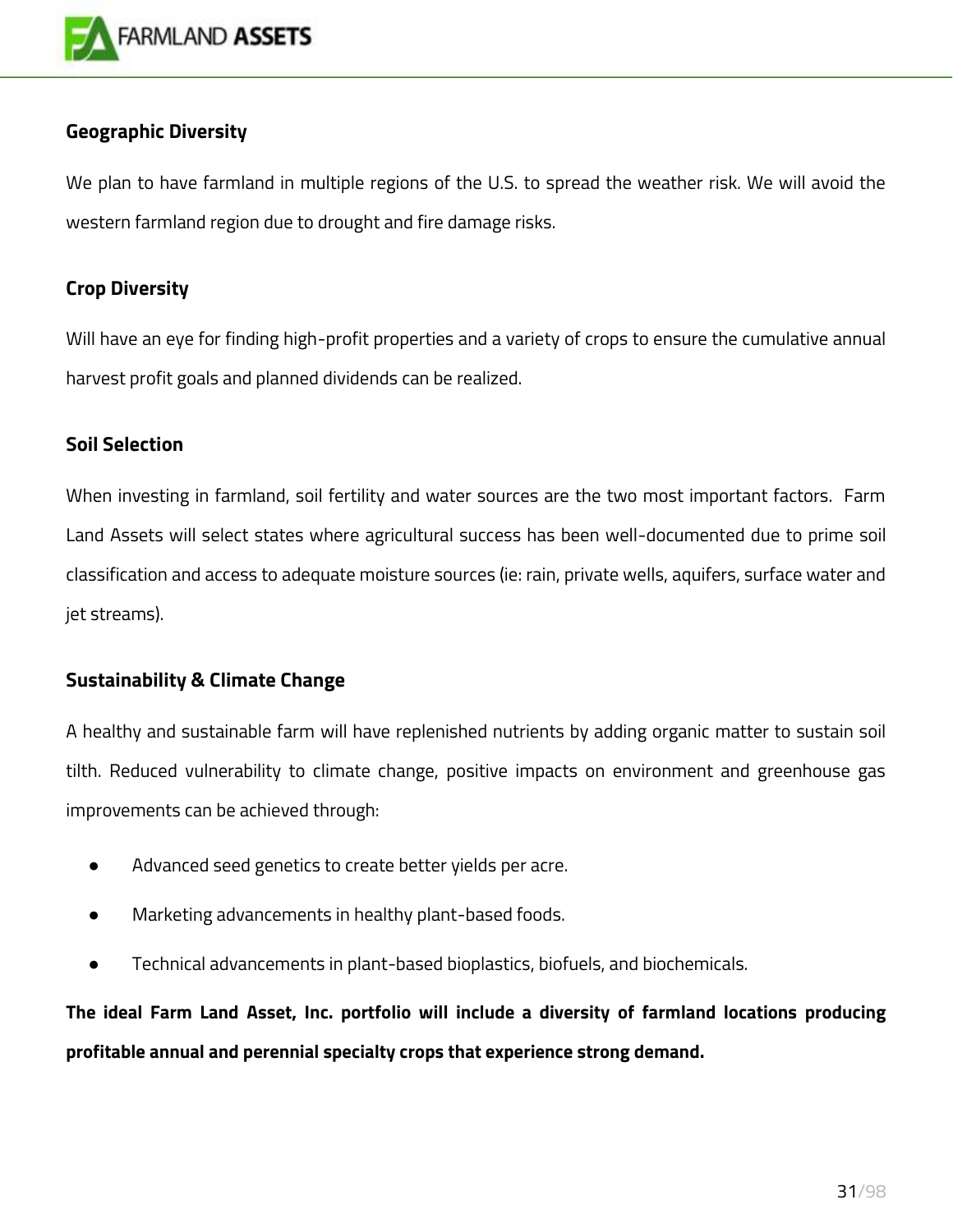### Geographic Diversity

We plan to have farmland in multiple regions of the U.S. to spread the weather risk. We will avoid the western farmland region due to drought and fire damage risks.

### Crop Diversity

Will have an eye for finding high-profit properties and a variety of crops to ensure the cumulative annual harvest profit goals and planned dividends can be realized.

### Soil Selection

When investing in farmland, soil fertility and water sources are the two most important factors. Farm Land Assets will select states where agricultural success has been well-documented due to prime soil classification and access to adequate moisture sources (ie: rain, private wells, aquifers, surface water and jet streams).

### Sustainability & Climate Change

A healthy and sustainable farm will have replenished nutrients by adding organic matter to sustain soil tilth. Reduced vulnerability to climate change, positive impacts on environment and greenhouse gas improvements can be achieved through:

- Advanced seed genetics to create better yields per acre.
- Marketing advancements in healthy plant-based foods.
- Technical advancements in plant-based bioplastics, biofuels, and biochemicals.

**The ideal Farm Land Asset, Inc. portfolio will include a diversity of farmland locations producing profitable annual and perennial specialty crops that experience strong demand.**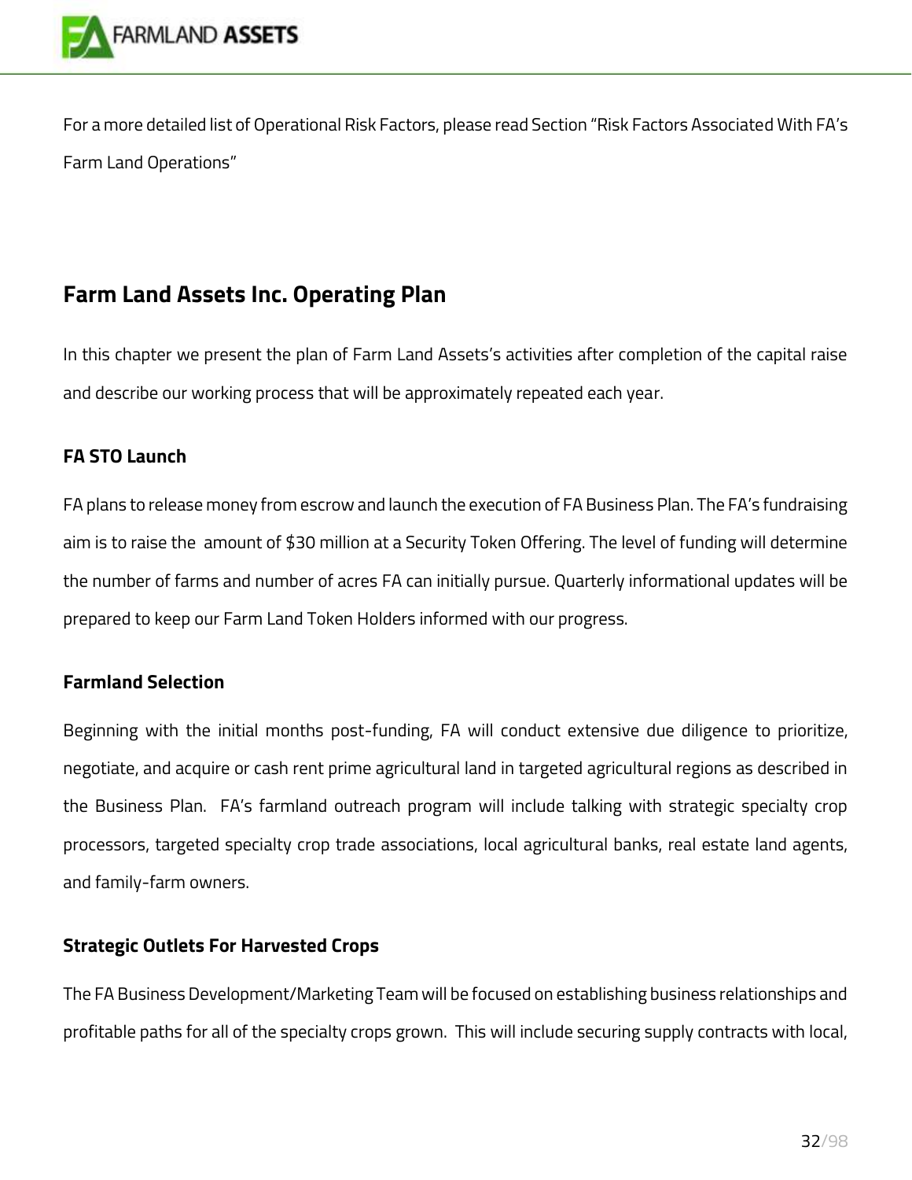For a more detailed list of Operational Risk Factors, please read Section "Risk Factors Associated With FA's Farm Land Operations"

## Farm Land Assets Inc. Operating Plan

In this chapter we present the plan of Farm Land Assets's activities after completion of the capital raise and describe our working process that will be approximately repeated each year.

### FA STO Launch

FA plans to release money from escrow and launch the execution of FA Business Plan. The FA's fundraising aim is to raise the amount of $30 million at a Security Token Offering. The level of funding will determine the number of farms and number of acres FA can initially pursue. Quarterly informational updates will be prepared to keep our Farm Land Token Holders informed with our progress.

### Farmland Selection

Beginning with the initial months post-funding, FA will conduct extensive due diligence to prioritize, negotiate, and acquire or cash rent prime agricultural land in targeted agricultural regions as described in the Business Plan. FA's farmland outreach program will include talking with strategic specialty crop processors, targeted specialty crop trade associations, local agricultural banks, real estate land agents, and family-farm owners.

### Strategic Outlets For Harvested Crops

The FA Business Development/Marketing Team will be focused on establishing business relationships and profitable paths for all of the specialty crops grown. This will include securing supply contracts with local,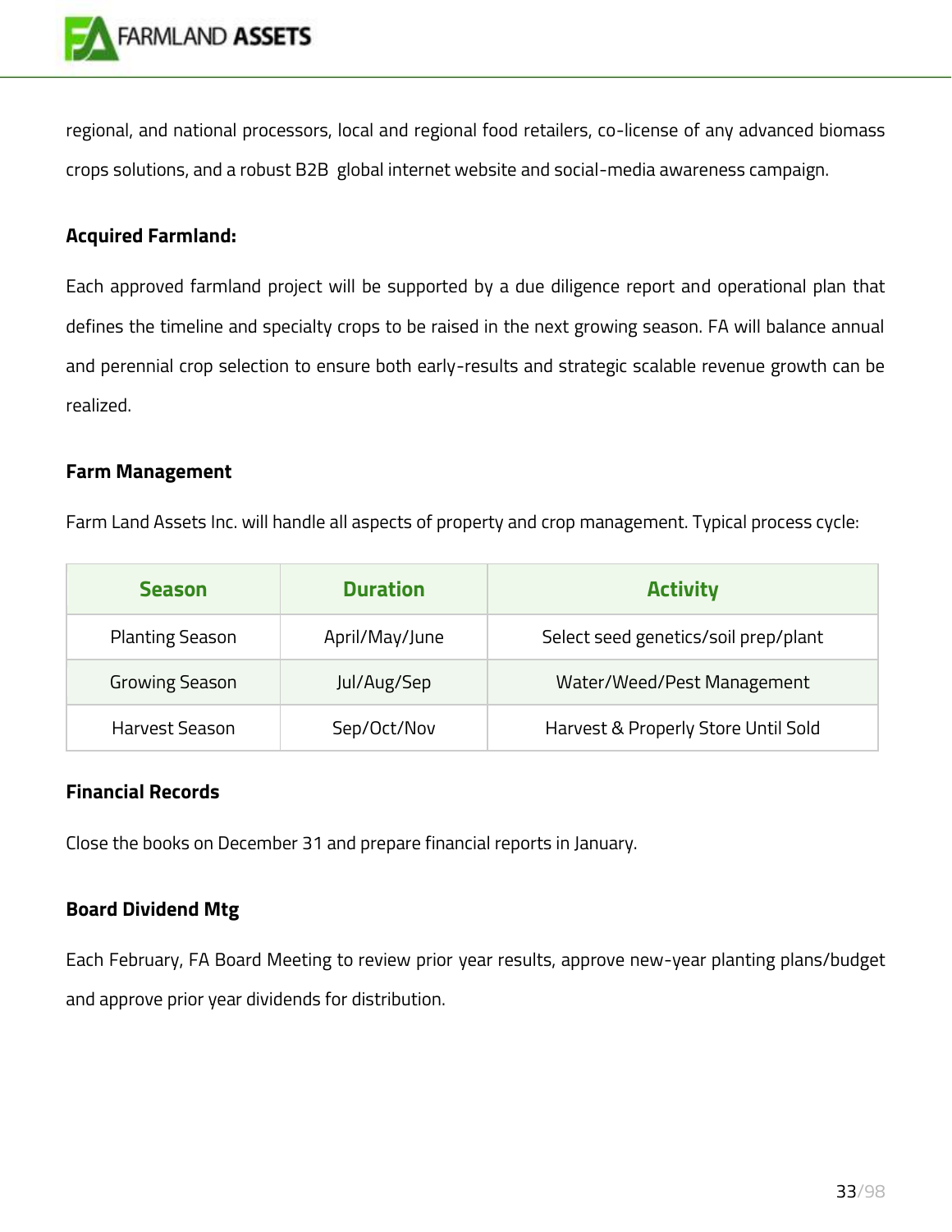regional, and national processors, local and regional food retailers, co-license of any advanced biomass crops solutions, and a robust B2B global internet website and social-media awareness campaign.

**Acquired Farmland:**

Each approved farmland project will be supported by a due diligence report and operational plan that defines the timeline and specialty crops to be raised in the next growing season. FA will balance annual and perennial crop selection to ensure both early-results and strategic scalable revenue growth can be realized.

**Farm Management**

Farm Land Assets Inc. will handle all aspects of property and crop management. Typical process cycle:

| Season | Duration | Activity |
|---|---|---|
| Planting Season | April/May/June | Select seed genetics/soil prep/plant |
| Growing Season | Jul/Aug/Sep | Water/Weed/Pest Management |
| Harvest Season | Sep/Oct/Nov | Harvest & Properly Store Until Sold |

**Financial Records**

Close the books on December 31 and prepare financial reports in January.

**Board Dividend Mtg**

Each February, FA Board Meeting to review prior year results, approve new-year planting plans/budget and approve prior year dividends for distribution.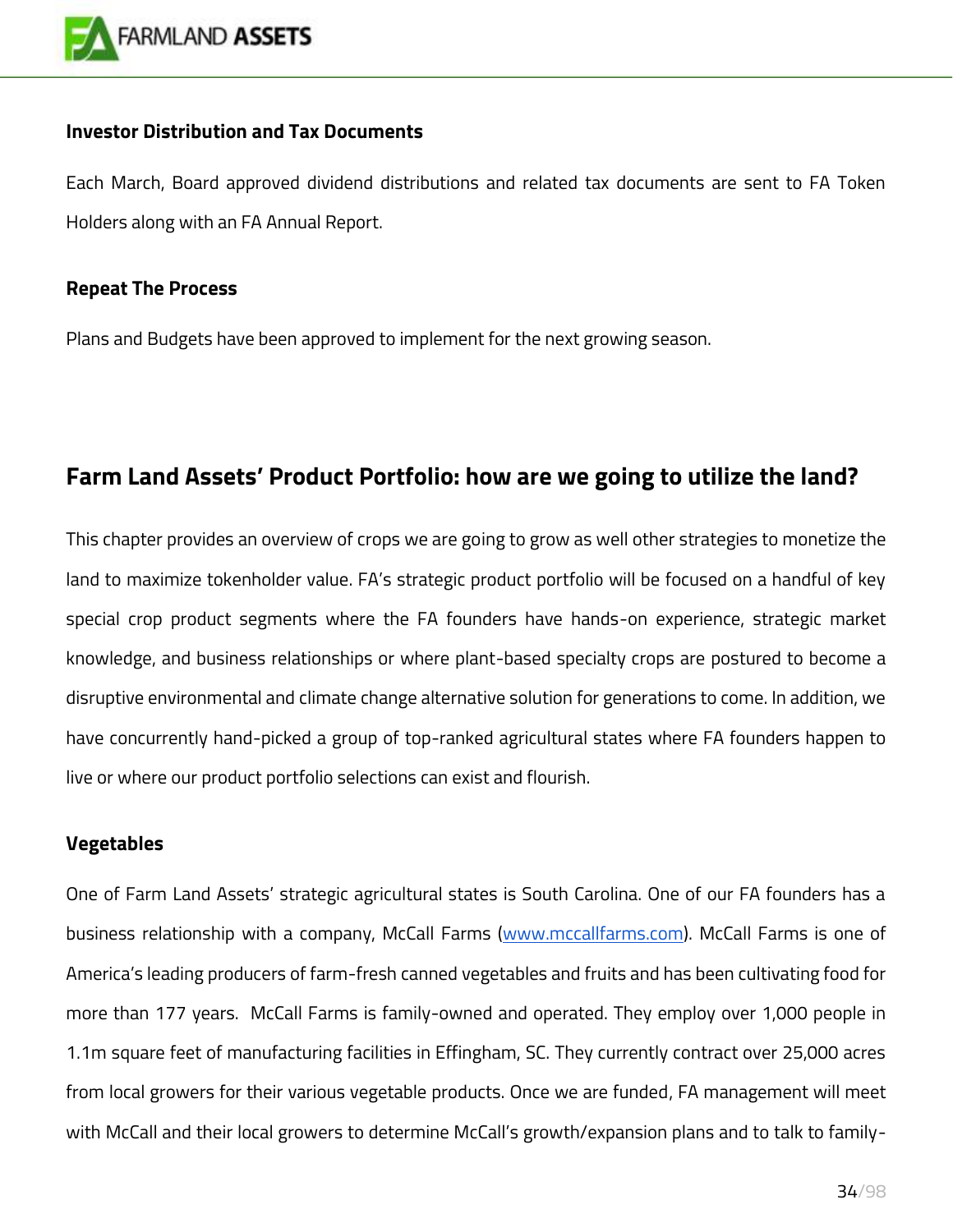### Investor Distribution and Tax Documents

Each March, Board approved dividend distributions and related tax documents are sent to FA Token Holders along with an FA Annual Report.

### Repeat The Process

Plans and Budgets have been approved to implement for the next growing season.

## Farm Land Assets' Product Portfolio: how are we going to utilize the land?

This chapter provides an overview of crops we are going to grow as well other strategies to monetize the land to maximize tokenholder value. FA's strategic product portfolio will be focused on a handful of key special crop product segments where the FA founders have hands-on experience, strategic market knowledge, and business relationships or where plant-based specialty crops are postured to become a disruptive environmental and climate change alternative solution for generations to come. In addition, we have concurrently hand-picked a group of top-ranked agricultural states where FA founders happen to live or where our product portfolio selections can exist and flourish.

### Vegetables

One of Farm Land Assets' strategic agricultural states is South Carolina. One of our FA founders has a business relationship with a company, McCall Farms ([www.mccallfarms.com](www.mccallfarms.com)). McCall Farms is one of America's leading producers of farm-fresh canned vegetables and fruits and has been cultivating food for more than 177 years. McCall Farms is family-owned and operated. They employ over 1,000 people in 1.1m square feet of manufacturing facilities in Effingham, SC. They currently contract over 25,000 acres from local growers for their various vegetable products. Once we are funded, FA management will meet with McCall and their local growers to determine McCall's growth/expansion plans and to talk to family-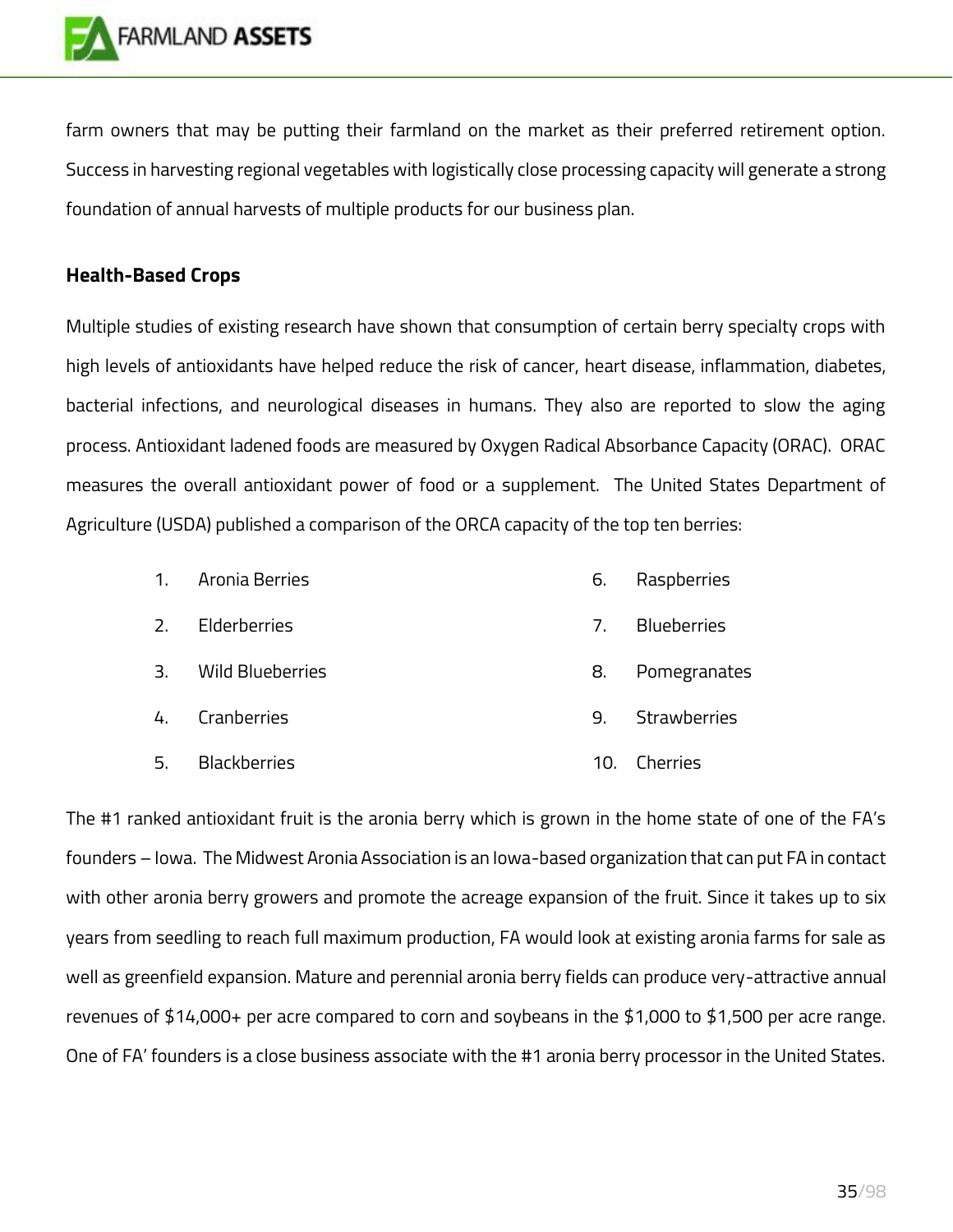farm owners that may be putting their farmland on the market as their preferred retirement option. Success in harvesting regional vegetables with logistically close processing capacity will generate a strong foundation of annual harvests of multiple products for our business plan.

**Health-Based Crops**

Multiple studies of existing research have shown that consumption of certain berry specialty crops with high levels of antioxidants have helped reduce the risk of cancer, heart disease, inflammation, diabetes, bacterial infections, and neurological diseases in humans. They also are reported to slow the aging process. Antioxidant ladened foods are measured by Oxygen Radical Absorbance Capacity (ORAC). ORAC measures the overall antioxidant power of food or a supplement. The United States Department of Agriculture (USDA) published a comparison of the ORCA capacity of the top ten berries:

1. Aronia Berries
2. Elderberries
3. Wild Blueberries
4. Cranberries
5. Blackberries
6. Raspberries
7. Blueberries
8. Pomegranates
9. Strawberries
10. Cherries

The #1 ranked antioxidant fruit is the aronia berry which is grown in the home state of one of the FA's founders – Iowa. The Midwest Aronia Association is an Iowa-based organization that can put FA in contact with other aronia berry growers and promote the acreage expansion of the fruit. Since it takes up to six years from seedling to reach full maximum production, FA would look at existing aronia farms for sale as well as greenfield expansion. Mature and perennial aronia berry fields can produce very-attractive annual revenues of $14,000+ per acre compared to corn and soybeans in the $1,000 to $1,500 per acre range. One of FA' founders is a close business associate with the #1 aronia berry processor in the United States.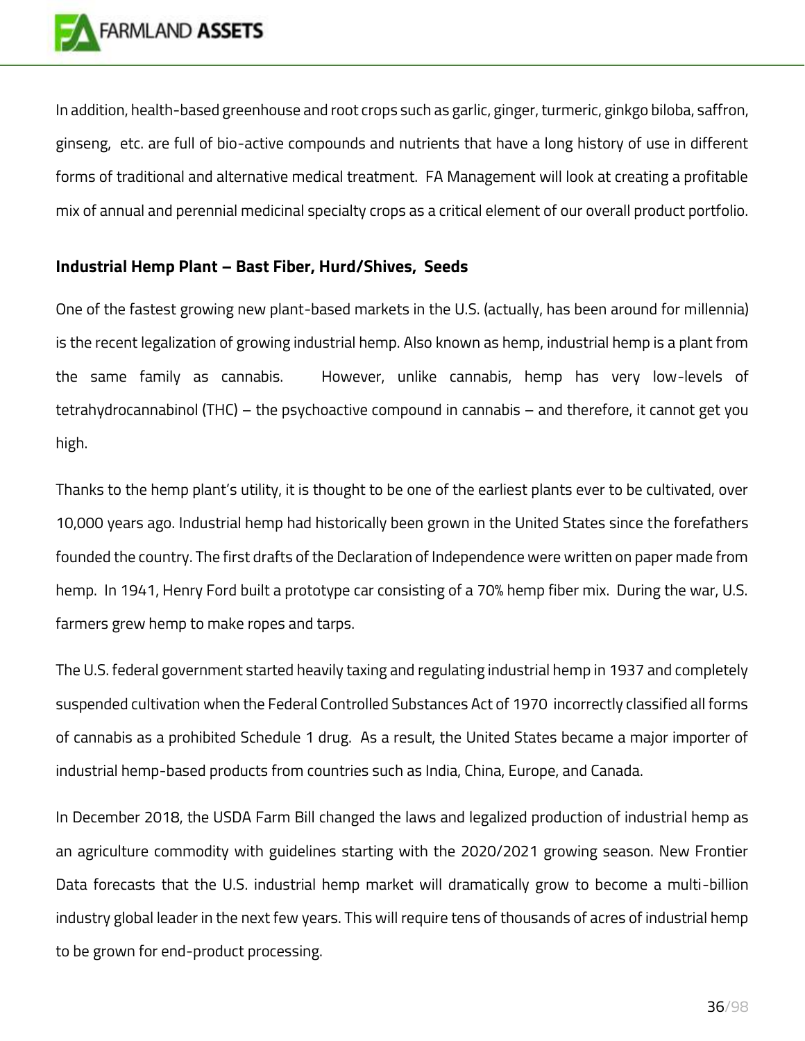In addition, health-based greenhouse and root crops such as garlic, ginger, turmeric, ginkgo biloba, saffron, ginseng, etc. are full of bio-active compounds and nutrients that have a long history of use in different forms of traditional and alternative medical treatment. FA Management will look at creating a profitable mix of annual and perennial medicinal specialty crops as a critical element of our overall product portfolio.

**Industrial Hemp Plant – Bast Fiber, Hurd/Shives, Seeds**

One of the fastest growing new plant-based markets in the U.S. (actually, has been around for millennia) is the recent legalization of growing industrial hemp. Also known as hemp, industrial hemp is a plant from the same family as cannabis. However, unlike cannabis, hemp has very low-levels of tetrahydrocannabinol (THC) – the psychoactive compound in cannabis – and therefore, it cannot get you high.

Thanks to the hemp plant's utility, it is thought to be one of the earliest plants ever to be cultivated, over 10,000 years ago. Industrial hemp had historically been grown in the United States since the forefathers founded the country. The first drafts of the Declaration of Independence were written on paper made from hemp. In 1941, Henry Ford built a prototype car consisting of a 70% hemp fiber mix. During the war, U.S. farmers grew hemp to make ropes and tarps.

The U.S. federal government started heavily taxing and regulating industrial hemp in 1937 and completely suspended cultivation when the Federal Controlled Substances Act of 1970 incorrectly classified all forms of cannabis as a prohibited Schedule 1 drug. As a result, the United States became a major importer of industrial hemp-based products from countries such as India, China, Europe, and Canada.

In December 2018, the USDA Farm Bill changed the laws and legalized production of industrial hemp as an agriculture commodity with guidelines starting with the 2020/2021 growing season. New Frontier Data forecasts that the U.S. industrial hemp market will dramatically grow to become a multi-billion industry global leader in the next few years. This will require tens of thousands of acres of industrial hemp to be grown for end-product processing.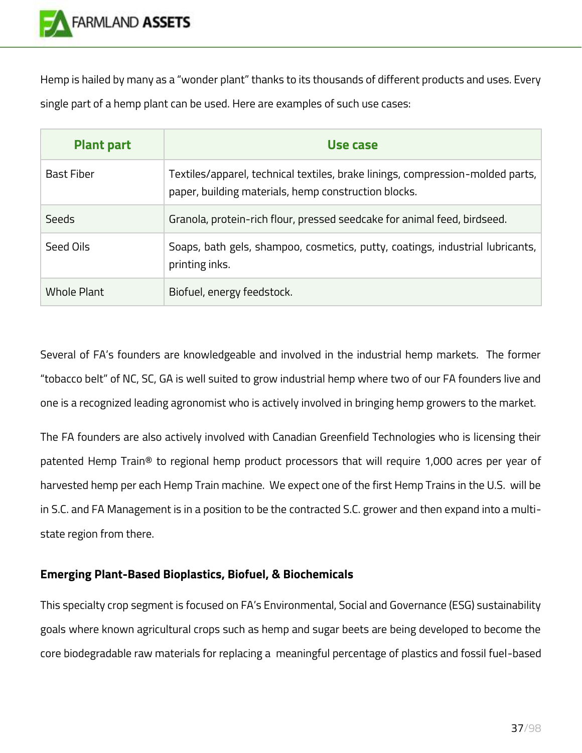Hemp is hailed by many as a "wonder plant" thanks to its thousands of different products and uses. Every single part of a hemp plant can be used. Here are examples of such use cases:

| Plant part | Use case |
|---|---|
| Bast Fiber | Textiles/apparel, technical textiles, brake linings, compression-molded parts, paper, building materials, hemp construction blocks. |
| Seeds | Granola, protein-rich flour, pressed seedcake for animal feed, birdseed. |
| Seed Oils | Soaps, bath gels, shampoo, cosmetics, putty, coatings, industrial lubricants, printing inks. |
| Whole Plant | Biofuel, energy feedstock. |

Several of FA's founders are knowledgeable and involved in the industrial hemp markets. The former "tobacco belt" of NC, SC, GA is well suited to grow industrial hemp where two of our FA founders live and one is a recognized leading agronomist who is actively involved in bringing hemp growers to the market.

The FA founders are also actively involved with Canadian Greenfield Technologies who is licensing their patented Hemp Train® to regional hemp product processors that will require 1,000 acres per year of harvested hemp per each Hemp Train machine. We expect one of the first Hemp Trains in the U.S. will be in S.C. and FA Management is in a position to be the contracted S.C. grower and then expand into a multi-state region from there.

**Emerging Plant-Based Bioplastics, Biofuel, & Biochemicals**

This specialty crop segment is focused on FA's Environmental, Social and Governance (ESG) sustainability goals where known agricultural crops such as hemp and sugar beets are being developed to become the core biodegradable raw materials for replacing a meaningful percentage of plastics and fossil fuel-based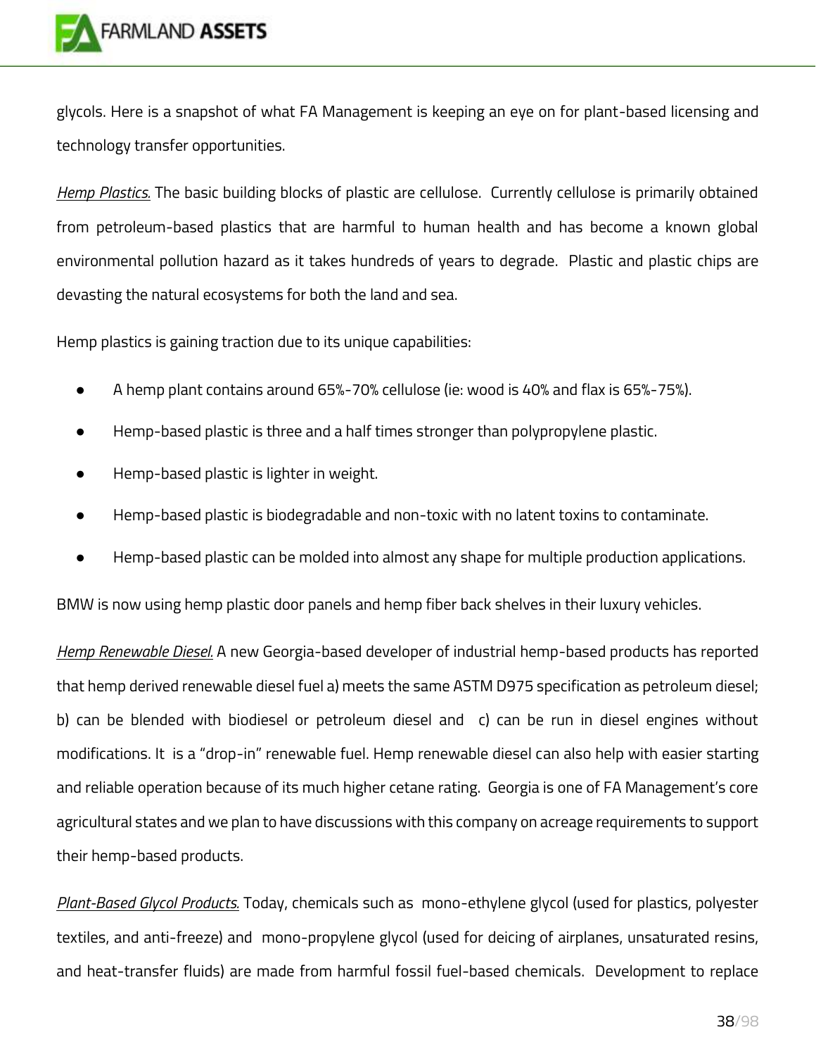glycols. Here is a snapshot of what FA Management is keeping an eye on for plant-based licensing and technology transfer opportunities.

***Hemp Plastics.*** The basic building blocks of plastic are cellulose. Currently cellulose is primarily obtained from petroleum-based plastics that are harmful to human health and has become a known global environmental pollution hazard as it takes hundreds of years to degrade. Plastic and plastic chips are devasting the natural ecosystems for both the land and sea.

Hemp plastics is gaining traction due to its unique capabilities:

- A hemp plant contains around 65%-70% cellulose (ie: wood is 40% and flax is 65%-75%).
- Hemp-based plastic is three and a half times stronger than polypropylene plastic.
- Hemp-based plastic is lighter in weight.
- Hemp-based plastic is biodegradable and non-toxic with no latent toxins to contaminate.
- Hemp-based plastic can be molded into almost any shape for multiple production applications.

BMW is now using hemp plastic door panels and hemp fiber back shelves in their luxury vehicles.

***Hemp Renewable Diesel.*** A new Georgia-based developer of industrial hemp-based products has reported that hemp derived renewable diesel fuel a) meets the same ASTM D975 specification as petroleum diesel; b) can be blended with biodiesel or petroleum diesel and c) can be run in diesel engines without modifications. It is a "drop-in" renewable fuel. Hemp renewable diesel can also help with easier starting and reliable operation because of its much higher cetane rating. Georgia is one of FA Management's core agricultural states and we plan to have discussions with this company on acreage requirements to support their hemp-based products.

***Plant-Based Glycol Products.*** Today, chemicals such as mono-ethylene glycol (used for plastics, polyester textiles, and anti-freeze) and mono-propylene glycol (used for deicing of airplanes, unsaturated resins, and heat-transfer fluids) are made from harmful fossil fuel-based chemicals. Development to replace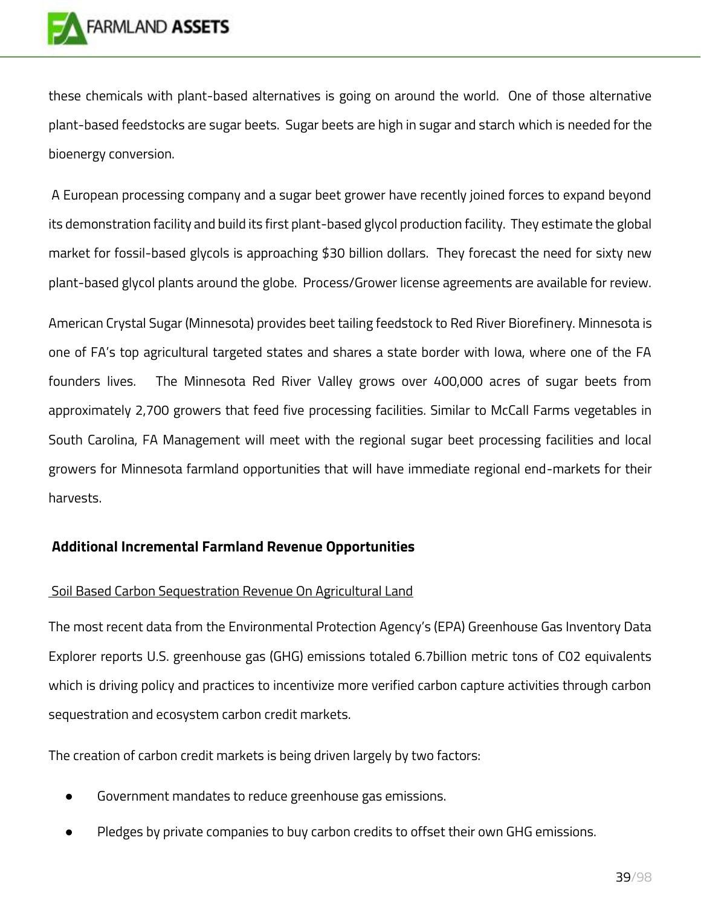these chemicals with plant-based alternatives is going on around the world. One of those alternative plant-based feedstocks are sugar beets. Sugar beets are high in sugar and starch which is needed for the bioenergy conversion.

A European processing company and a sugar beet grower have recently joined forces to expand beyond its demonstration facility and build its first plant-based glycol production facility. They estimate the global market for fossil-based glycols is approaching $30 billion dollars. They forecast the need for sixty new plant-based glycol plants around the globe. Process/Grower license agreements are available for review.

American Crystal Sugar (Minnesota) provides beet tailing feedstock to Red River Biorefinery. Minnesota is one of FA's top agricultural targeted states and shares a state border with Iowa, where one of the FA founders lives. The Minnesota Red River Valley grows over 400,000 acres of sugar beets from approximately 2,700 growers that feed five processing facilities. Similar to McCall Farms vegetables in South Carolina, FA Management will meet with the regional sugar beet processing facilities and local growers for Minnesota farmland opportunities that will have immediate regional end-markets for their harvests.

**Additional Incremental Farmland Revenue Opportunities**

Soil Based Carbon Sequestration Revenue On Agricultural Land

The most recent data from the Environmental Protection Agency's (EPA) Greenhouse Gas Inventory Data Explorer reports U.S. greenhouse gas (GHG) emissions totaled 6.7billion metric tons of CO2 equivalents which is driving policy and practices to incentivize more verified carbon capture activities through carbon sequestration and ecosystem carbon credit markets.

The creation of carbon credit markets is being driven largely by two factors:

- Government mandates to reduce greenhouse gas emissions.
- Pledges by private companies to buy carbon credits to offset their own GHG emissions.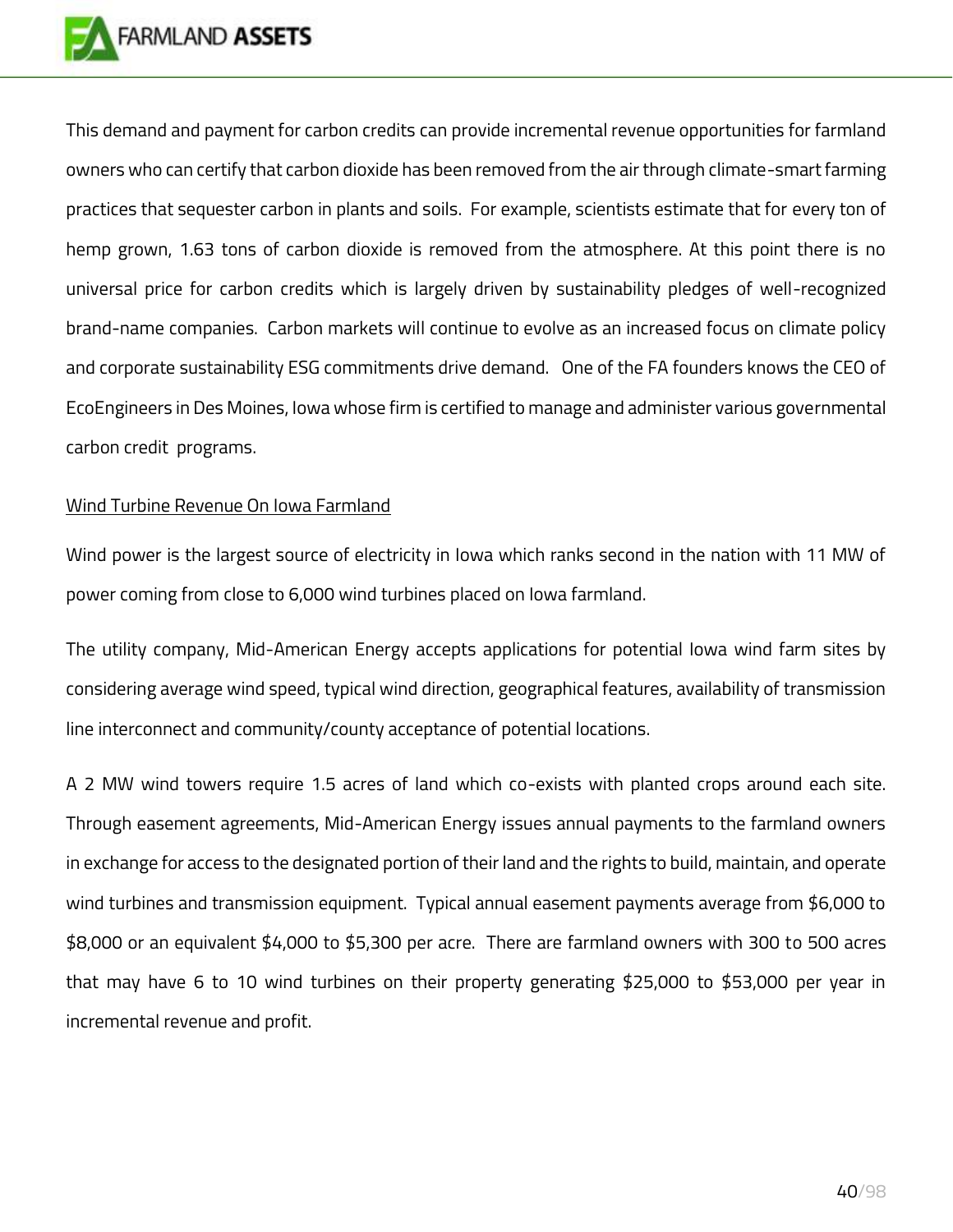This demand and payment for carbon credits can provide incremental revenue opportunities for farmland owners who can certify that carbon dioxide has been removed from the air through climate-smart farming practices that sequester carbon in plants and soils. For example, scientists estimate that for every ton of hemp grown, 1.63 tons of carbon dioxide is removed from the atmosphere. At this point there is no universal price for carbon credits which is largely driven by sustainability pledges of well-recognized brand-name companies. Carbon markets will continue to evolve as an increased focus on climate policy and corporate sustainability ESG commitments drive demand. One of the FA founders knows the CEO of EcoEngineers in Des Moines, Iowa whose firm is certified to manage and administer various governmental carbon credit programs.

Wind Turbine Revenue On Iowa Farmland

Wind power is the largest source of electricity in Iowa which ranks second in the nation with 11 MW of power coming from close to 6,000 wind turbines placed on Iowa farmland.

The utility company, Mid-American Energy accepts applications for potential Iowa wind farm sites by considering average wind speed, typical wind direction, geographical features, availability of transmission line interconnect and community/county acceptance of potential locations.

A 2 MW wind towers require 1.5 acres of land which co-exists with planted crops around each site. Through easement agreements, Mid-American Energy issues annual payments to the farmland owners in exchange for access to the designated portion of their land and the rights to build, maintain, and operate wind turbines and transmission equipment. Typical annual easement payments average from $6,000 to $8,000 or an equivalent $4,000 to $5,300 per acre. There are farmland owners with 300 to 500 acres that may have 6 to 10 wind turbines on their property generating $25,000 to $53,000 per year in incremental revenue and profit.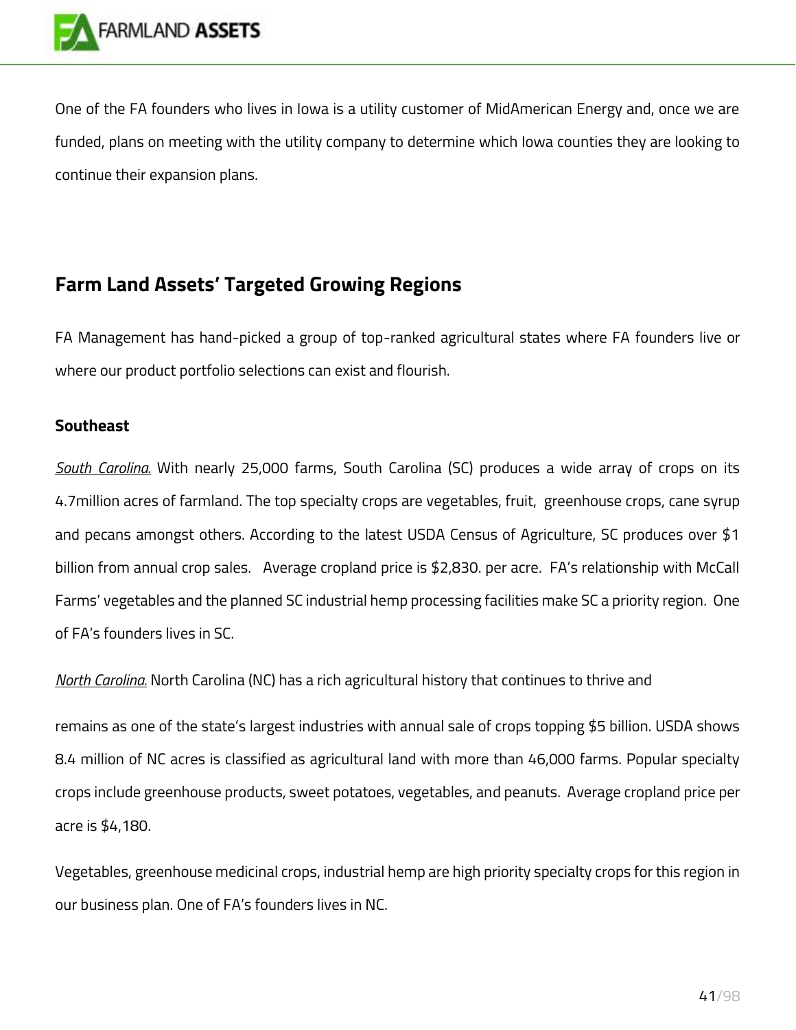One of the FA founders who lives in Iowa is a utility customer of MidAmerican Energy and, once we are funded, plans on meeting with the utility company to determine which Iowa counties they are looking to continue their expansion plans.

## Farm Land Assets' Targeted Growing Regions

FA Management has hand-picked a group of top-ranked agricultural states where FA founders live or where our product portfolio selections can exist and flourish.

### Southeast

*South Carolina.* With nearly 25,000 farms, South Carolina (SC) produces a wide array of crops on its 4.7million acres of farmland. The top specialty crops are vegetables, fruit, greenhouse crops, cane syrup and pecans amongst others. According to the latest USDA Census of Agriculture, SC produces over $1 billion from annual crop sales. Average cropland price is $2,830. per acre. FA's relationship with McCall Farms' vegetables and the planned SC industrial hemp processing facilities make SC a priority region. One of FA's founders lives in SC.

*North Carolina.* North Carolina (NC) has a rich agricultural history that continues to thrive and remains as one of the state's largest industries with annual sale of crops topping $5 billion. USDA shows 8.4 million of NC acres is classified as agricultural land with more than 46,000 farms. Popular specialty crops include greenhouse products, sweet potatoes, vegetables, and peanuts. Average cropland price per acre is $4,180.

Vegetables, greenhouse medicinal crops, industrial hemp are high priority specialty crops for this region in our business plan. One of FA's founders lives in NC.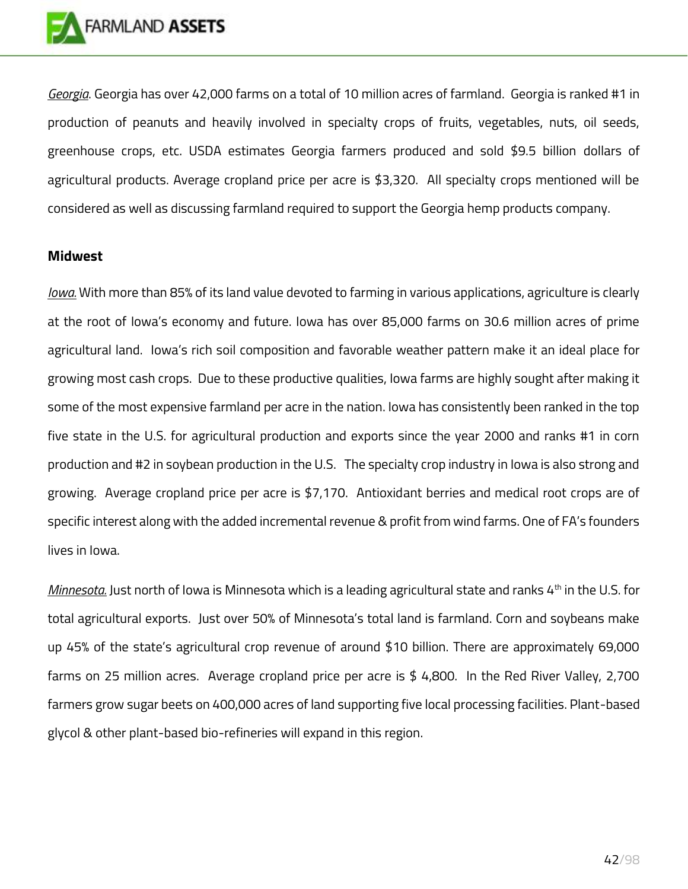*Georgia*. Georgia has over 42,000 farms on a total of 10 million acres of farmland. Georgia is ranked #1 in production of peanuts and heavily involved in specialty crops of fruits, vegetables, nuts, oil seeds, greenhouse crops, etc. USDA estimates Georgia farmers produced and sold $9.5 billion dollars of agricultural products. Average cropland price per acre is $3,320. All specialty crops mentioned will be considered as well as discussing farmland required to support the Georgia hemp products company.

**Midwest**

*Iowa.* With more than 85% of its land value devoted to farming in various applications, agriculture is clearly at the root of Iowa's economy and future. Iowa has over 85,000 farms on 30.6 million acres of prime agricultural land. Iowa's rich soil composition and favorable weather pattern make it an ideal place for growing most cash crops. Due to these productive qualities, Iowa farms are highly sought after making it some of the most expensive farmland per acre in the nation. Iowa has consistently been ranked in the top five state in the U.S. for agricultural production and exports since the year 2000 and ranks #1 in corn production and #2 in soybean production in the U.S. The specialty crop industry in Iowa is also strong and growing. Average cropland price per acre is $7,170. Antioxidant berries and medical root crops are of specific interest along with the added incremental revenue & profit from wind farms. One of FA's founders lives in Iowa.

*Minnesota.* Just north of Iowa is Minnesota which is a leading agricultural state and ranks 4th in the U.S. for total agricultural exports. Just over 50% of Minnesota's total land is farmland. Corn and soybeans make up 45% of the state's agricultural crop revenue of around $10 billion. There are approximately 69,000 farms on 25 million acres. Average cropland price per acre is $ 4,800. In the Red River Valley, 2,700 farmers grow sugar beets on 400,000 acres of land supporting five local processing facilities. Plant-based glycol & other plant-based bio-refineries will expand in this region.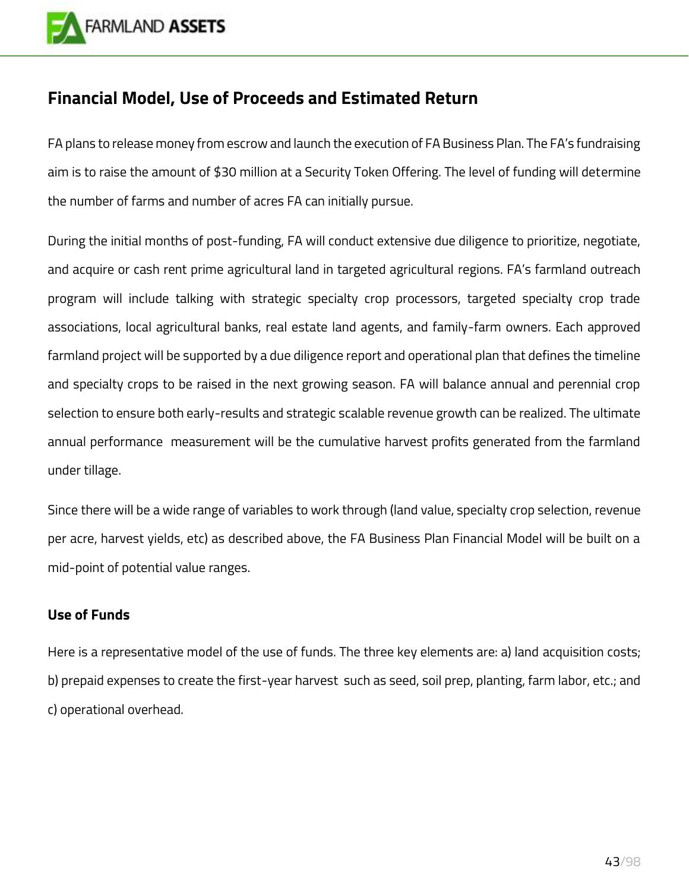## Financial Model, Use of Proceeds and Estimated Return

FA plans to release money from escrow and launch the execution of FA Business Plan. The FA's fundraising aim is to raise the amount of $30 million at a Security Token Offering. The level of funding will determine the number of farms and number of acres FA can initially pursue.

During the initial months of post-funding, FA will conduct extensive due diligence to prioritize, negotiate, and acquire or cash rent prime agricultural land in targeted agricultural regions. FA's farmland outreach program will include talking with strategic specialty crop processors, targeted specialty crop trade associations, local agricultural banks, real estate land agents, and family-farm owners. Each approved farmland project will be supported by a due diligence report and operational plan that defines the timeline and specialty crops to be raised in the next growing season. FA will balance annual and perennial crop selection to ensure both early-results and strategic scalable revenue growth can be realized. The ultimate annual performance measurement will be the cumulative harvest profits generated from the farmland under tillage.

Since there will be a wide range of variables to work through (land value, specialty crop selection, revenue per acre, harvest yields, etc) as described above, the FA Business Plan Financial Model will be built on a mid-point of potential value ranges.

### Use of Funds

Here is a representative model of the use of funds. The three key elements are: a) land acquisition costs; b) prepaid expenses to create the first-year harvest such as seed, soil prep, planting, farm labor, etc.; and c) operational overhead.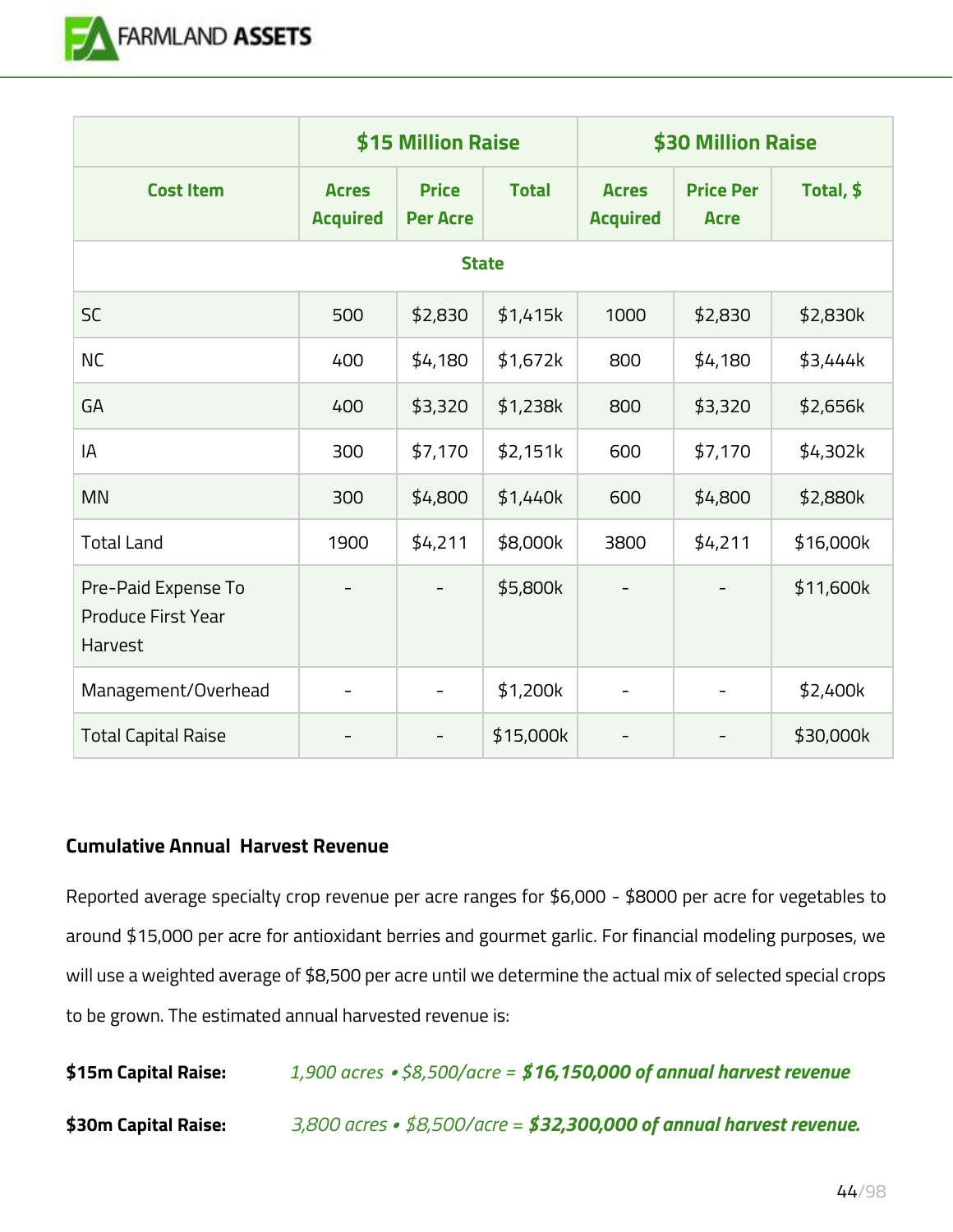| Cost Item | $15 Million Raise | | | $30 Million Raise | | |
|---|---|---|---|---|---|---|
| | Acres Acquired | Price Per Acre | Total | Acres Acquired | Price Per Acre | Total, $ |
| **State** | | | | | | |
| SC | 500 | $2,830 | $1,415k | 1000 | $2,830 | $2,830k |
| NC | 400 | $4,180 | $1,672k | 800 | $4,180 | $3,444k |
| GA | 400 | $3,320 | $1,238k | 800 | $3,320 | $2,656k |
| IA | 300 | $7,170 | $2,151k | 600 | $7,170 | $4,302k |
| MN | 300 | $4,800 | $1,440k | 600 | $4,800 | $2,880k |
| Total Land | 1900 | $4,211 | $8,000k | 3800 | $4,211 | $16,000k |
| Pre-Paid Expense To Produce First Year Harvest | - | - | $5,800k | - | - | $11,600k |
| Management/Overhead | - | - | $1,200k | - | - | $2,400k |
| Total Capital Raise | - | - | $15,000k | - | - | $30,000k |

**Cumulative Annual Harvest Revenue**

Reported average specialty crop revenue per acre ranges for $6,000 - $8000 per acre for vegetables to around $15,000 per acre for antioxidant berries and gourmet garlic. For financial modeling purposes, we will use a weighted average of $8,500 per acre until we determine the actual mix of selected special crops to be grown. The estimated annual harvested revenue is:

**$15m Capital Raise:** *1,900 acres • $8,500/acre =* ***$16,150,000 of annual harvest revenue***

**$30m Capital Raise:** *3,800 acres • $8,500/acre =* ***$32,300,000 of annual harvest revenue.***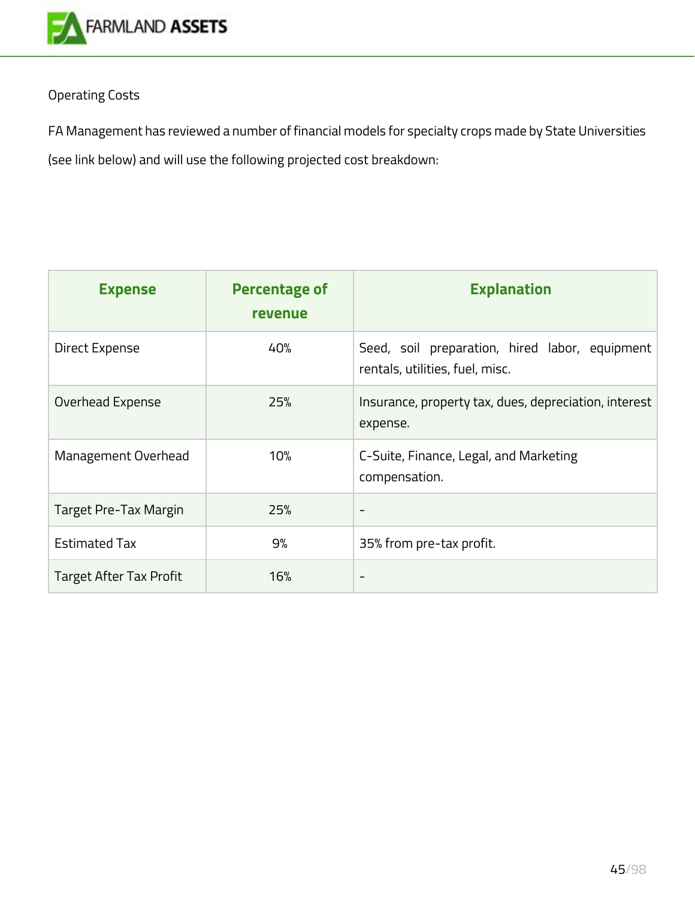Operating Costs

FA Management has reviewed a number of financial models for specialty crops made by State Universities (see link below) and will use the following projected cost breakdown:

| Expense | Percentage of revenue | Explanation |
|---|---|---|
| Direct Expense | 40% | Seed, soil preparation, hired labor, equipment rentals, utilities, fuel, misc. |
| Overhead Expense | 25% | Insurance, property tax, dues, depreciation, interest expense. |
| Management Overhead | 10% | C-Suite, Finance, Legal, and Marketing compensation. |
| Target Pre-Tax Margin | 25% | - |
| Estimated Tax | 9% | 35% from pre-tax profit. |
| Target After Tax Profit | 16% | - |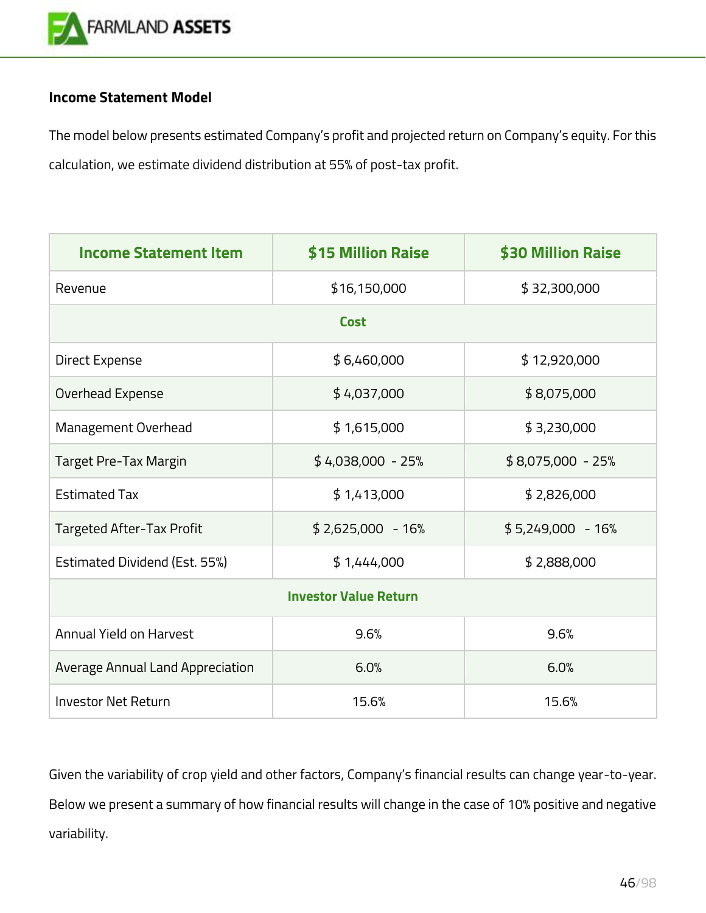### Income Statement Model

The model below presents estimated Company's profit and projected return on Company's equity. For this calculation, we estimate dividend distribution at 55% of post-tax profit.

| Income Statement Item | $15 Million Raise | $30 Million Raise |
|---|---|---|
| Revenue | $16,150,000 | $ 32,300,000 |
| **Cost** | | |
| Direct Expense | $ 6,460,000 | $ 12,920,000 |
| Overhead Expense | $ 4,037,000 | $ 8,075,000 |
| Management Overhead | $ 1,615,000 | $ 3,230,000 |
| Target Pre-Tax Margin | $ 4,038,000 - 25% | $ 8,075,000 - 25% |
| Estimated Tax | $ 1,413,000 | $ 2,826,000 |
| Targeted After-Tax Profit | $ 2,625,000 - 16% | $ 5,249,000 - 16% |
| Estimated Dividend (Est. 55%) | $ 1,444,000 | $ 2,888,000 |
| **Investor Value Return** | | |
| Annual Yield on Harvest | 9.6% | 9.6% |
| Average Annual Land Appreciation | 6.0% | 6.0% |
| Investor Net Return | 15.6% | 15.6% |

Given the variability of crop yield and other factors, Company's financial results can change year-to-year. Below we present a summary of how financial results will change in the case of 10% positive and negative variability.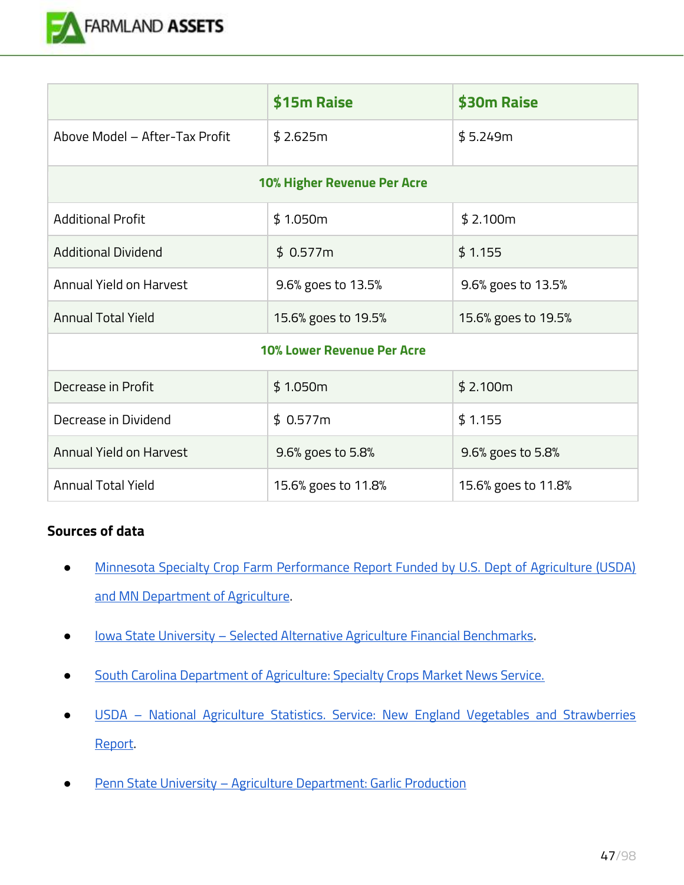| | $15m Raise | $30m Raise |
|---|---|---|
| Above Model – After-Tax Profit | $ 2.625m | $ 5.249m |
| 10% Higher Revenue Per Acre | | |
| Additional Profit | $ 1.050m | $ 2.100m |
| Additional Dividend | $ 0.577m | $ 1.155 |
| Annual Yield on Harvest | 9.6% goes to 13.5% | 9.6% goes to 13.5% |
| Annual Total Yield | 15.6% goes to 19.5% | 15.6% goes to 19.5% |
| 10% Lower Revenue Per Acre | | |
| Decrease in Profit | $ 1.050m | $ 2.100m |
| Decrease in Dividend | $ 0.577m | $ 1.155 |
| Annual Yield on Harvest | 9.6% goes to 5.8% | 9.6% goes to 5.8% |
| Annual Total Yield | 15.6% goes to 11.8% | 15.6% goes to 11.8% |

**Sources of data**

- Minnesota Specialty Crop Farm Performance Report Funded by U.S. Dept of Agriculture (USDA) and MN Department of Agriculture.
- Iowa State University – Selected Alternative Agriculture Financial Benchmarks.
- South Carolina Department of Agriculture: Specialty Crops Market News Service.
- USDA – National Agriculture Statistics. Service: New England Vegetables and Strawberries Report.
- Penn State University – Agriculture Department: Garlic Production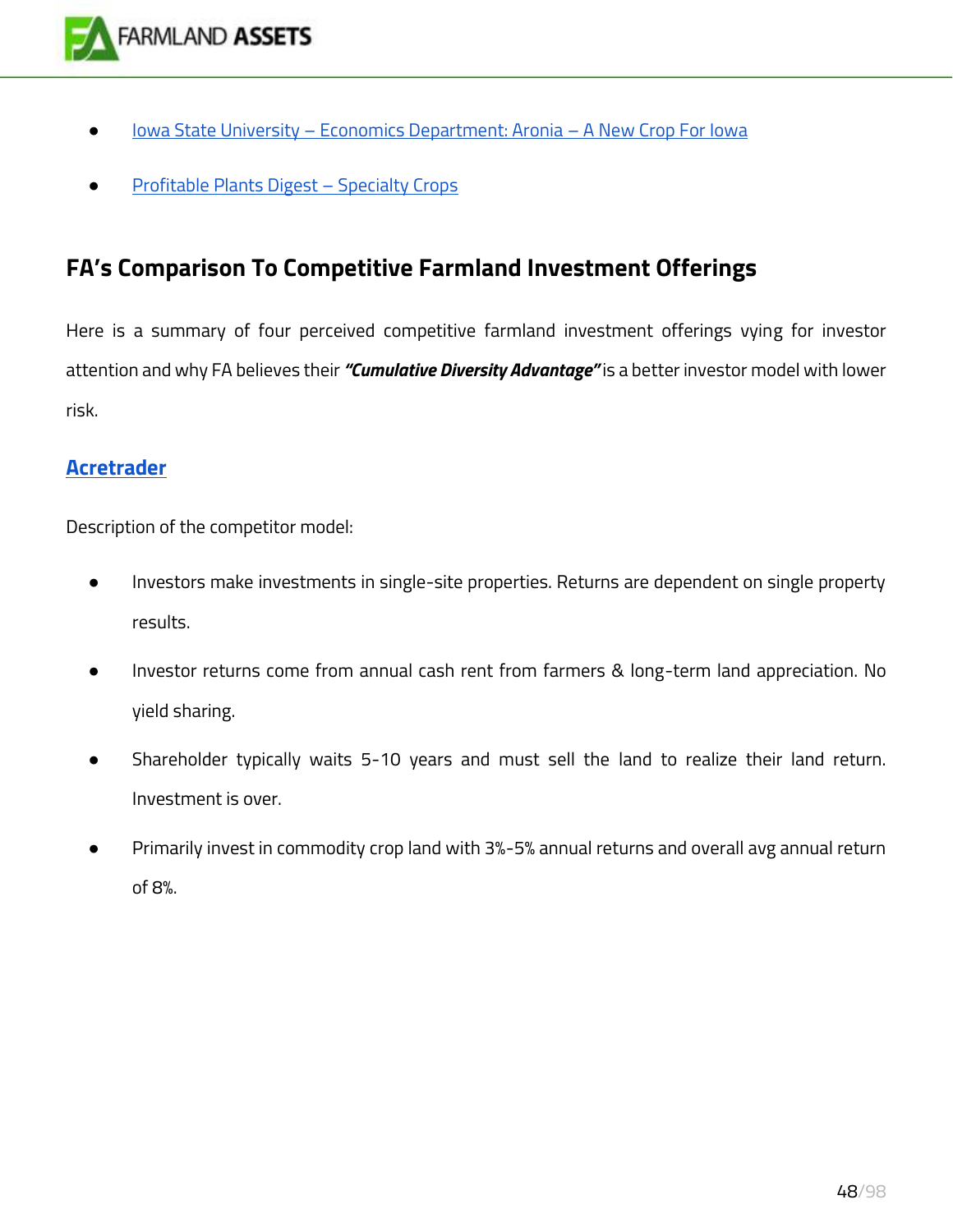- Iowa State University – Economics Department: Aronia – A New Crop For Iowa
- Profitable Plants Digest – Specialty Crops

## FA's Comparison To Competitive Farmland Investment Offerings

Here is a summary of four perceived competitive farmland investment offerings vying for investor attention and why FA believes their ***"Cumulative Diversity Advantage"*** is a better investor model with lower risk.

### Acretrader

Description of the competitor model:

- Investors make investments in single-site properties. Returns are dependent on single property results.
- Investor returns come from annual cash rent from farmers & long-term land appreciation. No yield sharing.
- Shareholder typically waits 5-10 years and must sell the land to realize their land return. Investment is over.
- Primarily invest in commodity crop land with 3%-5% annual returns and overall avg annual return of 8%.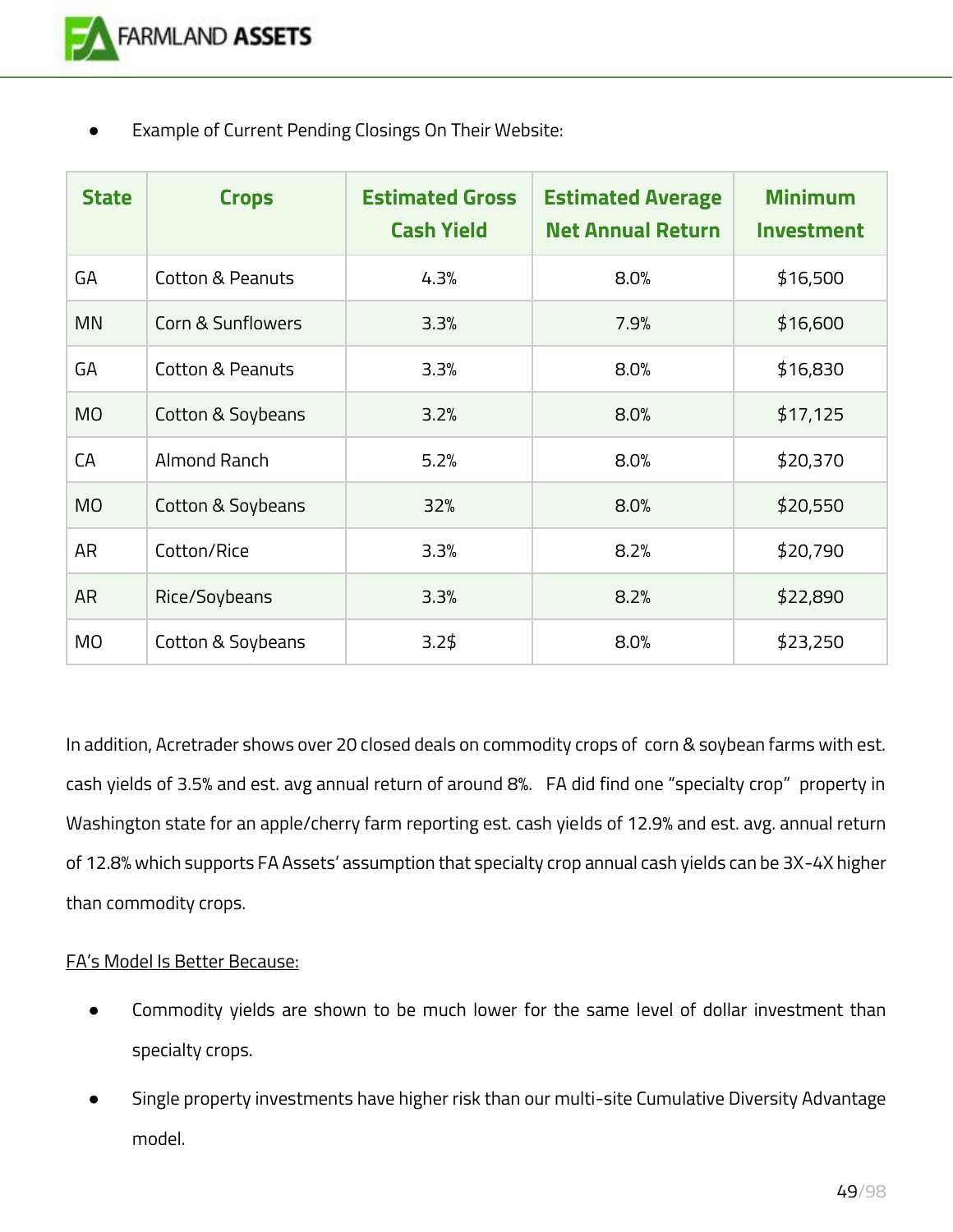- Example of Current Pending Closings On Their Website:

| State | Crops | Estimated Gross Cash Yield | Estimated Average Net Annual Return | Minimum Investment |
|---|---|---|---|---|
| GA | Cotton & Peanuts | 4.3% | 8.0% | $16,500 |
| MN | Corn & Sunflowers | 3.3% | 7.9% | $16,600 |
| GA | Cotton & Peanuts | 3.3% | 8.0% | $16,830 |
| MO | Cotton & Soybeans | 3.2% | 8.0% | $17,125 |
| CA | Almond Ranch | 5.2% | 8.0% | $20,370 |
| MO | Cotton & Soybeans | 32% | 8.0% | $20,550 |
| AR | Cotton/Rice | 3.3% | 8.2% | $20,790 |
| AR | Rice/Soybeans | 3.3% | 8.2% | $22,890 |
| MO | Cotton & Soybeans | 3.2$ | 8.0% | $23,250 |

In addition, Acretrader shows over 20 closed deals on commodity crops of corn & soybean farms with est. cash yields of 3.5% and est. avg annual return of around 8%. FA did find one "specialty crop" property in Washington state for an apple/cherry farm reporting est. cash yields of 12.9% and est. avg. annual return of 12.8% which supports FA Assets' assumption that specialty crop annual cash yields can be 3X-4X higher than commodity crops.

<u>FA's Model Is Better Because:</u>

- Commodity yields are shown to be much lower for the same level of dollar investment than specialty crops.
- Single property investments have higher risk than our multi-site Cumulative Diversity Advantage model.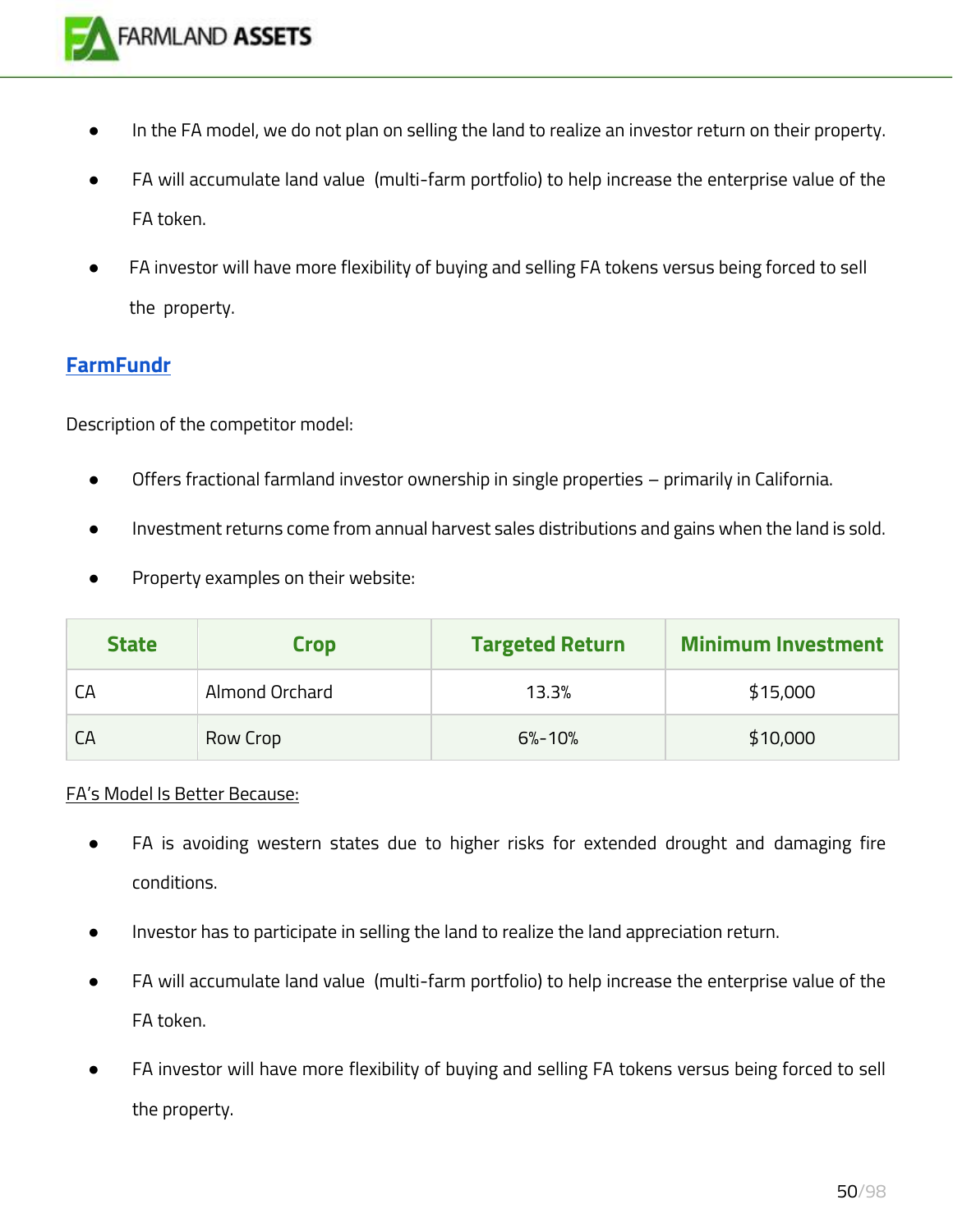- In the FA model, we do not plan on selling the land to realize an investor return on their property.
- FA will accumulate land value (multi-farm portfolio) to help increase the enterprise value of the FA token.
- FA investor will have more flexibility of buying and selling FA tokens versus being forced to sell the property.

## FarmFundr

Description of the competitor model:

- Offers fractional farmland investor ownership in single properties – primarily in California.
- Investment returns come from annual harvest sales distributions and gains when the land is sold.
- Property examples on their website:

| State | Crop | Targeted Return | Minimum Investment |
|---|---|---|---|
| CA | Almond Orchard | 13.3% | $15,000 |
| CA | Row Crop | 6%-10% | $10,000 |

FA's Model Is Better Because:

- FA is avoiding western states due to higher risks for extended drought and damaging fire conditions.
- Investor has to participate in selling the land to realize the land appreciation return.
- FA will accumulate land value (multi-farm portfolio) to help increase the enterprise value of the FA token.
- FA investor will have more flexibility of buying and selling FA tokens versus being forced to sell the property.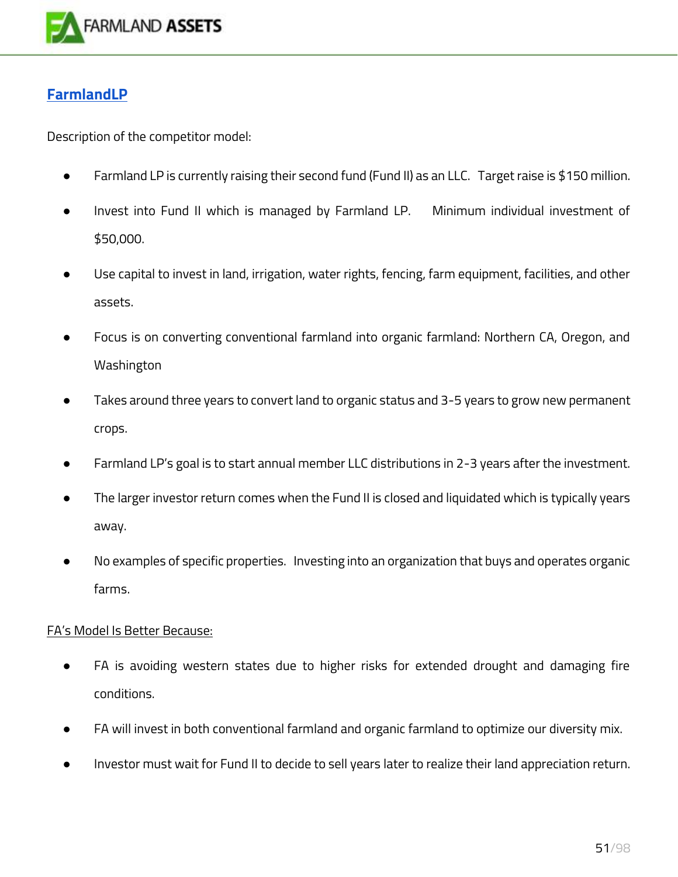## FarmlandLP

Description of the competitor model:

- Farmland LP is currently raising their second fund (Fund II) as an LLC. Target raise is $150 million.
- Invest into Fund II which is managed by Farmland LP. Minimum individual investment of $50,000.
- Use capital to invest in land, irrigation, water rights, fencing, farm equipment, facilities, and other assets.
- Focus is on converting conventional farmland into organic farmland: Northern CA, Oregon, and Washington
- Takes around three years to convert land to organic status and 3-5 years to grow new permanent crops.
- Farmland LP's goal is to start annual member LLC distributions in 2-3 years after the investment.
- The larger investor return comes when the Fund II is closed and liquidated which is typically years away.
- No examples of specific properties. Investing into an organization that buys and operates organic farms.

<u>FA's Model Is Better Because:</u>

- FA is avoiding western states due to higher risks for extended drought and damaging fire conditions.
- FA will invest in both conventional farmland and organic farmland to optimize our diversity mix.
- Investor must wait for Fund II to decide to sell years later to realize their land appreciation return.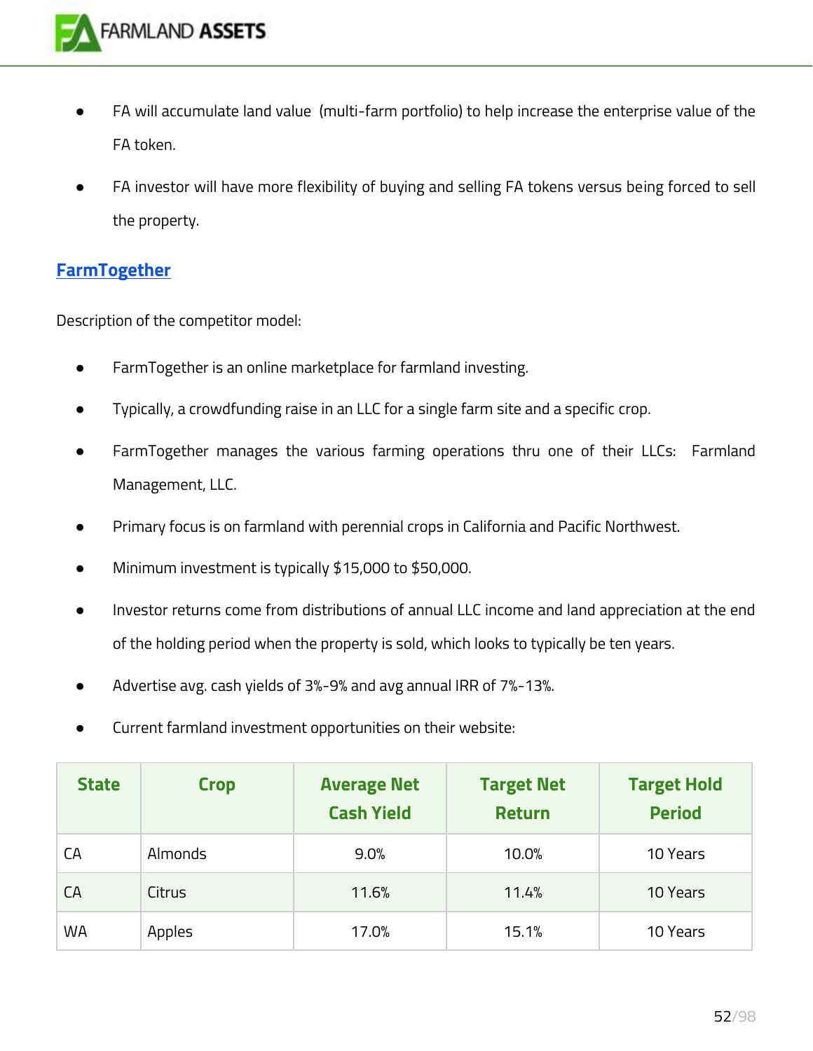- FA will accumulate land value  (multi-farm portfolio) to help increase the enterprise value of the FA token.
- FA investor will have more flexibility of buying and selling FA tokens versus being forced to sell the property.

## FarmTogether

Description of the competitor model:

- FarmTogether is an online marketplace for farmland investing.
- Typically, a crowdfunding raise in an LLC for a single farm site and a specific crop.
- FarmTogether manages the various farming operations thru one of their LLCs:  Farmland Management, LLC.
- Primary focus is on farmland with perennial crops in California and Pacific Northwest.
- Minimum investment is typically $15,000 to $50,000.
- Investor returns come from distributions of annual LLC income and land appreciation at the end of the holding period when the property is sold, which looks to typically be ten years.
- Advertise avg. cash yields of 3%-9% and avg annual IRR of 7%-13%.
- Current farmland investment opportunities on their website:

| State | Crop | Average Net Cash Yield | Target Net Return | Target Hold Period |
|---|---|---|---|---|
| CA | Almonds | 9.0% | 10.0% | 10 Years |
| CA | Citrus | 11.6% | 11.4% | 10 Years |
| WA | Apples | 17.0% | 15.1% | 10 Years |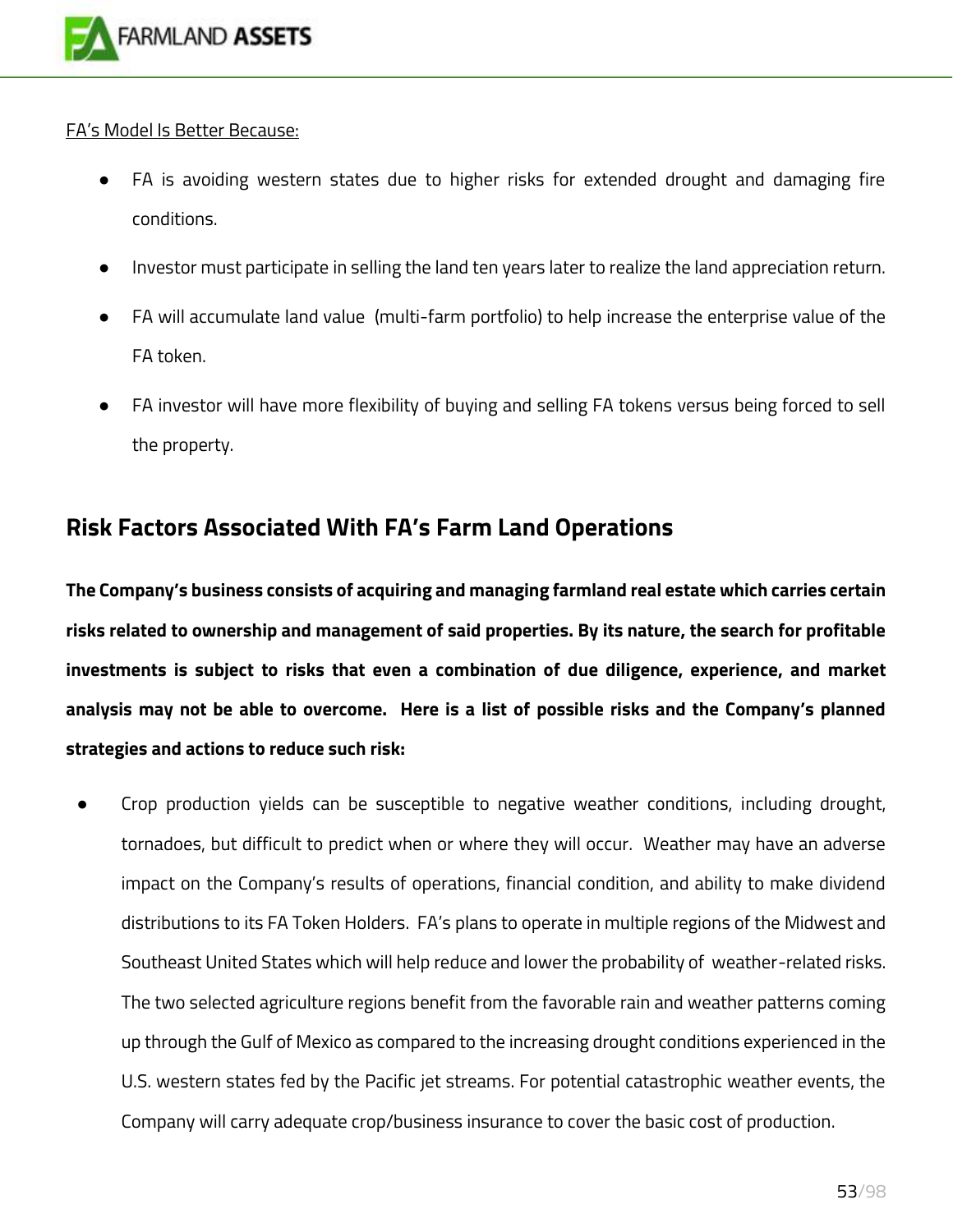FA's Model Is Better Because:

- FA is avoiding western states due to higher risks for extended drought and damaging fire conditions.
- Investor must participate in selling the land ten years later to realize the land appreciation return.
- FA will accumulate land value (multi-farm portfolio) to help increase the enterprise value of the FA token.
- FA investor will have more flexibility of buying and selling FA tokens versus being forced to sell the property.

## Risk Factors Associated With FA's Farm Land Operations

**The Company's business consists of acquiring and managing farmland real estate which carries certain risks related to ownership and management of said properties. By its nature, the search for profitable investments is subject to risks that even a combination of due diligence, experience, and market analysis may not be able to overcome. Here is a list of possible risks and the Company's planned strategies and actions to reduce such risk:**

- Crop production yields can be susceptible to negative weather conditions, including drought, tornadoes, but difficult to predict when or where they will occur. Weather may have an adverse impact on the Company's results of operations, financial condition, and ability to make dividend distributions to its FA Token Holders. FA's plans to operate in multiple regions of the Midwest and Southeast United States which will help reduce and lower the probability of weather-related risks. The two selected agriculture regions benefit from the favorable rain and weather patterns coming up through the Gulf of Mexico as compared to the increasing drought conditions experienced in the U.S. western states fed by the Pacific jet streams. For potential catastrophic weather events, the Company will carry adequate crop/business insurance to cover the basic cost of production.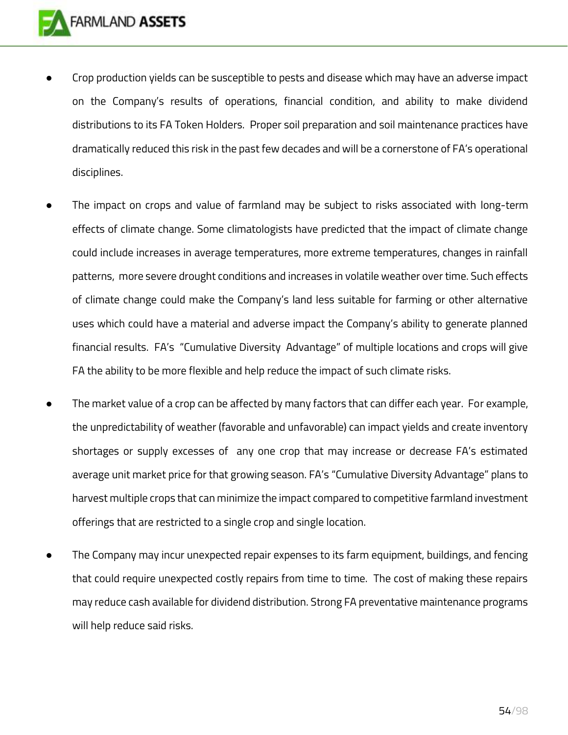- Crop production yields can be susceptible to pests and disease which may have an adverse impact on the Company's results of operations, financial condition, and ability to make dividend distributions to its FA Token Holders. Proper soil preparation and soil maintenance practices have dramatically reduced this risk in the past few decades and will be a cornerstone of FA's operational disciplines.

- The impact on crops and value of farmland may be subject to risks associated with long-term effects of climate change. Some climatologists have predicted that the impact of climate change could include increases in average temperatures, more extreme temperatures, changes in rainfall patterns, more severe drought conditions and increases in volatile weather over time. Such effects of climate change could make the Company's land less suitable for farming or other alternative uses which could have a material and adverse impact the Company's ability to generate planned financial results. FA's "Cumulative Diversity Advantage" of multiple locations and crops will give FA the ability to be more flexible and help reduce the impact of such climate risks.

- The market value of a crop can be affected by many factors that can differ each year. For example, the unpredictability of weather (favorable and unfavorable) can impact yields and create inventory shortages or supply excesses of any one crop that may increase or decrease FA's estimated average unit market price for that growing season. FA's "Cumulative Diversity Advantage" plans to harvest multiple crops that can minimize the impact compared to competitive farmland investment offerings that are restricted to a single crop and single location.

- The Company may incur unexpected repair expenses to its farm equipment, buildings, and fencing that could require unexpected costly repairs from time to time. The cost of making these repairs may reduce cash available for dividend distribution. Strong FA preventative maintenance programs will help reduce said risks.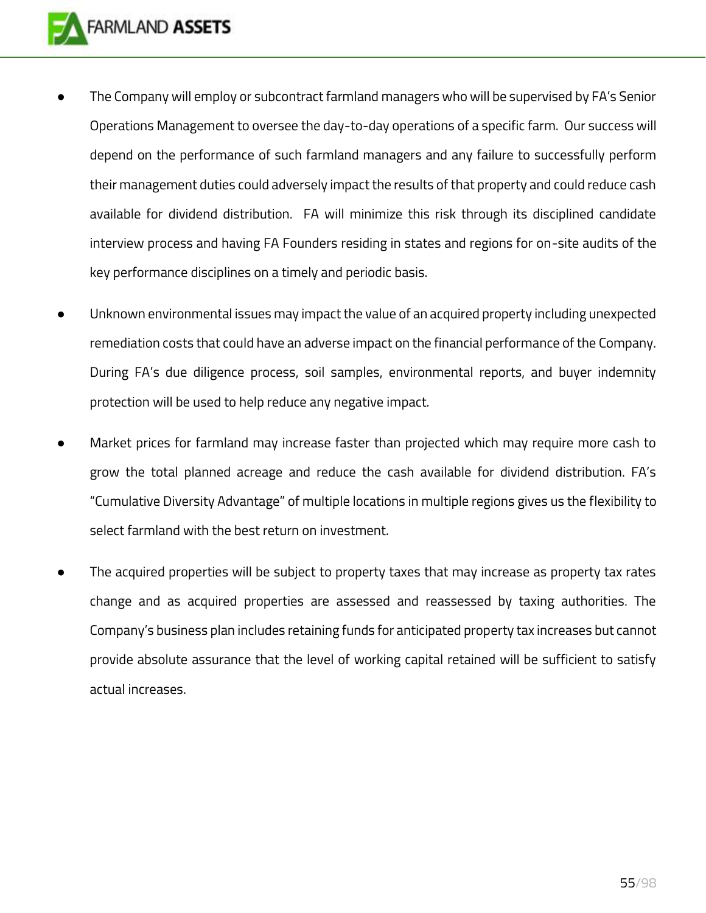- The Company will employ or subcontract farmland managers who will be supervised by FA's Senior Operations Management to oversee the day-to-day operations of a specific farm. Our success will depend on the performance of such farmland managers and any failure to successfully perform their management duties could adversely impact the results of that property and could reduce cash available for dividend distribution. FA will minimize this risk through its disciplined candidate interview process and having FA Founders residing in states and regions for on-site audits of the key performance disciplines on a timely and periodic basis.
- Unknown environmental issues may impact the value of an acquired property including unexpected remediation costs that could have an adverse impact on the financial performance of the Company. During FA's due diligence process, soil samples, environmental reports, and buyer indemnity protection will be used to help reduce any negative impact.
- Market prices for farmland may increase faster than projected which may require more cash to grow the total planned acreage and reduce the cash available for dividend distribution. FA's "Cumulative Diversity Advantage" of multiple locations in multiple regions gives us the flexibility to select farmland with the best return on investment.
- The acquired properties will be subject to property taxes that may increase as property tax rates change and as acquired properties are assessed and reassessed by taxing authorities. The Company's business plan includes retaining funds for anticipated property tax increases but cannot provide absolute assurance that the level of working capital retained will be sufficient to satisfy actual increases.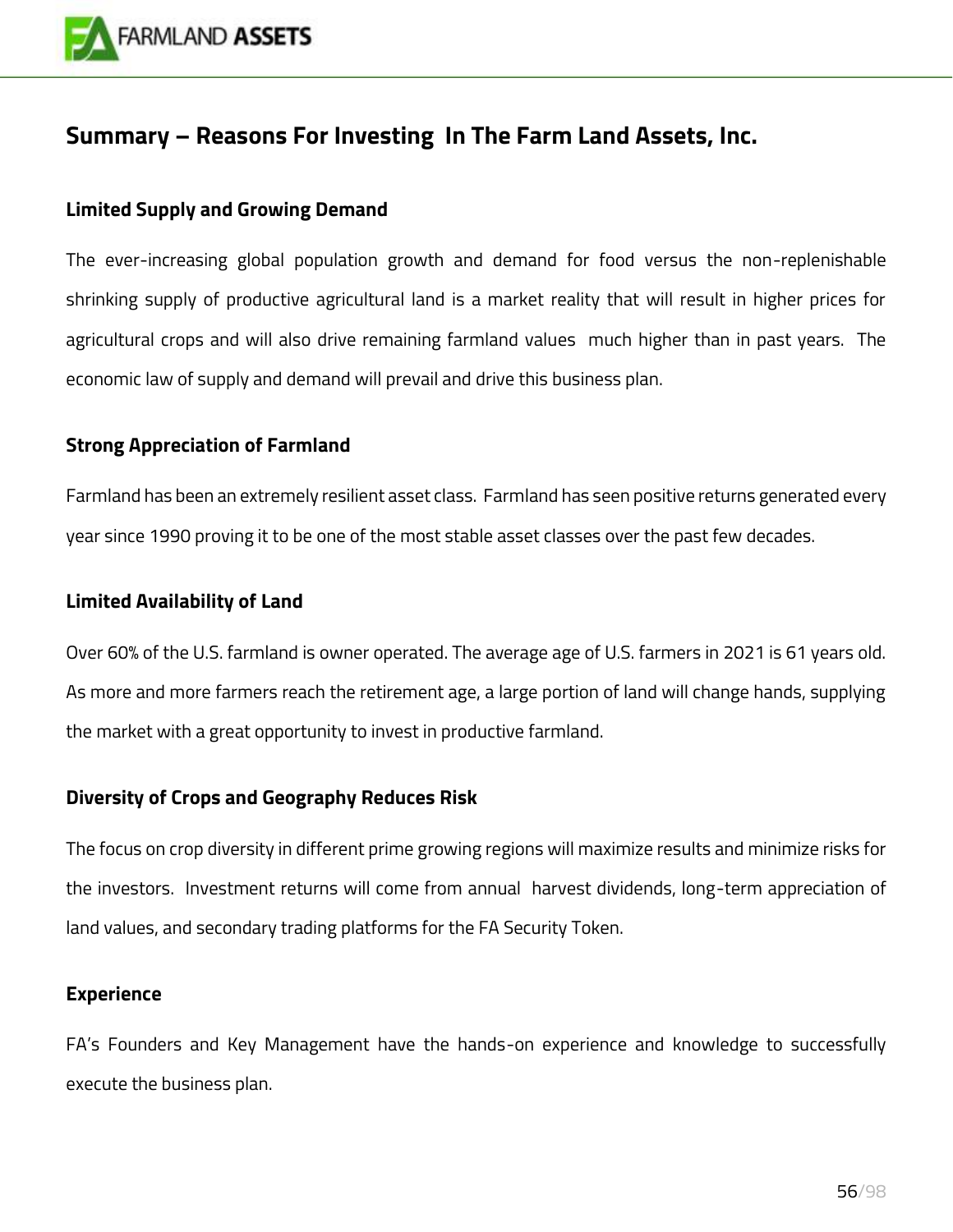## Summary – Reasons For Investing In The Farm Land Assets, Inc.

### Limited Supply and Growing Demand

The ever-increasing global population growth and demand for food versus the non-replenishable shrinking supply of productive agricultural land is a market reality that will result in higher prices for agricultural crops and will also drive remaining farmland values much higher than in past years. The economic law of supply and demand will prevail and drive this business plan.

### Strong Appreciation of Farmland

Farmland has been an extremely resilient asset class. Farmland has seen positive returns generated every year since 1990 proving it to be one of the most stable asset classes over the past few decades.

### Limited Availability of Land

Over 60% of the U.S. farmland is owner operated. The average age of U.S. farmers in 2021 is 61 years old. As more and more farmers reach the retirement age, a large portion of land will change hands, supplying the market with a great opportunity to invest in productive farmland.

### Diversity of Crops and Geography Reduces Risk

The focus on crop diversity in different prime growing regions will maximize results and minimize risks for the investors. Investment returns will come from annual harvest dividends, long-term appreciation of land values, and secondary trading platforms for the FA Security Token.

### Experience

FA's Founders and Key Management have the hands-on experience and knowledge to successfully execute the business plan.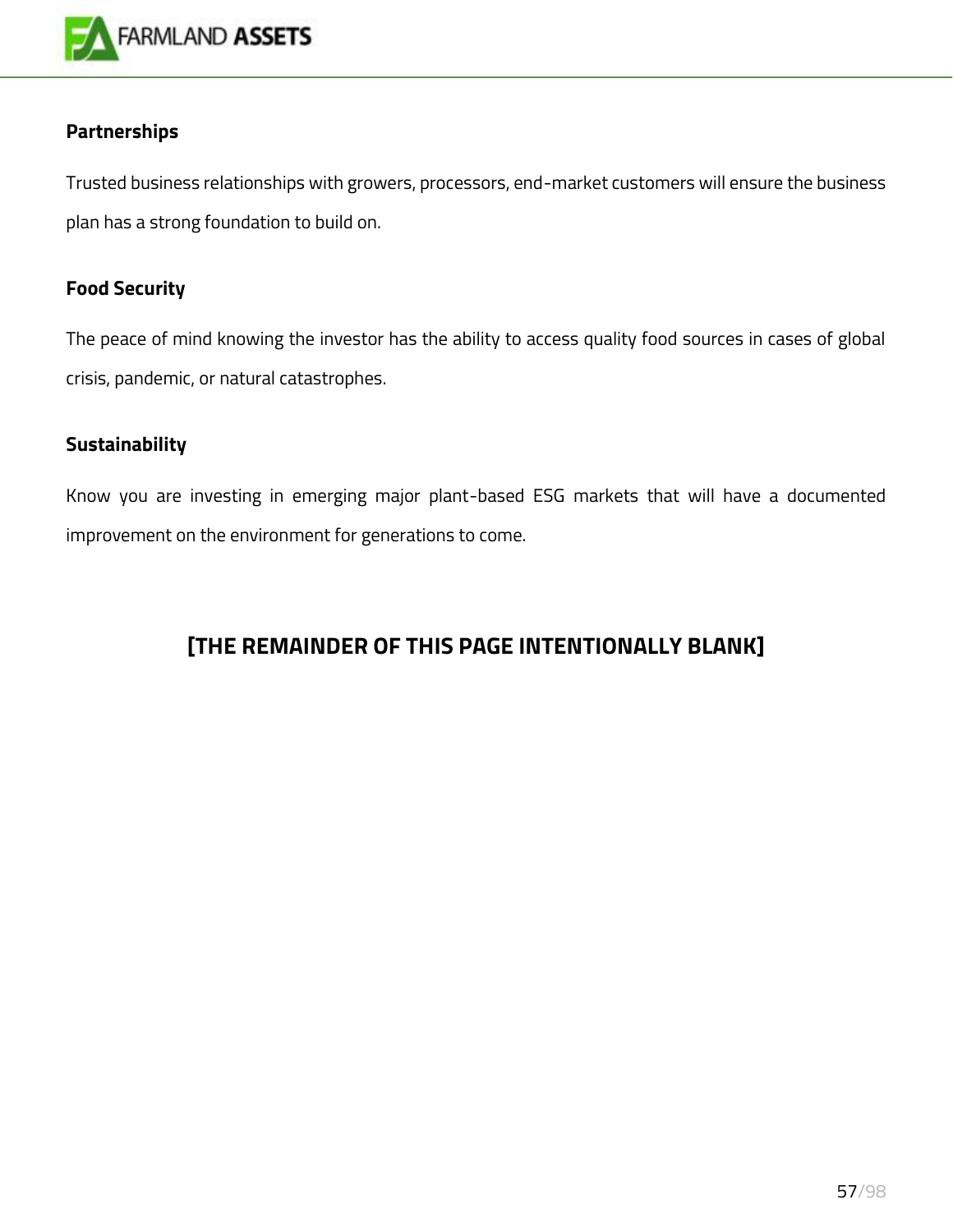**Partnerships**

Trusted business relationships with growers, processors, end-market customers will ensure the business plan has a strong foundation to build on.

**Food Security**

The peace of mind knowing the investor has the ability to access quality food sources in cases of global crisis, pandemic, or natural catastrophes.

**Sustainability**

Know you are investing in emerging major plant-based ESG markets that will have a documented improvement on the environment for generations to come.

**[THE REMAINDER OF THIS PAGE INTENTIONALLY BLANK]**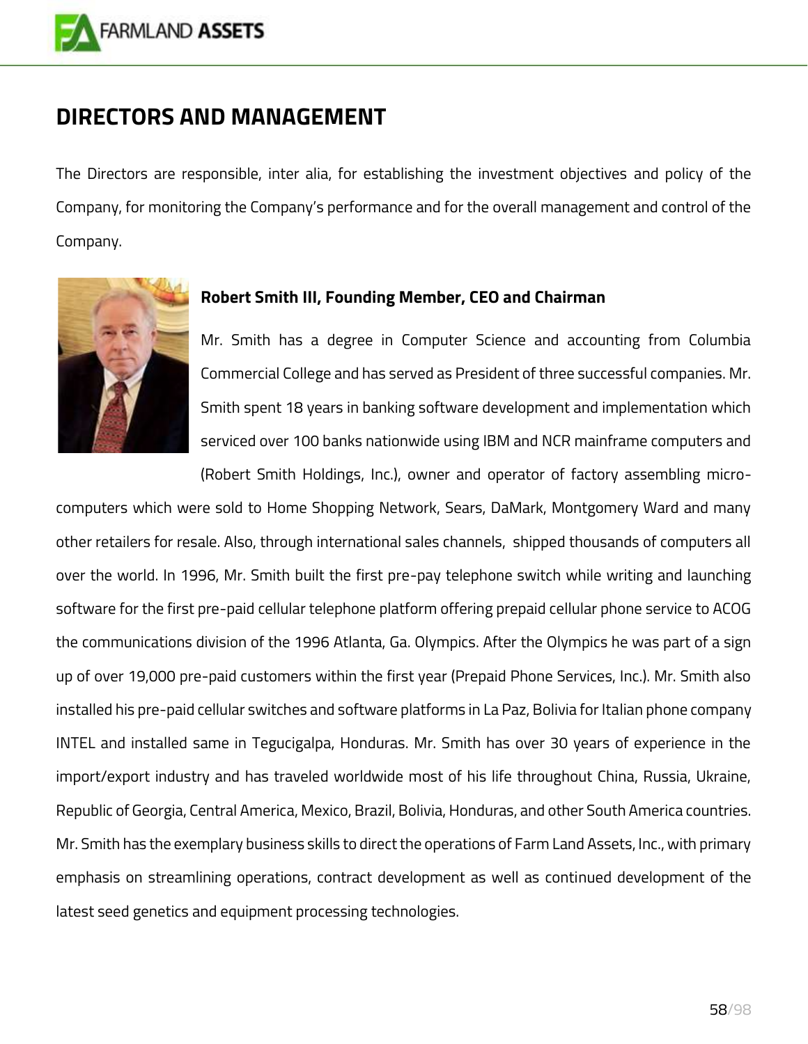# DIRECTORS AND MANAGEMENT

The Directors are responsible, inter alia, for establishing the investment objectives and policy of the Company, for monitoring the Company's performance and for the overall management and control of the Company.

**Robert Smith III, Founding Member, CEO and Chairman**

Mr. Smith has a degree in Computer Science and accounting from Columbia Commercial College and has served as President of three successful companies. Mr. Smith spent 18 years in banking software development and implementation which serviced over 100 banks nationwide using IBM and NCR mainframe computers and (Robert Smith Holdings, Inc.), owner and operator of factory assembling micro-computers which were sold to Home Shopping Network, Sears, DaMark, Montgomery Ward and many other retailers for resale. Also, through international sales channels, shipped thousands of computers all over the world. In 1996, Mr. Smith built the first pre-pay telephone switch while writing and launching software for the first pre-paid cellular telephone platform offering prepaid cellular phone service to ACOG the communications division of the 1996 Atlanta, Ga. Olympics. After the Olympics he was part of a sign up of over 19,000 pre-paid customers within the first year (Prepaid Phone Services, Inc.). Mr. Smith also installed his pre-paid cellular switches and software platforms in La Paz, Bolivia for Italian phone company INTEL and installed same in Tegucigalpa, Honduras. Mr. Smith has over 30 years of experience in the import/export industry and has traveled worldwide most of his life throughout China, Russia, Ukraine, Republic of Georgia, Central America, Mexico, Brazil, Bolivia, Honduras, and other South America countries. Mr. Smith has the exemplary business skills to direct the operations of Farm Land Assets, Inc., with primary emphasis on streamlining operations, contract development as well as continued development of the latest seed genetics and equipment processing technologies.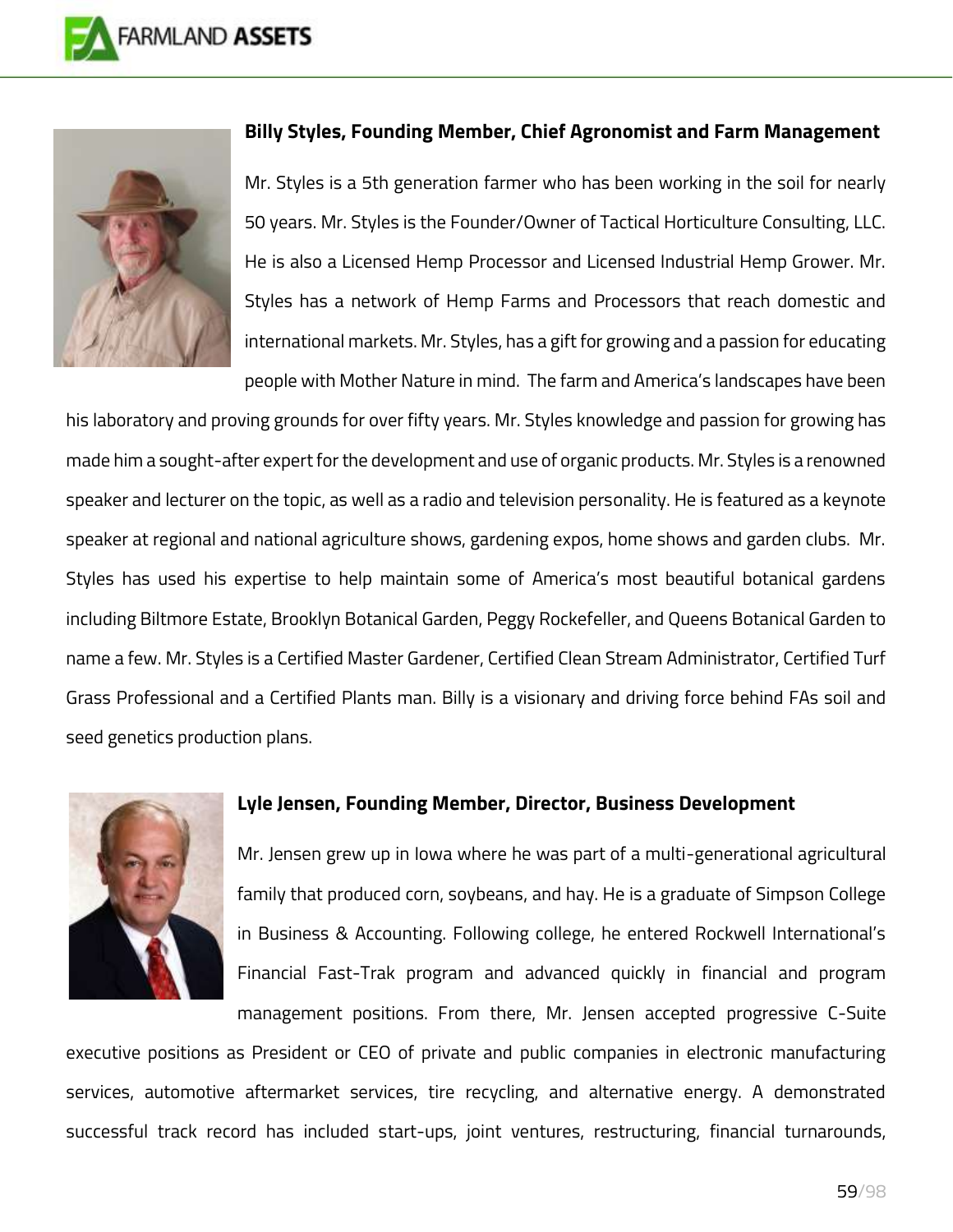**Billy Styles, Founding Member, Chief Agronomist and Farm Management**

Mr. Styles is a 5th generation farmer who has been working in the soil for nearly 50 years. Mr. Styles is the Founder/Owner of Tactical Horticulture Consulting, LLC. He is also a Licensed Hemp Processor and Licensed Industrial Hemp Grower. Mr. Styles has a network of Hemp Farms and Processors that reach domestic and international markets. Mr. Styles, has a gift for growing and a passion for educating people with Mother Nature in mind. The farm and America's landscapes have been his laboratory and proving grounds for over fifty years. Mr. Styles knowledge and passion for growing has made him a sought-after expert for the development and use of organic products. Mr. Styles is a renowned speaker and lecturer on the topic, as well as a radio and television personality. He is featured as a keynote speaker at regional and national agriculture shows, gardening expos, home shows and garden clubs. Mr. Styles has used his expertise to help maintain some of America's most beautiful botanical gardens including Biltmore Estate, Brooklyn Botanical Garden, Peggy Rockefeller, and Queens Botanical Garden to name a few. Mr. Styles is a Certified Master Gardener, Certified Clean Stream Administrator, Certified Turf Grass Professional and a Certified Plants man. Billy is a visionary and driving force behind FAs soil and seed genetics production plans.

**Lyle Jensen, Founding Member, Director, Business Development**

Mr. Jensen grew up in Iowa where he was part of a multi-generational agricultural family that produced corn, soybeans, and hay. He is a graduate of Simpson College in Business & Accounting. Following college, he entered Rockwell International's Financial Fast-Trak program and advanced quickly in financial and program management positions. From there, Mr. Jensen accepted progressive C-Suite executive positions as President or CEO of private and public companies in electronic manufacturing services, automotive aftermarket services, tire recycling, and alternative energy. A demonstrated successful track record has included start-ups, joint ventures, restructuring, financial turnarounds,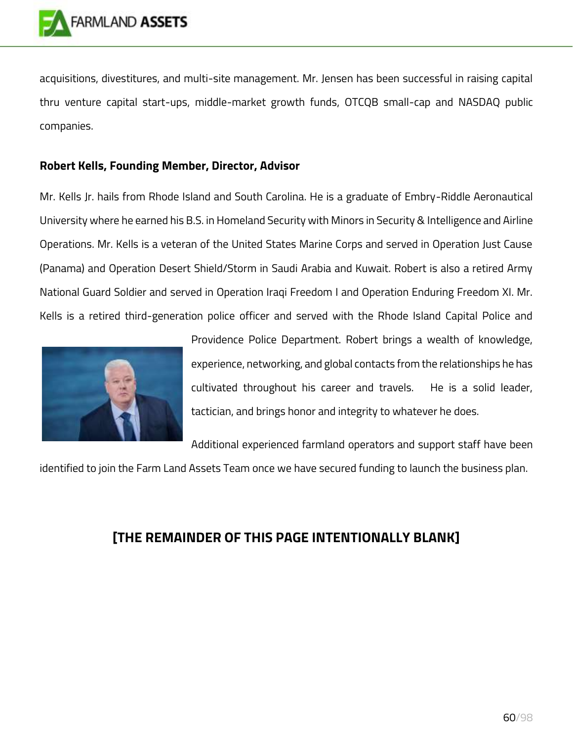acquisitions, divestitures, and multi-site management. Mr. Jensen has been successful in raising capital thru venture capital start-ups, middle-market growth funds, OTCQB small-cap and NASDAQ public companies.

**Robert Kells, Founding Member, Director, Advisor**

Mr. Kells Jr. hails from Rhode Island and South Carolina. He is a graduate of Embry-Riddle Aeronautical University where he earned his B.S. in Homeland Security with Minors in Security & Intelligence and Airline Operations. Mr. Kells is a veteran of the United States Marine Corps and served in Operation Just Cause (Panama) and Operation Desert Shield/Storm in Saudi Arabia and Kuwait. Robert is also a retired Army National Guard Soldier and served in Operation Iraqi Freedom I and Operation Enduring Freedom XI. Mr. Kells is a retired third-generation police officer and served with the Rhode Island Capital Police and Providence Police Department. Robert brings a wealth of knowledge, experience, networking, and global contacts from the relationships he has cultivated throughout his career and travels. He is a solid leader, tactician, and brings honor and integrity to whatever he does.

Additional experienced farmland operators and support staff have been identified to join the Farm Land Assets Team once we have secured funding to launch the business plan.

**[THE REMAINDER OF THIS PAGE INTENTIONALLY BLANK]**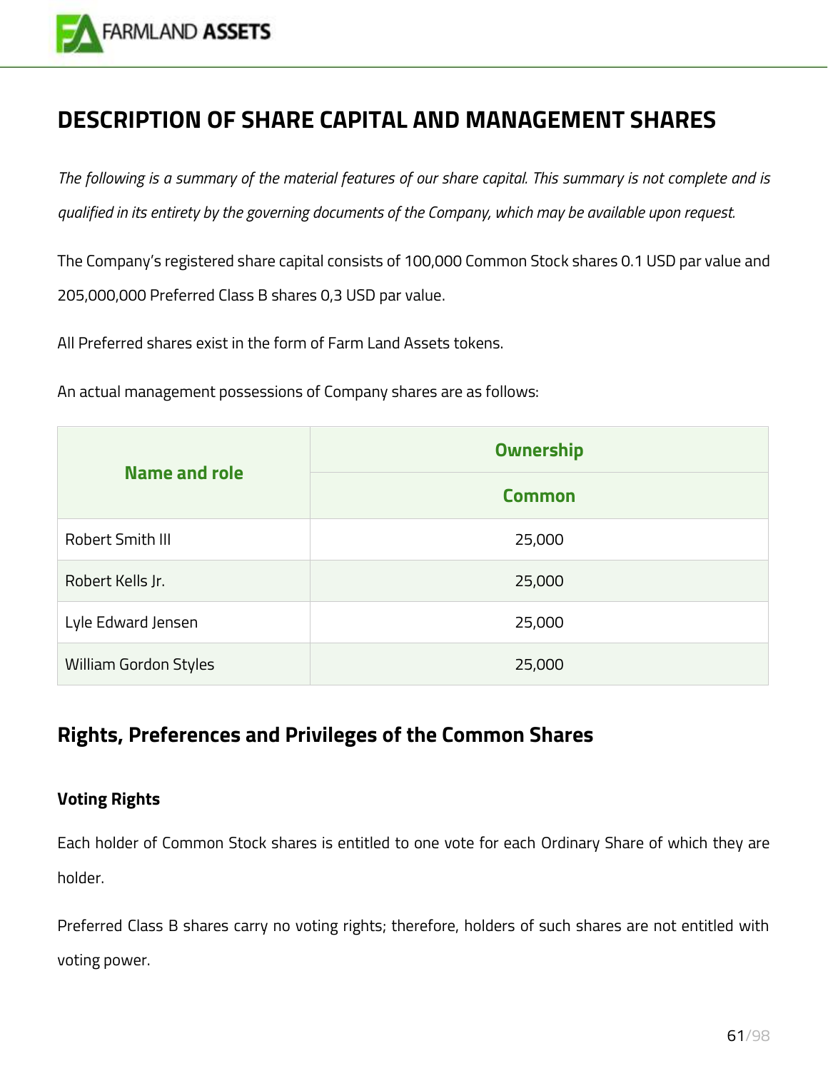# DESCRIPTION OF SHARE CAPITAL AND MANAGEMENT SHARES

*The following is a summary of the material features of our share capital. This summary is not complete and is qualified in its entirety by the governing documents of the Company, which may be available upon request.*

The Company's registered share capital consists of 100,000 Common Stock shares 0.1 USD par value and 205,000,000 Preferred Class B shares 0,3 USD par value.

All Preferred shares exist in the form of Farm Land Assets tokens.

An actual management possessions of Company shares are as follows:

| Name and role | Ownership |
|---|---|
| | Common |
| Robert Smith III | 25,000 |
| Robert Kells Jr. | 25,000 |
| Lyle Edward Jensen | 25,000 |
| William Gordon Styles | 25,000 |

## Rights, Preferences and Privileges of the Common Shares

### Voting Rights

Each holder of Common Stock shares is entitled to one vote for each Ordinary Share of which they are holder.

Preferred Class B shares carry no voting rights; therefore, holders of such shares are not entitled with voting power.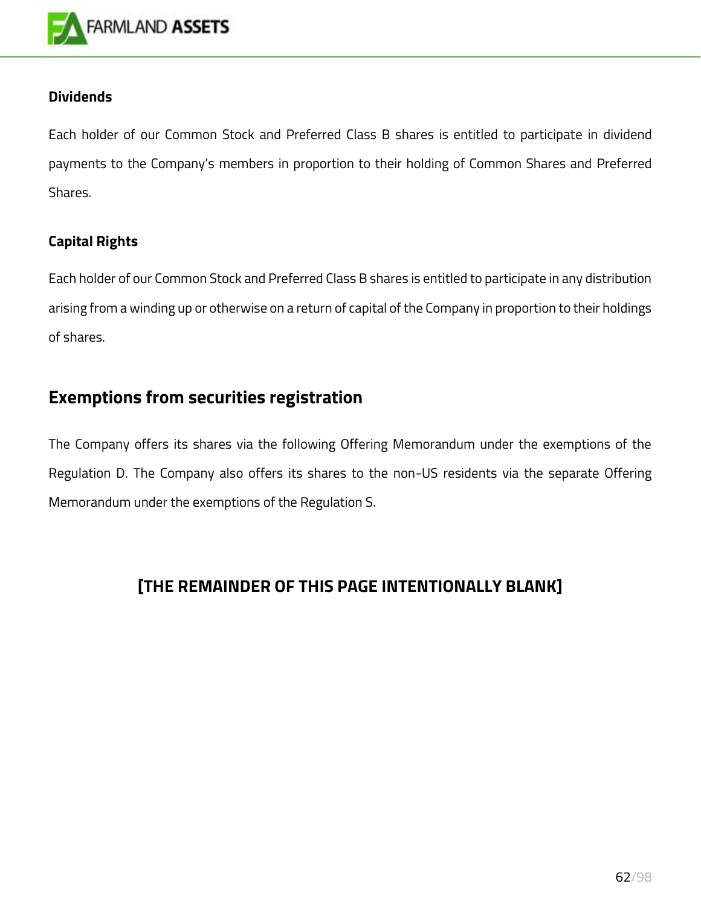### Dividends

Each holder of our Common Stock and Preferred Class B shares is entitled to participate in dividend payments to the Company's members in proportion to their holding of Common Shares and Preferred Shares.

### Capital Rights

Each holder of our Common Stock and Preferred Class B shares is entitled to participate in any distribution arising from a winding up or otherwise on a return of capital of the Company in proportion to their holdings of shares.

## Exemptions from securities registration

The Company offers its shares via the following Offering Memorandum under the exemptions of the Regulation D. The Company also offers its shares to the non-US residents via the separate Offering Memorandum under the exemptions of the Regulation S.

**[THE REMAINDER OF THIS PAGE INTENTIONALLY BLANK]**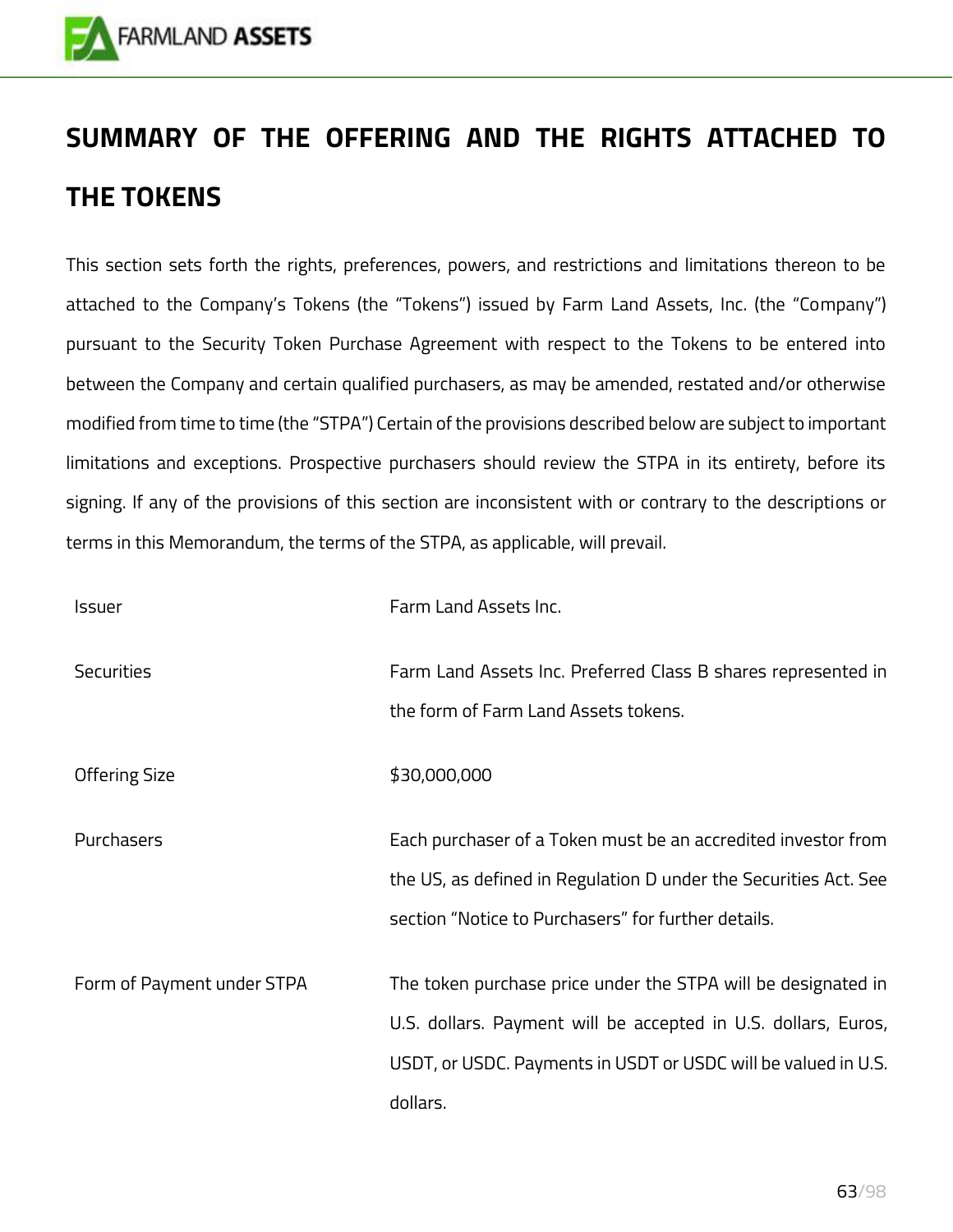# SUMMARY OF THE OFFERING AND THE RIGHTS ATTACHED TO THE TOKENS

This section sets forth the rights, preferences, powers, and restrictions and limitations thereon to be attached to the Company's Tokens (the "Tokens") issued by Farm Land Assets, Inc. (the "Company") pursuant to the Security Token Purchase Agreement with respect to the Tokens to be entered into between the Company and certain qualified purchasers, as may be amended, restated and/or otherwise modified from time to time (the "STPA") Certain of the provisions described below are subject to important limitations and exceptions. Prospective purchasers should review the STPA in its entirety, before its signing. If any of the provisions of this section are inconsistent with or contrary to the descriptions or terms in this Memorandum, the terms of the STPA, as applicable, will prevail.

| | |
|---|---|
| Issuer | Farm Land Assets Inc. |
| Securities | Farm Land Assets Inc. Preferred Class B shares represented in the form of Farm Land Assets tokens. |
| Offering Size | $30,000,000 |
| Purchasers | Each purchaser of a Token must be an accredited investor from the US, as defined in Regulation D under the Securities Act. See section "Notice to Purchasers" for further details. |
| Form of Payment under STPA | The token purchase price under the STPA will be designated in U.S. dollars. Payment will be accepted in U.S. dollars, Euros, USDT, or USDC. Payments in USDT or USDC will be valued in U.S. dollars. |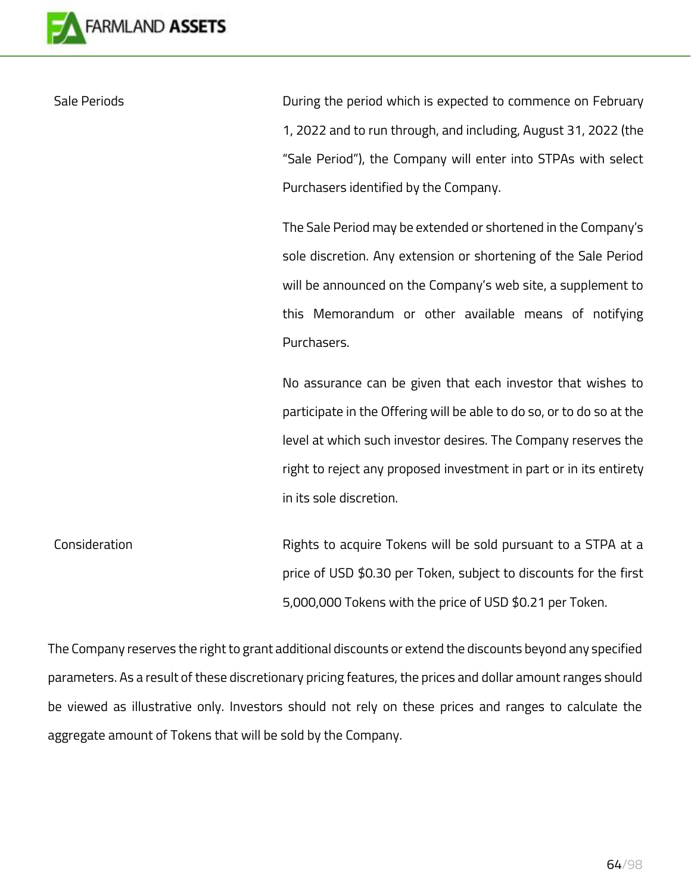| | |
|---|---|
| Sale Periods | During the period which is expected to commence on February 1, 2022 and to run through, and including, August 31, 2022 (the "Sale Period"), the Company will enter into STPAs with select Purchasers identified by the Company.<br><br>The Sale Period may be extended or shortened in the Company's sole discretion. Any extension or shortening of the Sale Period will be announced on the Company's web site, a supplement to this Memorandum or other available means of notifying Purchasers.<br><br>No assurance can be given that each investor that wishes to participate in the Offering will be able to do so, or to do so at the level at which such investor desires. The Company reserves the right to reject any proposed investment in part or in its entirety in its sole discretion. |
| Consideration | Rights to acquire Tokens will be sold pursuant to a STPA at a price of USD $0.30 per Token, subject to discounts for the first 5,000,000 Tokens with the price of USD $0.21 per Token. |

The Company reserves the right to grant additional discounts or extend the discounts beyond any specified parameters. As a result of these discretionary pricing features, the prices and dollar amount ranges should be viewed as illustrative only. Investors should not rely on these prices and ranges to calculate the aggregate amount of Tokens that will be sold by the Company.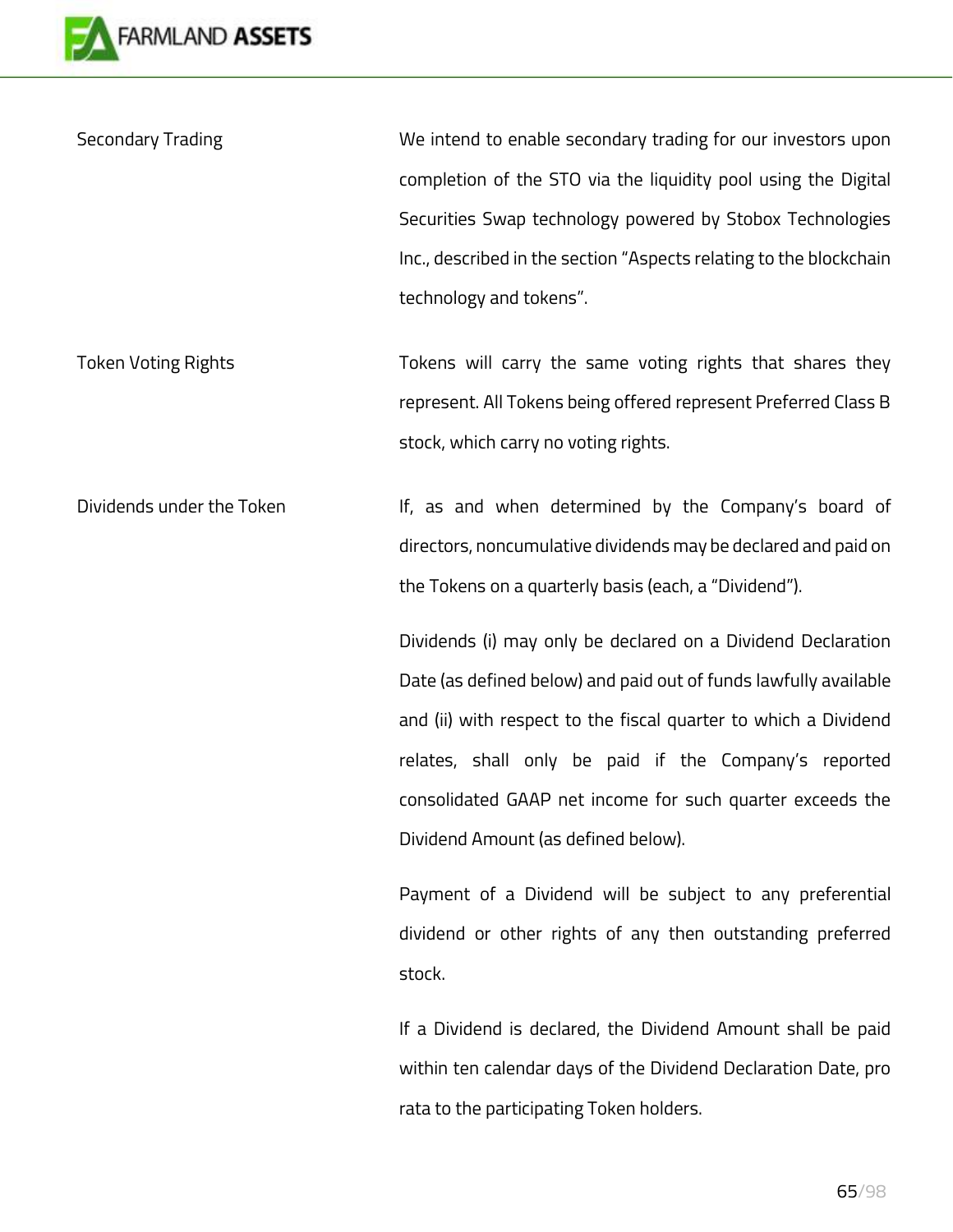| | |
|---|---|
| Secondary Trading | We intend to enable secondary trading for our investors upon completion of the STO via the liquidity pool using the Digital Securities Swap technology powered by Stobox Technologies Inc., described in the section "Aspects relating to the blockchain technology and tokens". |
| Token Voting Rights | Tokens will carry the same voting rights that shares they represent. All Tokens being offered represent Preferred Class B stock, which carry no voting rights. |
| Dividends under the Token | If, as and when determined by the Company's board of directors, noncumulative dividends may be declared and paid on the Tokens on a quarterly basis (each, a "Dividend").<br><br>Dividends (i) may only be declared on a Dividend Declaration Date (as defined below) and paid out of funds lawfully available and (ii) with respect to the fiscal quarter to which a Dividend relates, shall only be paid if the Company's reported consolidated GAAP net income for such quarter exceeds the Dividend Amount (as defined below).<br><br>Payment of a Dividend will be subject to any preferential dividend or other rights of any then outstanding preferred stock.<br><br>If a Dividend is declared, the Dividend Amount shall be paid within ten calendar days of the Dividend Declaration Date, pro rata to the participating Token holders. |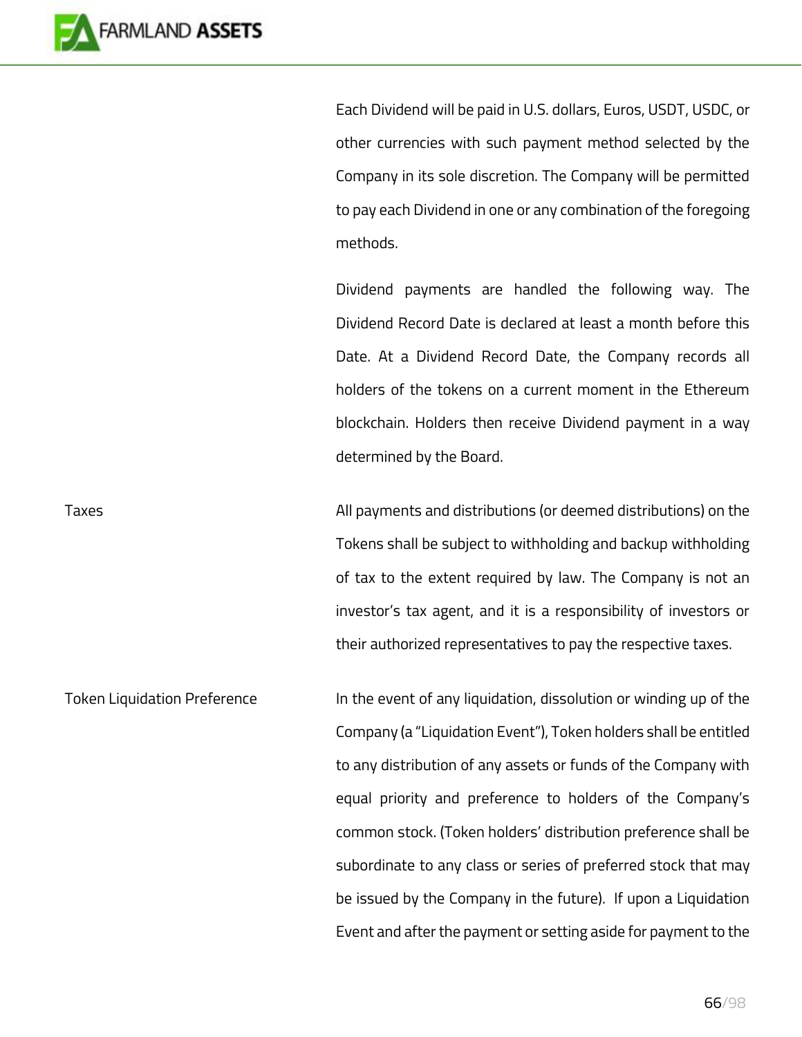| | |
|---|---|
| | Each Dividend will be paid in U.S. dollars, Euros, USDT, USDC, or other currencies with such payment method selected by the Company in its sole discretion. The Company will be permitted to pay each Dividend in one or any combination of the foregoing methods.<br><br>Dividend payments are handled the following way. The Dividend Record Date is declared at least a month before this Date. At a Dividend Record Date, the Company records all holders of the tokens on a current moment in the Ethereum blockchain. Holders then receive Dividend payment in a way determined by the Board. |
| Taxes | All payments and distributions (or deemed distributions) on the Tokens shall be subject to withholding and backup withholding of tax to the extent required by law. The Company is not an investor's tax agent, and it is a responsibility of investors or their authorized representatives to pay the respective taxes. |
| Token Liquidation Preference | In the event of any liquidation, dissolution or winding up of the Company (a "Liquidation Event"), Token holders shall be entitled to any distribution of any assets or funds of the Company with equal priority and preference to holders of the Company's common stock. (Token holders' distribution preference shall be subordinate to any class or series of preferred stock that may be issued by the Company in the future). If upon a Liquidation Event and after the payment or setting aside for payment to the |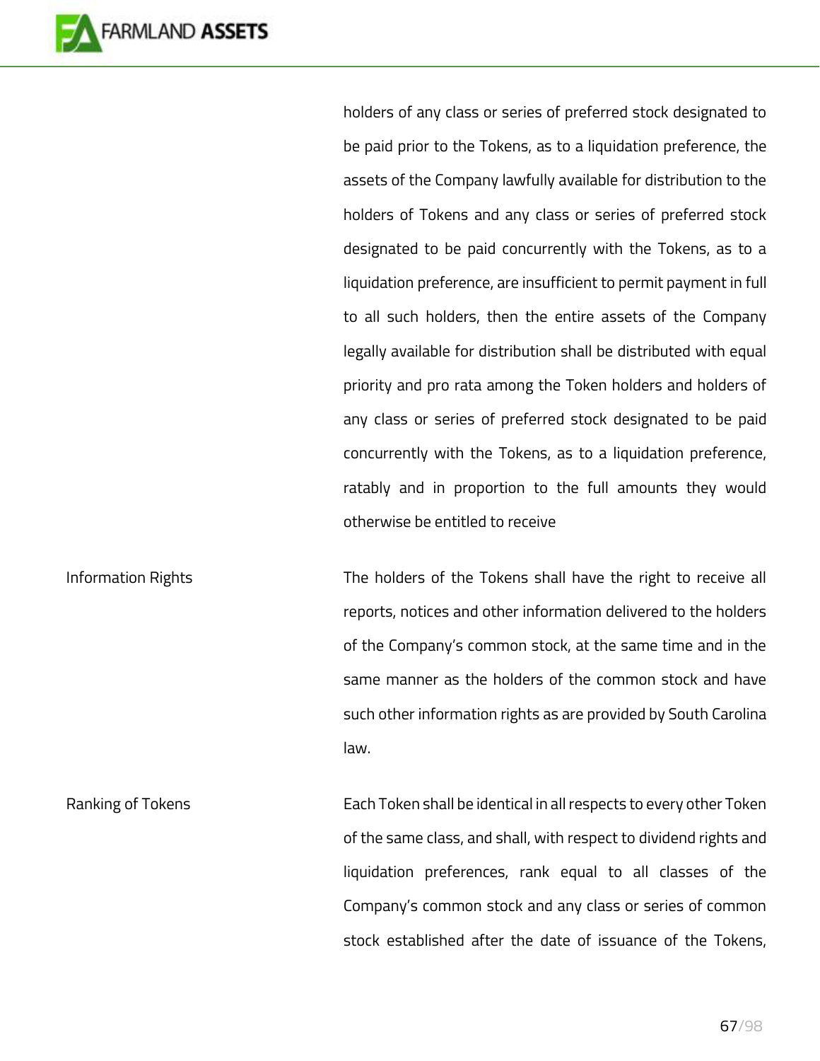| | |
|---|---|
| | holders of any class or series of preferred stock designated to be paid prior to the Tokens, as to a liquidation preference, the assets of the Company lawfully available for distribution to the holders of Tokens and any class or series of preferred stock designated to be paid concurrently with the Tokens, as to a liquidation preference, are insufficient to permit payment in full to all such holders, then the entire assets of the Company legally available for distribution shall be distributed with equal priority and pro rata among the Token holders and holders of any class or series of preferred stock designated to be paid concurrently with the Tokens, as to a liquidation preference, ratably and in proportion to the full amounts they would otherwise be entitled to receive |
| Information Rights | The holders of the Tokens shall have the right to receive all reports, notices and other information delivered to the holders of the Company's common stock, at the same time and in the same manner as the holders of the common stock and have such other information rights as are provided by South Carolina law. |
| Ranking of Tokens | Each Token shall be identical in all respects to every other Token of the same class, and shall, with respect to dividend rights and liquidation preferences, rank equal to all classes of the Company's common stock and any class or series of common stock established after the date of issuance of the Tokens, |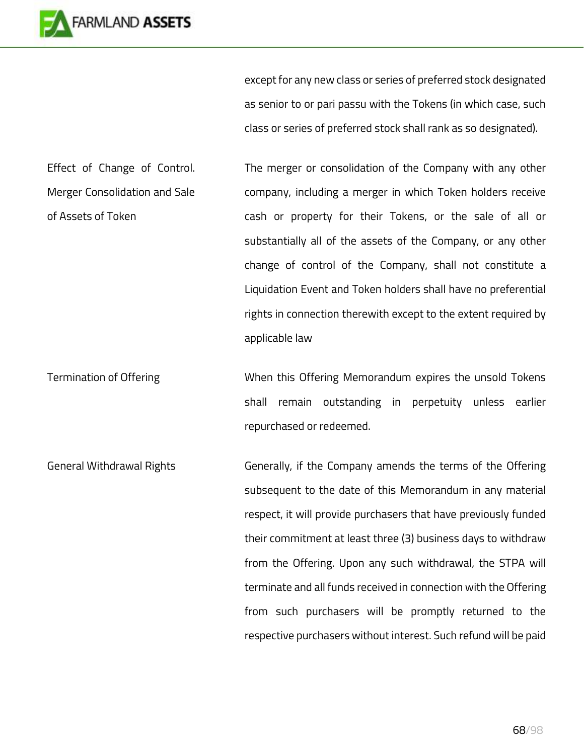| | |
|---|---|
| | except for any new class or series of preferred stock designated as senior to or pari passu with the Tokens (in which case, such class or series of preferred stock shall rank as so designated). |
| Effect of Change of Control. Merger Consolidation and Sale of Assets of Token | The merger or consolidation of the Company with any other company, including a merger in which Token holders receive cash or property for their Tokens, or the sale of all or substantially all of the assets of the Company, or any other change of control of the Company, shall not constitute a Liquidation Event and Token holders shall have no preferential rights in connection therewith except to the extent required by applicable law |
| Termination of Offering | When this Offering Memorandum expires the unsold Tokens shall remain outstanding in perpetuity unless earlier repurchased or redeemed. |
| General Withdrawal Rights | Generally, if the Company amends the terms of the Offering subsequent to the date of this Memorandum in any material respect, it will provide purchasers that have previously funded their commitment at least three (3) business days to withdraw from the Offering. Upon any such withdrawal, the STPA will terminate and all funds received in connection with the Offering from such purchasers will be promptly returned to the respective purchasers without interest. Such refund will be paid |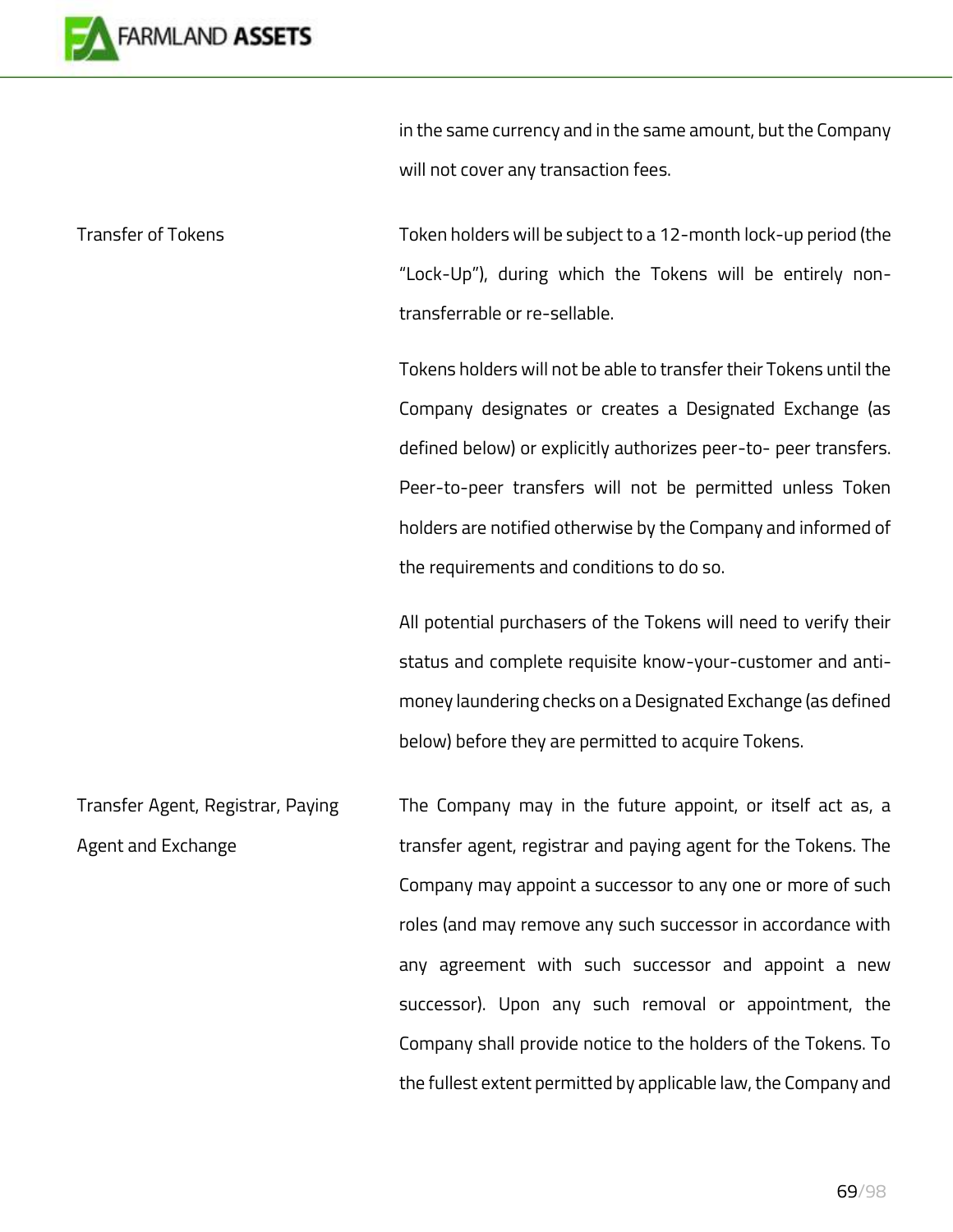| | |
|---|---|
| | in the same currency and in the same amount, but the Company will not cover any transaction fees. |
| Transfer of Tokens | Token holders will be subject to a 12-month lock-up period (the "Lock-Up"), during which the Tokens will be entirely non-transferrable or re-sellable.<br><br>Tokens holders will not be able to transfer their Tokens until the Company designates or creates a Designated Exchange (as defined below) or explicitly authorizes peer-to- peer transfers. Peer-to-peer transfers will not be permitted unless Token holders are notified otherwise by the Company and informed of the requirements and conditions to do so.<br><br>All potential purchasers of the Tokens will need to verify their status and complete requisite know-your-customer and anti-money laundering checks on a Designated Exchange (as defined below) before they are permitted to acquire Tokens. |
| Transfer Agent, Registrar, Paying Agent and Exchange | The Company may in the future appoint, or itself act as, a transfer agent, registrar and paying agent for the Tokens. The Company may appoint a successor to any one or more of such roles (and may remove any such successor in accordance with any agreement with such successor and appoint a new successor). Upon any such removal or appointment, the Company shall provide notice to the holders of the Tokens. To the fullest extent permitted by applicable law, the Company and |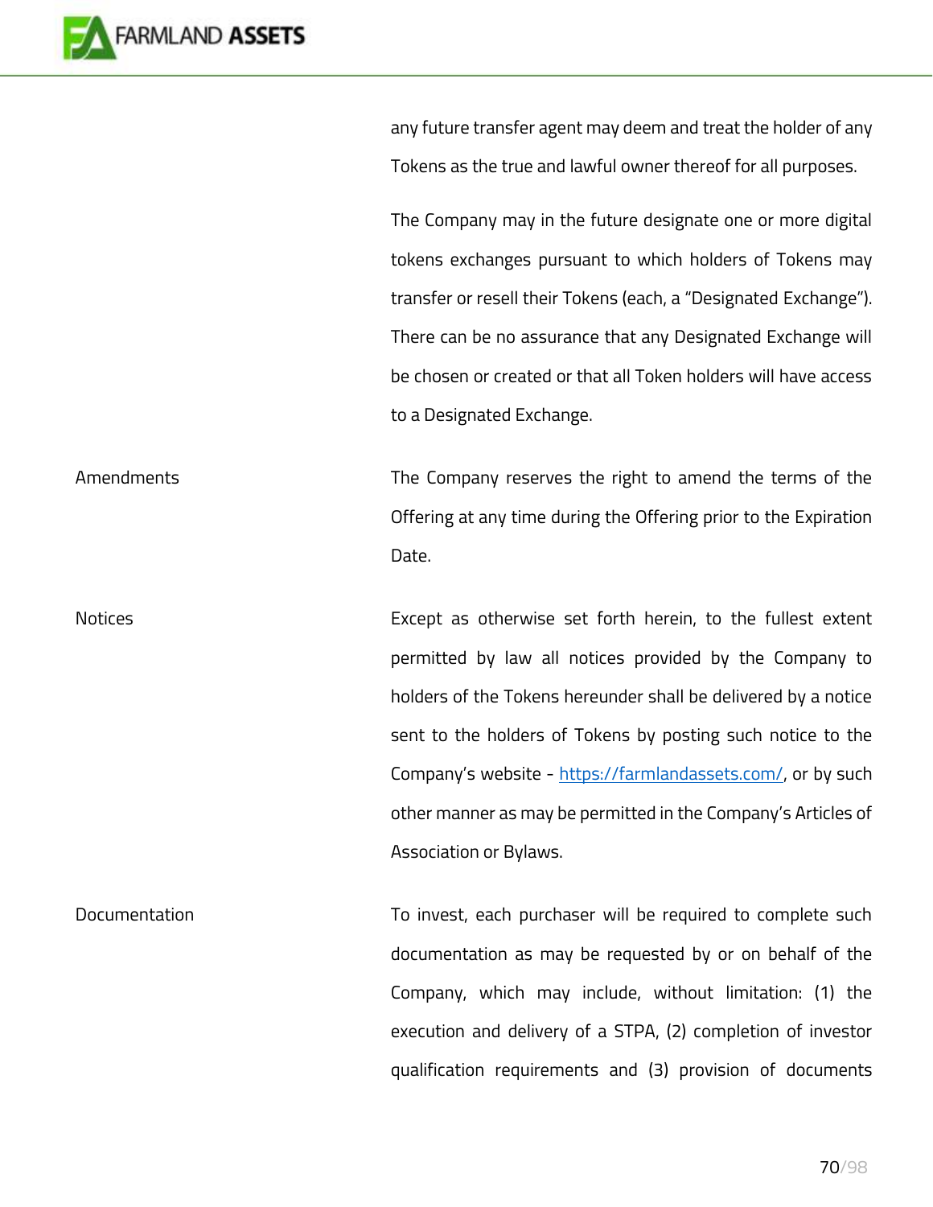| | |
|---|---|
| | any future transfer agent may deem and treat the holder of any Tokens as the true and lawful owner thereof for all purposes. |
| | The Company may in the future designate one or more digital tokens exchanges pursuant to which holders of Tokens may transfer or resell their Tokens (each, a "Designated Exchange"). There can be no assurance that any Designated Exchange will be chosen or created or that all Token holders will have access to a Designated Exchange. |
| Amendments | The Company reserves the right to amend the terms of the Offering at any time during the Offering prior to the Expiration Date. |
| Notices | Except as otherwise set forth herein, to the fullest extent permitted by law all notices provided by the Company to holders of the Tokens hereunder shall be delivered by a notice sent to the holders of Tokens by posting such notice to the Company's website - [https://farmlandassets.com/](https://farmlandassets.com/), or by such other manner as may be permitted in the Company's Articles of Association or Bylaws. |
| Documentation | To invest, each purchaser will be required to complete such documentation as may be requested by or on behalf of the Company, which may include, without limitation: (1) the execution and delivery of a STPA, (2) completion of investor qualification requirements and (3) provision of documents |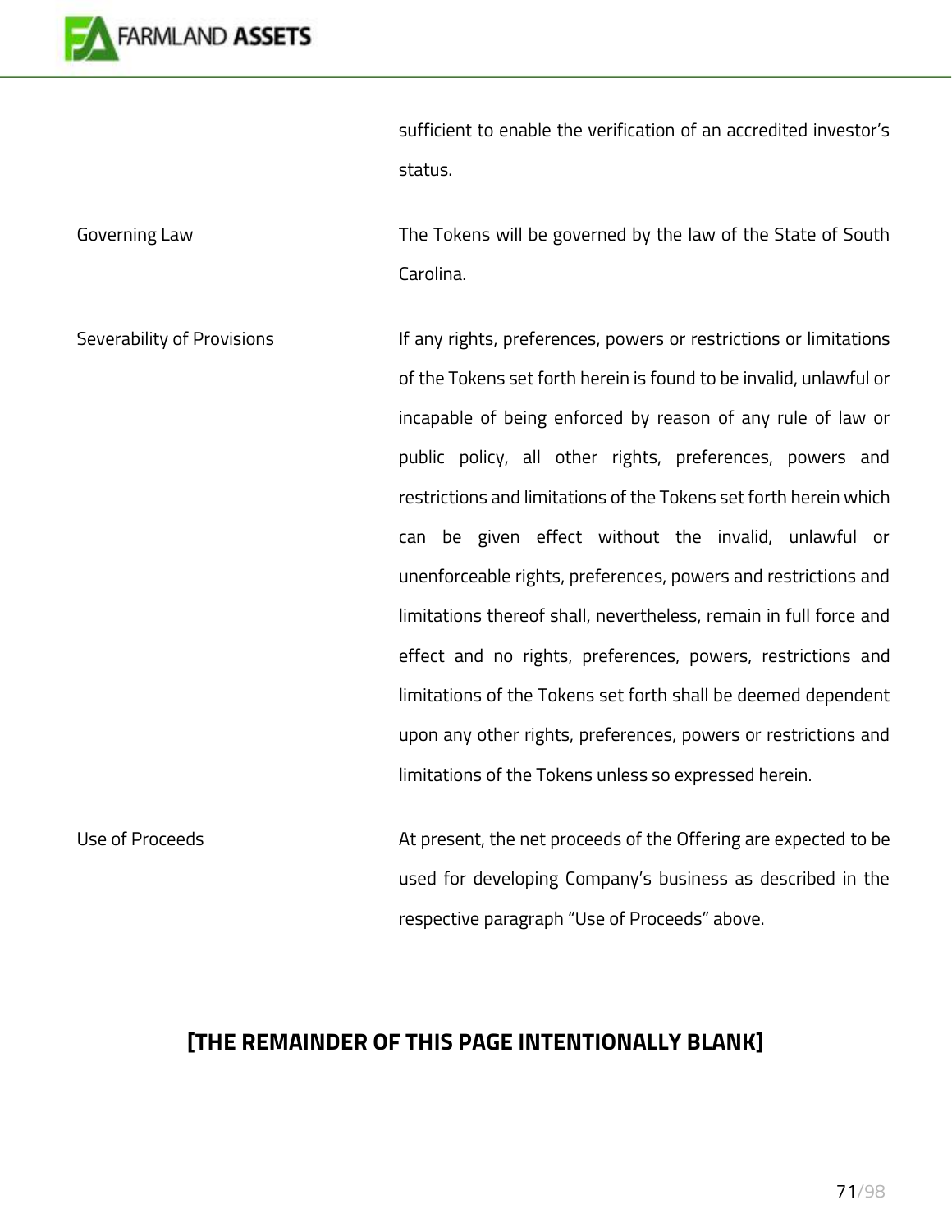| | |
|---|---|
| | sufficient to enable the verification of an accredited investor's status. |
| Governing Law | The Tokens will be governed by the law of the State of South Carolina. |
| Severability of Provisions | If any rights, preferences, powers or restrictions or limitations of the Tokens set forth herein is found to be invalid, unlawful or incapable of being enforced by reason of any rule of law or public policy, all other rights, preferences, powers and restrictions and limitations of the Tokens set forth herein which can be given effect without the invalid, unlawful or unenforceable rights, preferences, powers and restrictions and limitations thereof shall, nevertheless, remain in full force and effect and no rights, preferences, powers, restrictions and limitations of the Tokens set forth shall be deemed dependent upon any other rights, preferences, powers or restrictions and limitations of the Tokens unless so expressed herein. |
| Use of Proceeds | At present, the net proceeds of the Offering are expected to be used for developing Company's business as described in the respective paragraph "Use of Proceeds" above. |

**[THE REMAINDER OF THIS PAGE INTENTIONALLY BLANK]**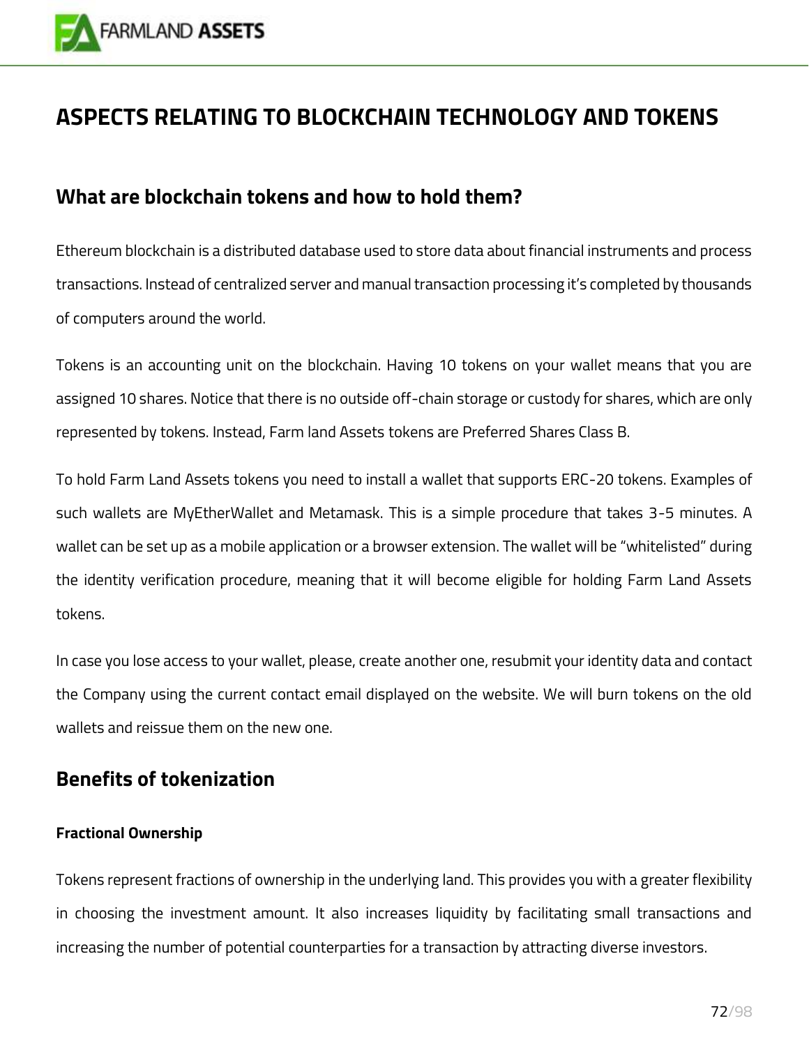# ASPECTS RELATING TO BLOCKCHAIN TECHNOLOGY AND TOKENS

## What are blockchain tokens and how to hold them?

Ethereum blockchain is a distributed database used to store data about financial instruments and process transactions. Instead of centralized server and manual transaction processing it's completed by thousands of computers around the world.

Tokens is an accounting unit on the blockchain. Having 10 tokens on your wallet means that you are assigned 10 shares. Notice that there is no outside off-chain storage or custody for shares, which are only represented by tokens. Instead, Farm land Assets tokens are Preferred Shares Class B.

To hold Farm Land Assets tokens you need to install a wallet that supports ERC-20 tokens. Examples of such wallets are MyEtherWallet and Metamask. This is a simple procedure that takes 3-5 minutes. A wallet can be set up as a mobile application or a browser extension. The wallet will be "whitelisted" during the identity verification procedure, meaning that it will become eligible for holding Farm Land Assets tokens.

In case you lose access to your wallet, please, create another one, resubmit your identity data and contact the Company using the current contact email displayed on the website. We will burn tokens on the old wallets and reissue them on the new one.

## Benefits of tokenization

**Fractional Ownership**

Tokens represent fractions of ownership in the underlying land. This provides you with a greater flexibility in choosing the investment amount. It also increases liquidity by facilitating small transactions and increasing the number of potential counterparties for a transaction by attracting diverse investors.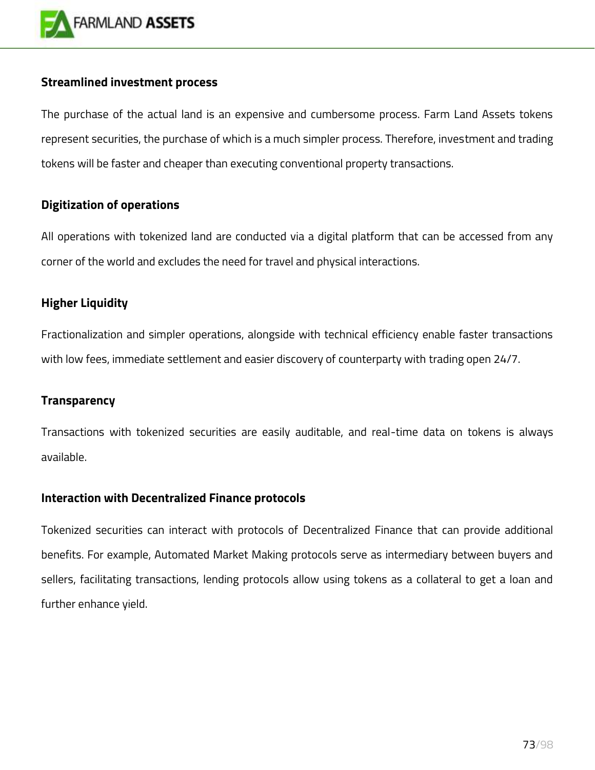**Streamlined investment process**

The purchase of the actual land is an expensive and cumbersome process. Farm Land Assets tokens represent securities, the purchase of which is a much simpler process. Therefore, investment and trading tokens will be faster and cheaper than executing conventional property transactions.

**Digitization of operations**

All operations with tokenized land are conducted via a digital platform that can be accessed from any corner of the world and excludes the need for travel and physical interactions.

**Higher Liquidity**

Fractionalization and simpler operations, alongside with technical efficiency enable faster transactions with low fees, immediate settlement and easier discovery of counterparty with trading open 24/7.

**Transparency**

Transactions with tokenized securities are easily auditable, and real-time data on tokens is always available.

**Interaction with Decentralized Finance protocols**

Tokenized securities can interact with protocols of Decentralized Finance that can provide additional benefits. For example, Automated Market Making protocols serve as intermediary between buyers and sellers, facilitating transactions, lending protocols allow using tokens as a collateral to get a loan and further enhance yield.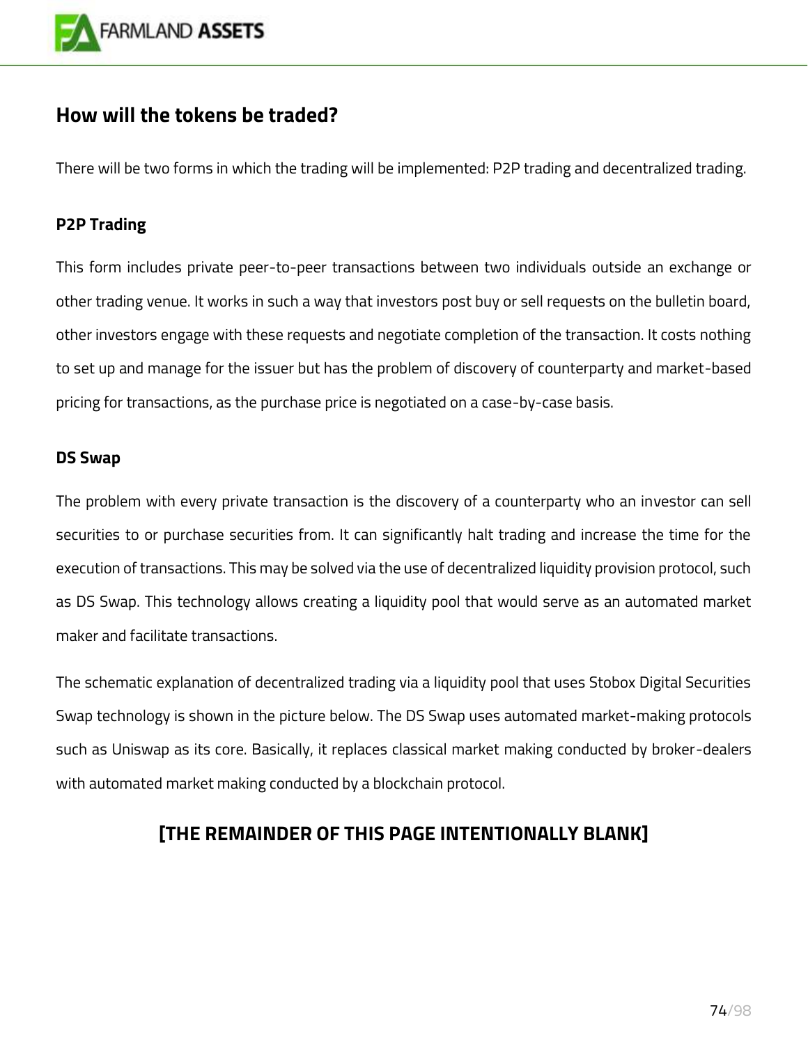## How will the tokens be traded?

There will be two forms in which the trading will be implemented: P2P trading and decentralized trading.

### P2P Trading

This form includes private peer-to-peer transactions between two individuals outside an exchange or other trading venue. It works in such a way that investors post buy or sell requests on the bulletin board, other investors engage with these requests and negotiate completion of the transaction. It costs nothing to set up and manage for the issuer but has the problem of discovery of counterparty and market-based pricing for transactions, as the purchase price is negotiated on a case-by-case basis.

### DS Swap

The problem with every private transaction is the discovery of a counterparty who an investor can sell securities to or purchase securities from. It can significantly halt trading and increase the time for the execution of transactions. This may be solved via the use of decentralized liquidity provision protocol, such as DS Swap. This technology allows creating a liquidity pool that would serve as an automated market maker and facilitate transactions.

The schematic explanation of decentralized trading via a liquidity pool that uses Stobox Digital Securities Swap technology is shown in the picture below. The DS Swap uses automated market-making protocols such as Uniswap as its core. Basically, it replaces classical market making conducted by broker-dealers with automated market making conducted by a blockchain protocol.

**[THE REMAINDER OF THIS PAGE INTENTIONALLY BLANK]**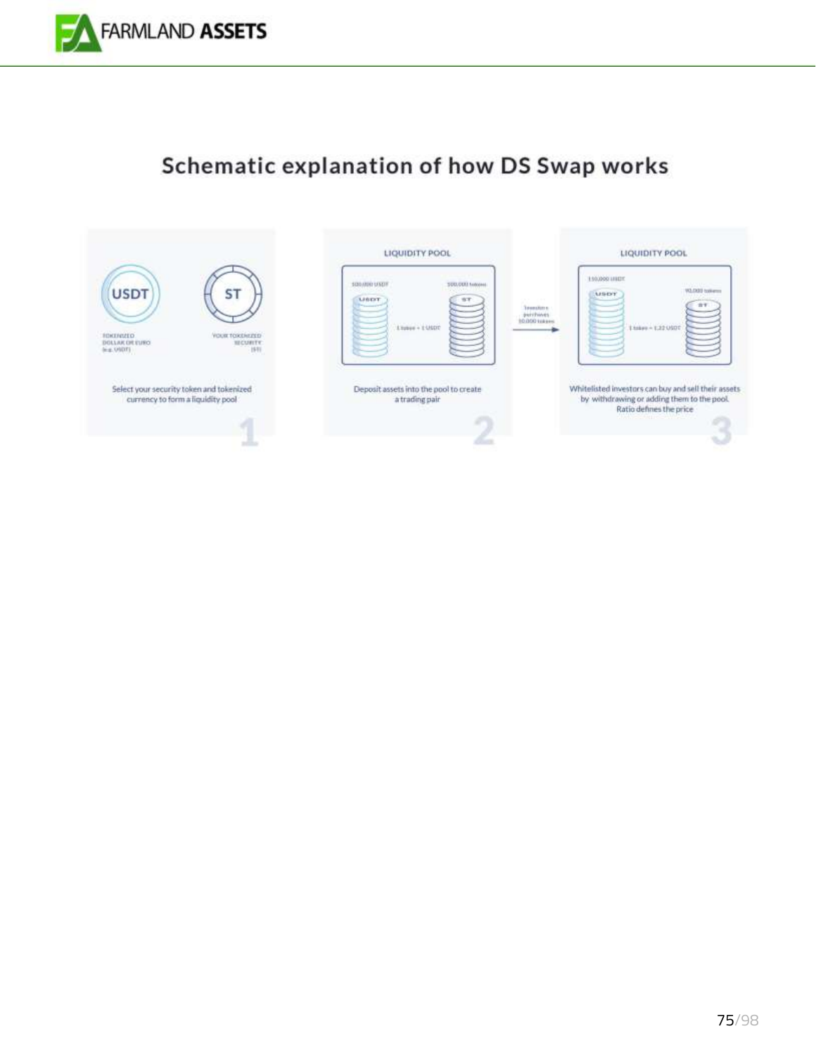## Schematic explanation of how DS Swap works

USDT

TOKENIZED DOLLAR OR EURO (e.g. USDT)

ST

YOUR TOKENIZED SECURITY (ST)

Select your security token and tokenized currency to form a liquidity pool

1

LIQUIDITY POOL

100,000 USDT

100,000 tokens

1 token = 1 USDT

Deposit assets into the pool to create a trading pair

2

Investors purchases 10,000 tokens

LIQUIDITY POOL

110,000 USDT

90,000 tokens

1 token = 1,22 USDT

Whitelisted investors can buy and sell their assets by withdrawing or adding them to the pool. Ratio defines the price

3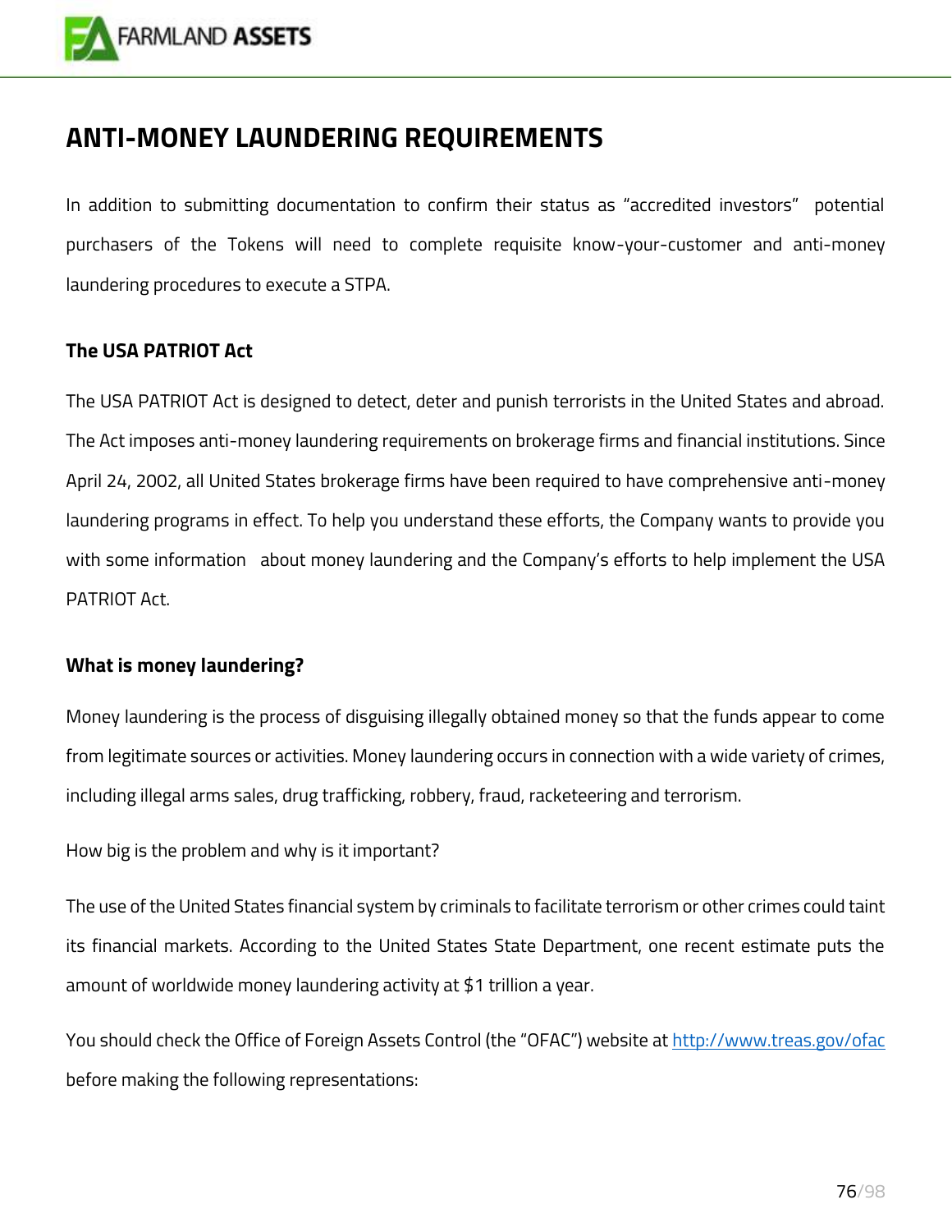# ANTI-MONEY LAUNDERING REQUIREMENTS

In addition to submitting documentation to confirm their status as "accredited investors" potential purchasers of the Tokens will need to complete requisite know-your-customer and anti-money laundering procedures to execute a STPA.

### The USA PATRIOT Act

The USA PATRIOT Act is designed to detect, deter and punish terrorists in the United States and abroad. The Act imposes anti-money laundering requirements on brokerage firms and financial institutions. Since April 24, 2002, all United States brokerage firms have been required to have comprehensive anti-money laundering programs in effect. To help you understand these efforts, the Company wants to provide you with some information about money laundering and the Company's efforts to help implement the USA PATRIOT Act.

### What is money laundering?

Money laundering is the process of disguising illegally obtained money so that the funds appear to come from legitimate sources or activities. Money laundering occurs in connection with a wide variety of crimes, including illegal arms sales, drug trafficking, robbery, fraud, racketeering and terrorism.

How big is the problem and why is it important?

The use of the United States financial system by criminals to facilitate terrorism or other crimes could taint its financial markets. According to the United States State Department, one recent estimate puts the amount of worldwide money laundering activity at $1 trillion a year.

You should check the Office of Foreign Assets Control (the "OFAC") website at [http://www.treas.gov/ofac](http://www.treas.gov/ofac) before making the following representations: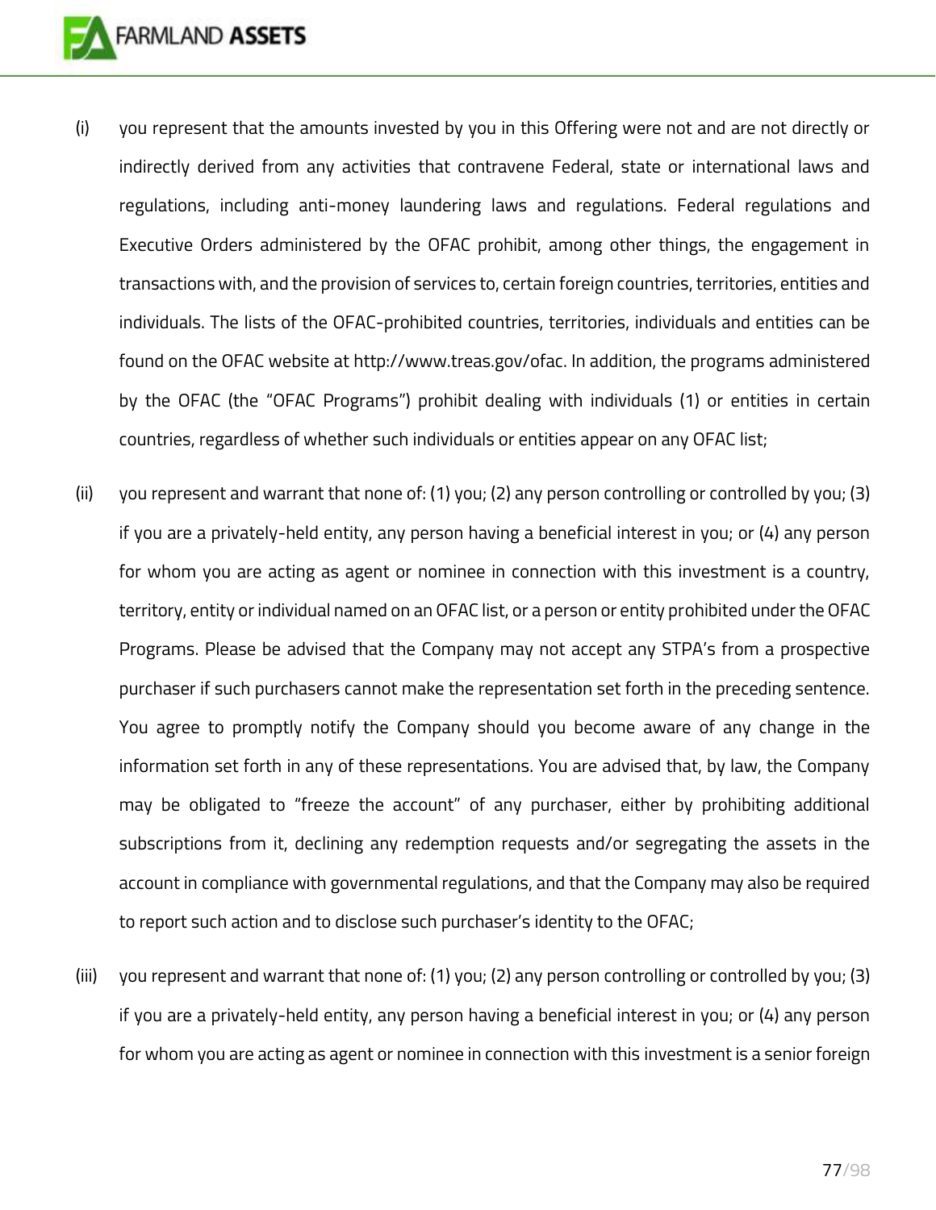(i) you represent that the amounts invested by you in this Offering were not and are not directly or indirectly derived from any activities that contravene Federal, state or international laws and regulations, including anti-money laundering laws and regulations. Federal regulations and Executive Orders administered by the OFAC prohibit, among other things, the engagement in transactions with, and the provision of services to, certain foreign countries, territories, entities and individuals. The lists of the OFAC-prohibited countries, territories, individuals and entities can be found on the OFAC website at http://www.treas.gov/ofac. In addition, the programs administered by the OFAC (the "OFAC Programs") prohibit dealing with individuals (1) or entities in certain countries, regardless of whether such individuals or entities appear on any OFAC list;

(ii) you represent and warrant that none of: (1) you; (2) any person controlling or controlled by you; (3) if you are a privately-held entity, any person having a beneficial interest in you; or (4) any person for whom you are acting as agent or nominee in connection with this investment is a country, territory, entity or individual named on an OFAC list, or a person or entity prohibited under the OFAC Programs. Please be advised that the Company may not accept any STPA's from a prospective purchaser if such purchasers cannot make the representation set forth in the preceding sentence. You agree to promptly notify the Company should you become aware of any change in the information set forth in any of these representations. You are advised that, by law, the Company may be obligated to "freeze the account" of any purchaser, either by prohibiting additional subscriptions from it, declining any redemption requests and/or segregating the assets in the account in compliance with governmental regulations, and that the Company may also be required to report such action and to disclose such purchaser's identity to the OFAC;

(iii) you represent and warrant that none of: (1) you; (2) any person controlling or controlled by you; (3) if you are a privately-held entity, any person having a beneficial interest in you; or (4) any person for whom you are acting as agent or nominee in connection with this investment is a senior foreign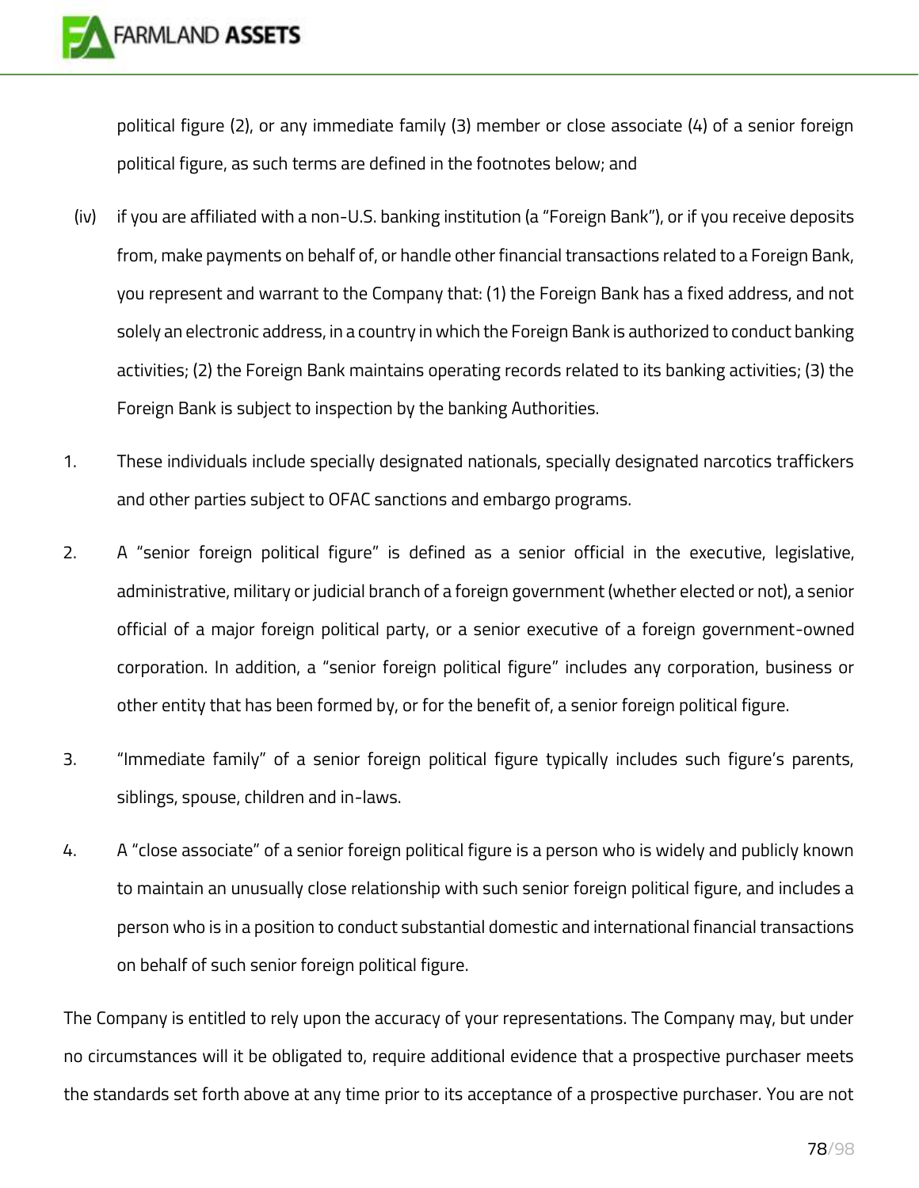political figure (2), or any immediate family (3) member or close associate (4) of a senior foreign political figure, as such terms are defined in the footnotes below; and

(iv) if you are affiliated with a non-U.S. banking institution (a "Foreign Bank"), or if you receive deposits from, make payments on behalf of, or handle other financial transactions related to a Foreign Bank, you represent and warrant to the Company that: (1) the Foreign Bank has a fixed address, and not solely an electronic address, in a country in which the Foreign Bank is authorized to conduct banking activities; (2) the Foreign Bank maintains operating records related to its banking activities; (3) the Foreign Bank is subject to inspection by the banking Authorities.

1. These individuals include specially designated nationals, specially designated narcotics traffickers and other parties subject to OFAC sanctions and embargo programs.

2. A "senior foreign political figure" is defined as a senior official in the executive, legislative, administrative, military or judicial branch of a foreign government (whether elected or not), a senior official of a major foreign political party, or a senior executive of a foreign government-owned corporation. In addition, a "senior foreign political figure" includes any corporation, business or other entity that has been formed by, or for the benefit of, a senior foreign political figure.

3. "Immediate family" of a senior foreign political figure typically includes such figure's parents, siblings, spouse, children and in-laws.

4. A "close associate" of a senior foreign political figure is a person who is widely and publicly known to maintain an unusually close relationship with such senior foreign political figure, and includes a person who is in a position to conduct substantial domestic and international financial transactions on behalf of such senior foreign political figure.

The Company is entitled to rely upon the accuracy of your representations. The Company may, but under no circumstances will it be obligated to, require additional evidence that a prospective purchaser meets the standards set forth above at any time prior to its acceptance of a prospective purchaser. You are not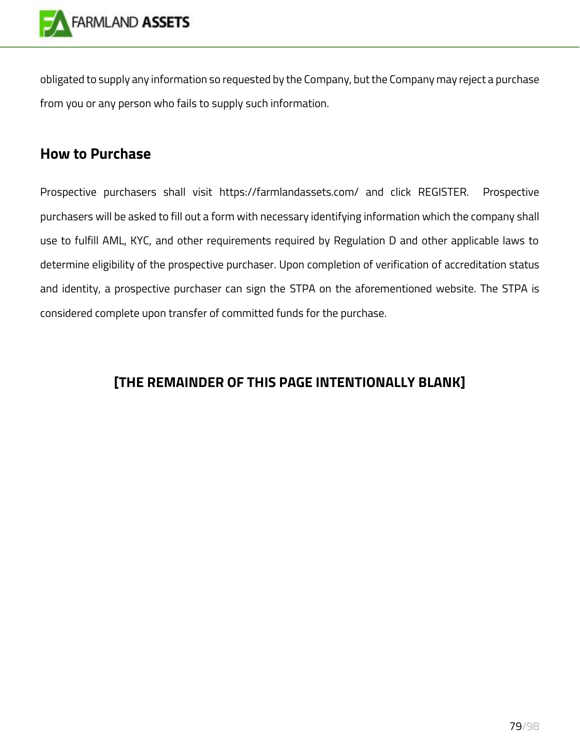obligated to supply any information so requested by the Company, but the Company may reject a purchase from you or any person who fails to supply such information.

## How to Purchase

Prospective purchasers shall visit https://farmlandassets.com/ and click REGISTER. Prospective purchasers will be asked to fill out a form with necessary identifying information which the company shall use to fulfill AML, KYC, and other requirements required by Regulation D and other applicable laws to determine eligibility of the prospective purchaser. Upon completion of verification of accreditation status and identity, a prospective purchaser can sign the STPA on the aforementioned website. The STPA is considered complete upon transfer of committed funds for the purchase.

**[THE REMAINDER OF THIS PAGE INTENTIONALLY BLANK]**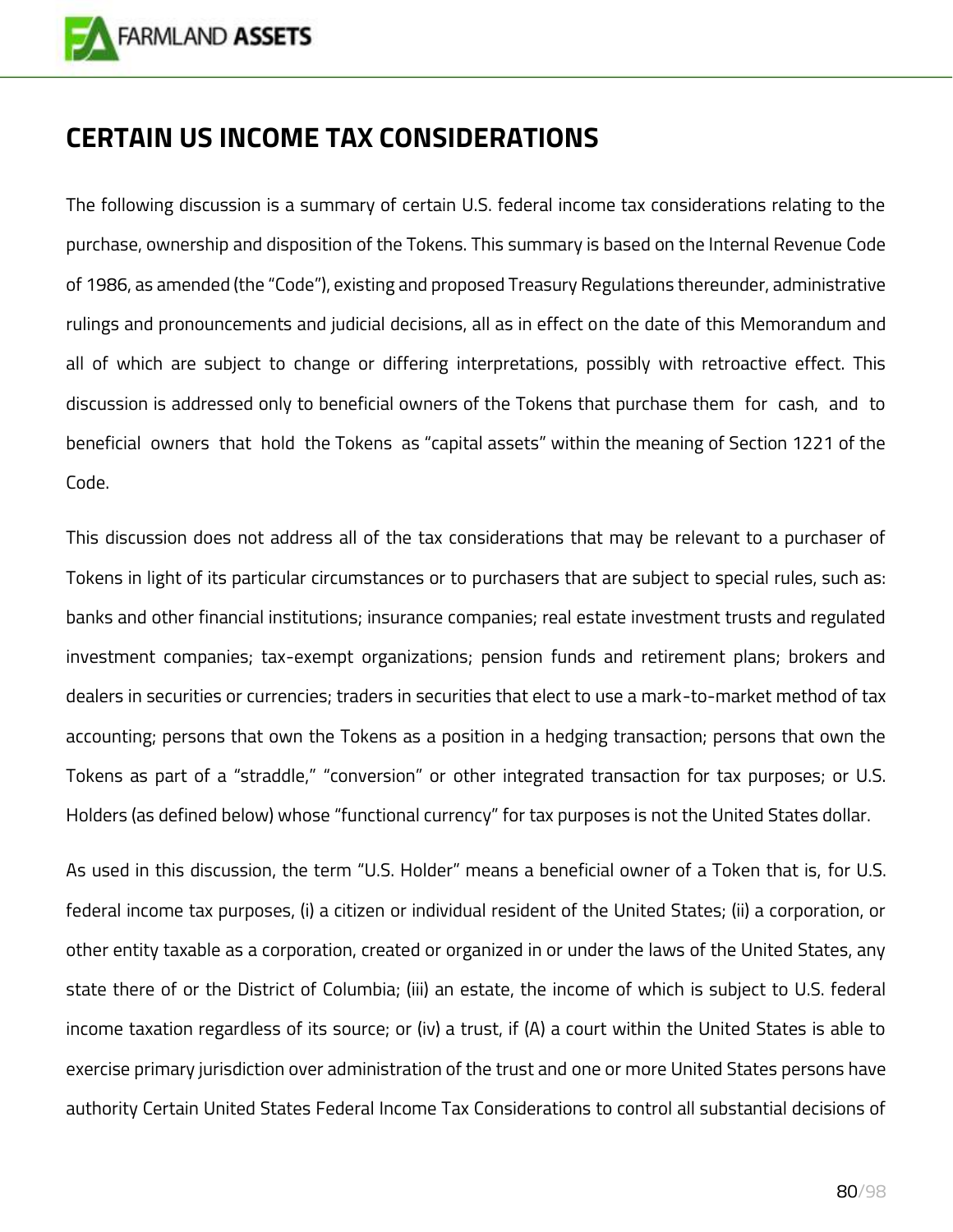## CERTAIN US INCOME TAX CONSIDERATIONS

The following discussion is a summary of certain U.S. federal income tax considerations relating to the purchase, ownership and disposition of the Tokens. This summary is based on the Internal Revenue Code of 1986, as amended (the "Code"), existing and proposed Treasury Regulations thereunder, administrative rulings and pronouncements and judicial decisions, all as in effect on the date of this Memorandum and all of which are subject to change or differing interpretations, possibly with retroactive effect. This discussion is addressed only to beneficial owners of the Tokens that purchase them for cash, and to beneficial owners that hold the Tokens as "capital assets" within the meaning of Section 1221 of the Code.

This discussion does not address all of the tax considerations that may be relevant to a purchaser of Tokens in light of its particular circumstances or to purchasers that are subject to special rules, such as: banks and other financial institutions; insurance companies; real estate investment trusts and regulated investment companies; tax-exempt organizations; pension funds and retirement plans; brokers and dealers in securities or currencies; traders in securities that elect to use a mark-to-market method of tax accounting; persons that own the Tokens as a position in a hedging transaction; persons that own the Tokens as part of a "straddle," "conversion" or other integrated transaction for tax purposes; or U.S. Holders (as defined below) whose "functional currency" for tax purposes is not the United States dollar.

As used in this discussion, the term "U.S. Holder" means a beneficial owner of a Token that is, for U.S. federal income tax purposes, (i) a citizen or individual resident of the United States; (ii) a corporation, or other entity taxable as a corporation, created or organized in or under the laws of the United States, any state there of or the District of Columbia; (iii) an estate, the income of which is subject to U.S. federal income taxation regardless of its source; or (iv) a trust, if (A) a court within the United States is able to exercise primary jurisdiction over administration of the trust and one or more United States persons have authority Certain United States Federal Income Tax Considerations to control all substantial decisions of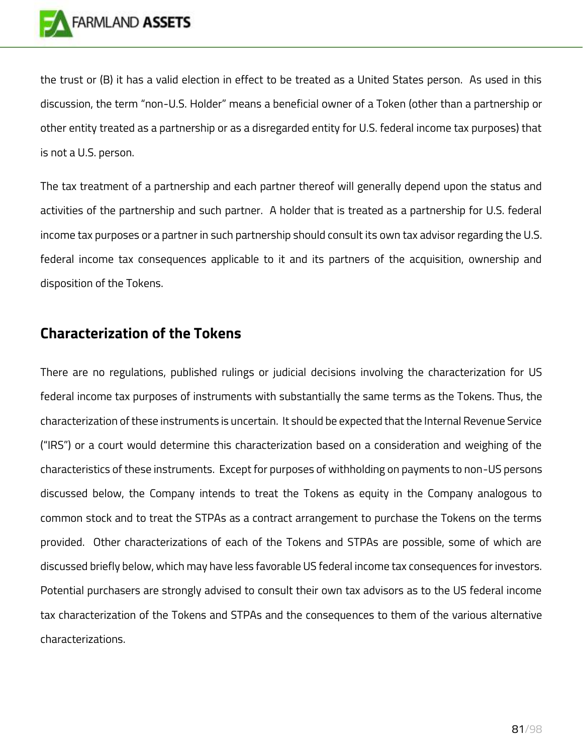the trust or (B) it has a valid election in effect to be treated as a United States person. As used in this discussion, the term "non-U.S. Holder" means a beneficial owner of a Token (other than a partnership or other entity treated as a partnership or as a disregarded entity for U.S. federal income tax purposes) that is not a U.S. person.

The tax treatment of a partnership and each partner thereof will generally depend upon the status and activities of the partnership and such partner. A holder that is treated as a partnership for U.S. federal income tax purposes or a partner in such partnership should consult its own tax advisor regarding the U.S. federal income tax consequences applicable to it and its partners of the acquisition, ownership and disposition of the Tokens.

## Characterization of the Tokens

There are no regulations, published rulings or judicial decisions involving the characterization for US federal income tax purposes of instruments with substantially the same terms as the Tokens. Thus, the characterization of these instruments is uncertain. It should be expected that the Internal Revenue Service ("IRS") or a court would determine this characterization based on a consideration and weighing of the characteristics of these instruments. Except for purposes of withholding on payments to non-US persons discussed below, the Company intends to treat the Tokens as equity in the Company analogous to common stock and to treat the STPAs as a contract arrangement to purchase the Tokens on the terms provided. Other characterizations of each of the Tokens and STPAs are possible, some of which are discussed briefly below, which may have less favorable US federal income tax consequences for investors. Potential purchasers are strongly advised to consult their own tax advisors as to the US federal income tax characterization of the Tokens and STPAs and the consequences to them of the various alternative characterizations.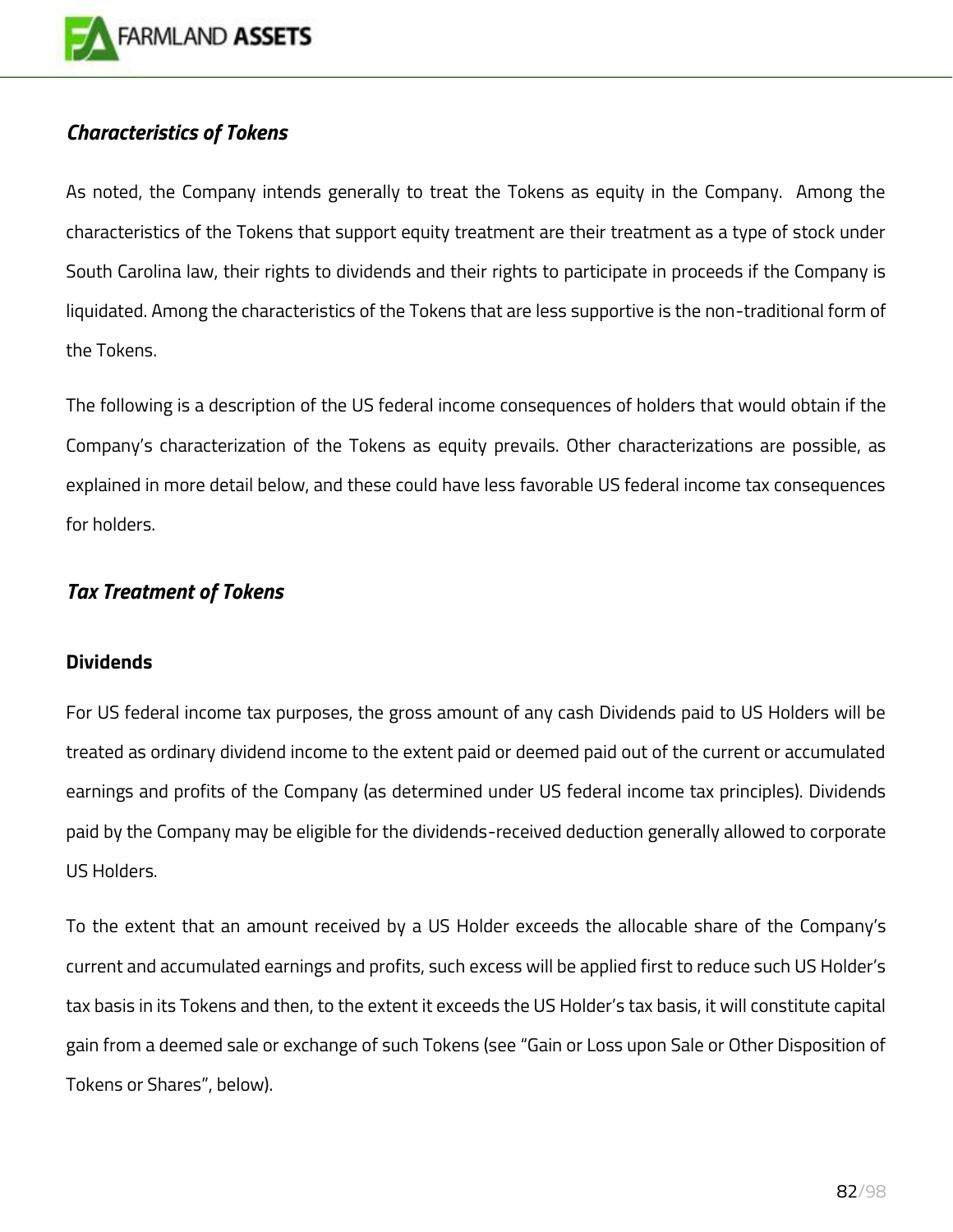### *Characteristics of Tokens*

As noted, the Company intends generally to treat the Tokens as equity in the Company. Among the characteristics of the Tokens that support equity treatment are their treatment as a type of stock under South Carolina law, their rights to dividends and their rights to participate in proceeds if the Company is liquidated. Among the characteristics of the Tokens that are less supportive is the non-traditional form of the Tokens.

The following is a description of the US federal income consequences of holders that would obtain if the Company's characterization of the Tokens as equity prevails. Other characterizations are possible, as explained in more detail below, and these could have less favorable US federal income tax consequences for holders.

### *Tax Treatment of Tokens*

**Dividends**

For US federal income tax purposes, the gross amount of any cash Dividends paid to US Holders will be treated as ordinary dividend income to the extent paid or deemed paid out of the current or accumulated earnings and profits of the Company (as determined under US federal income tax principles). Dividends paid by the Company may be eligible for the dividends-received deduction generally allowed to corporate US Holders.

To the extent that an amount received by a US Holder exceeds the allocable share of the Company's current and accumulated earnings and profits, such excess will be applied first to reduce such US Holder's tax basis in its Tokens and then, to the extent it exceeds the US Holder's tax basis, it will constitute capital gain from a deemed sale or exchange of such Tokens (see "Gain or Loss upon Sale or Other Disposition of Tokens or Shares", below).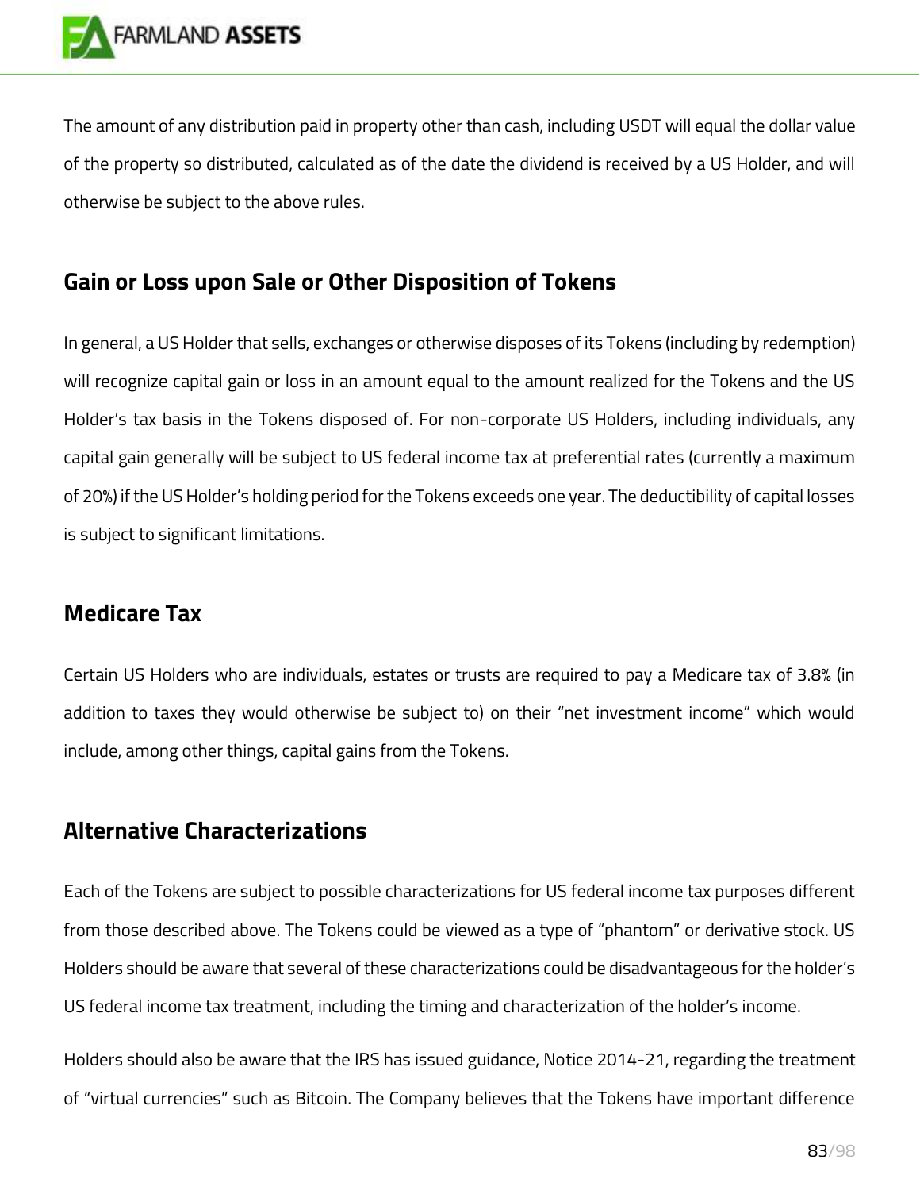The amount of any distribution paid in property other than cash, including USDT will equal the dollar value of the property so distributed, calculated as of the date the dividend is received by a US Holder, and will otherwise be subject to the above rules.

## Gain or Loss upon Sale or Other Disposition of Tokens

In general, a US Holder that sells, exchanges or otherwise disposes of its Tokens (including by redemption) will recognize capital gain or loss in an amount equal to the amount realized for the Tokens and the US Holder's tax basis in the Tokens disposed of. For non-corporate US Holders, including individuals, any capital gain generally will be subject to US federal income tax at preferential rates (currently a maximum of 20%) if the US Holder's holding period for the Tokens exceeds one year. The deductibility of capital losses is subject to significant limitations.

## Medicare Tax

Certain US Holders who are individuals, estates or trusts are required to pay a Medicare tax of 3.8% (in addition to taxes they would otherwise be subject to) on their "net investment income" which would include, among other things, capital gains from the Tokens.

## Alternative Characterizations

Each of the Tokens are subject to possible characterizations for US federal income tax purposes different from those described above. The Tokens could be viewed as a type of "phantom" or derivative stock. US Holders should be aware that several of these characterizations could be disadvantageous for the holder's US federal income tax treatment, including the timing and characterization of the holder's income.

Holders should also be aware that the IRS has issued guidance, Notice 2014-21, regarding the treatment of "virtual currencies" such as Bitcoin. The Company believes that the Tokens have important difference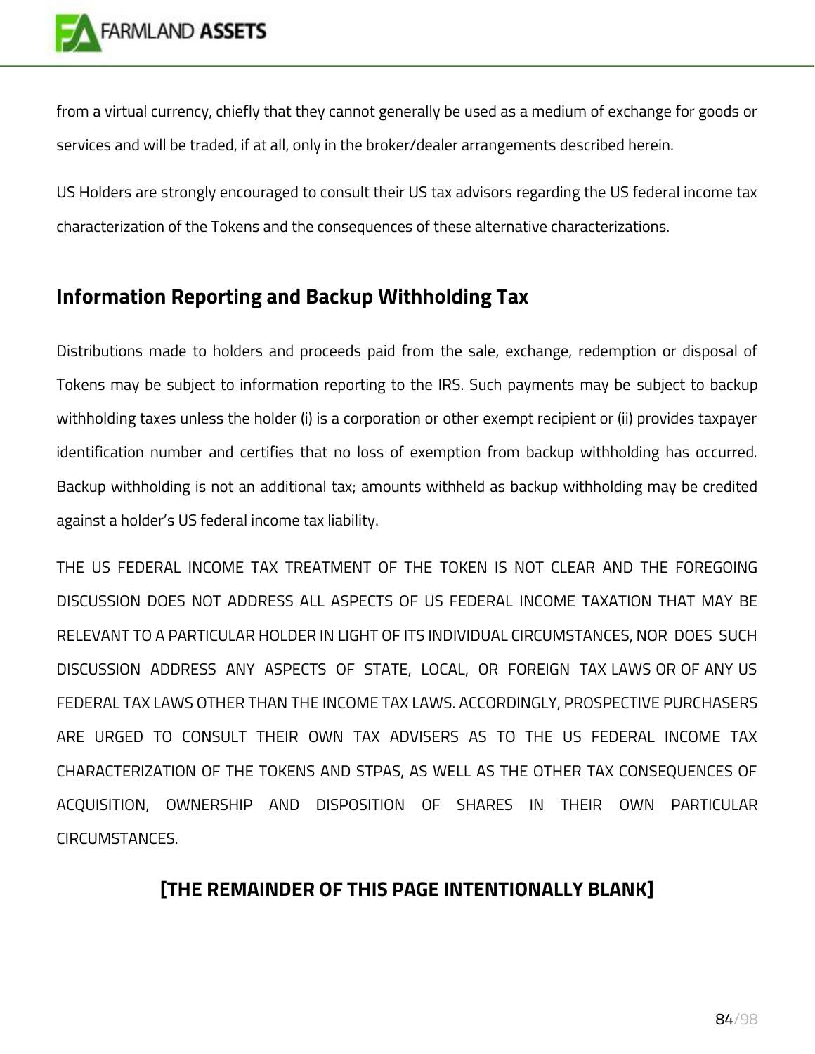from a virtual currency, chiefly that they cannot generally be used as a medium of exchange for goods or services and will be traded, if at all, only in the broker/dealer arrangements described herein.

US Holders are strongly encouraged to consult their US tax advisors regarding the US federal income tax characterization of the Tokens and the consequences of these alternative characterizations.

## Information Reporting and Backup Withholding Tax

Distributions made to holders and proceeds paid from the sale, exchange, redemption or disposal of Tokens may be subject to information reporting to the IRS. Such payments may be subject to backup withholding taxes unless the holder (i) is a corporation or other exempt recipient or (ii) provides taxpayer identification number and certifies that no loss of exemption from backup withholding has occurred. Backup withholding is not an additional tax; amounts withheld as backup withholding may be credited against a holder's US federal income tax liability.

THE US FEDERAL INCOME TAX TREATMENT OF THE TOKEN IS NOT CLEAR AND THE FOREGOING DISCUSSION DOES NOT ADDRESS ALL ASPECTS OF US FEDERAL INCOME TAXATION THAT MAY BE RELEVANT TO A PARTICULAR HOLDER IN LIGHT OF ITS INDIVIDUAL CIRCUMSTANCES, NOR DOES SUCH DISCUSSION ADDRESS ANY ASPECTS OF STATE, LOCAL, OR FOREIGN TAX LAWS OR OF ANY US FEDERAL TAX LAWS OTHER THAN THE INCOME TAX LAWS. ACCORDINGLY, PROSPECTIVE PURCHASERS ARE URGED TO CONSULT THEIR OWN TAX ADVISERS AS TO THE US FEDERAL INCOME TAX CHARACTERIZATION OF THE TOKENS AND STPAS, AS WELL AS THE OTHER TAX CONSEQUENCES OF ACQUISITION, OWNERSHIP AND DISPOSITION OF SHARES IN THEIR OWN PARTICULAR CIRCUMSTANCES.

**[THE REMAINDER OF THIS PAGE INTENTIONALLY BLANK]**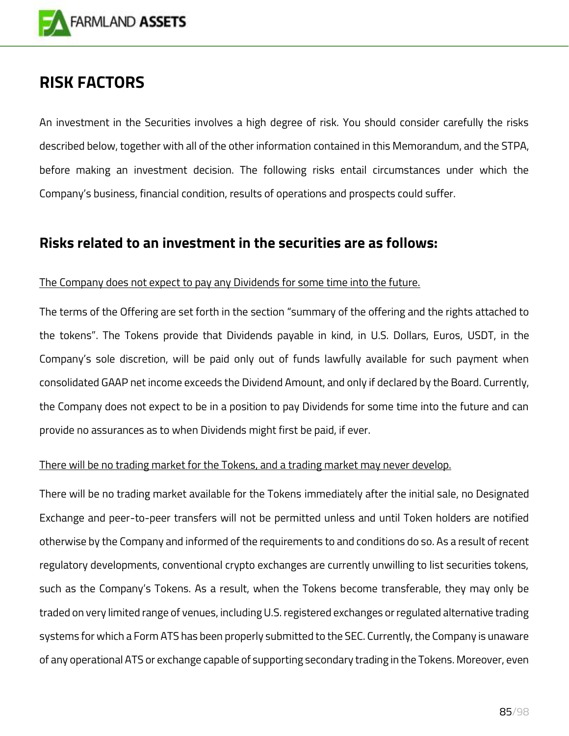# RISK FACTORS

An investment in the Securities involves a high degree of risk. You should consider carefully the risks described below, together with all of the other information contained in this Memorandum, and the STPA, before making an investment decision. The following risks entail circumstances under which the Company's business, financial condition, results of operations and prospects could suffer.

## Risks related to an investment in the securities are as follows:

<u>The Company does not expect to pay any Dividends for some time into the future.</u>

The terms of the Offering are set forth in the section "summary of the offering and the rights attached to the tokens". The Tokens provide that Dividends payable in kind, in U.S. Dollars, Euros, USDT, in the Company's sole discretion, will be paid only out of funds lawfully available for such payment when consolidated GAAP net income exceeds the Dividend Amount, and only if declared by the Board. Currently, the Company does not expect to be in a position to pay Dividends for some time into the future and can provide no assurances as to when Dividends might first be paid, if ever.

<u>There will be no trading market for the Tokens, and a trading market may never develop.</u>

There will be no trading market available for the Tokens immediately after the initial sale, no Designated Exchange and peer-to-peer transfers will not be permitted unless and until Token holders are notified otherwise by the Company and informed of the requirements to and conditions do so. As a result of recent regulatory developments, conventional crypto exchanges are currently unwilling to list securities tokens, such as the Company's Tokens. As a result, when the Tokens become transferable, they may only be traded on very limited range of venues, including U.S. registered exchanges or regulated alternative trading systems for which a Form ATS has been properly submitted to the SEC. Currently, the Company is unaware of any operational ATS or exchange capable of supporting secondary trading in the Tokens. Moreover, even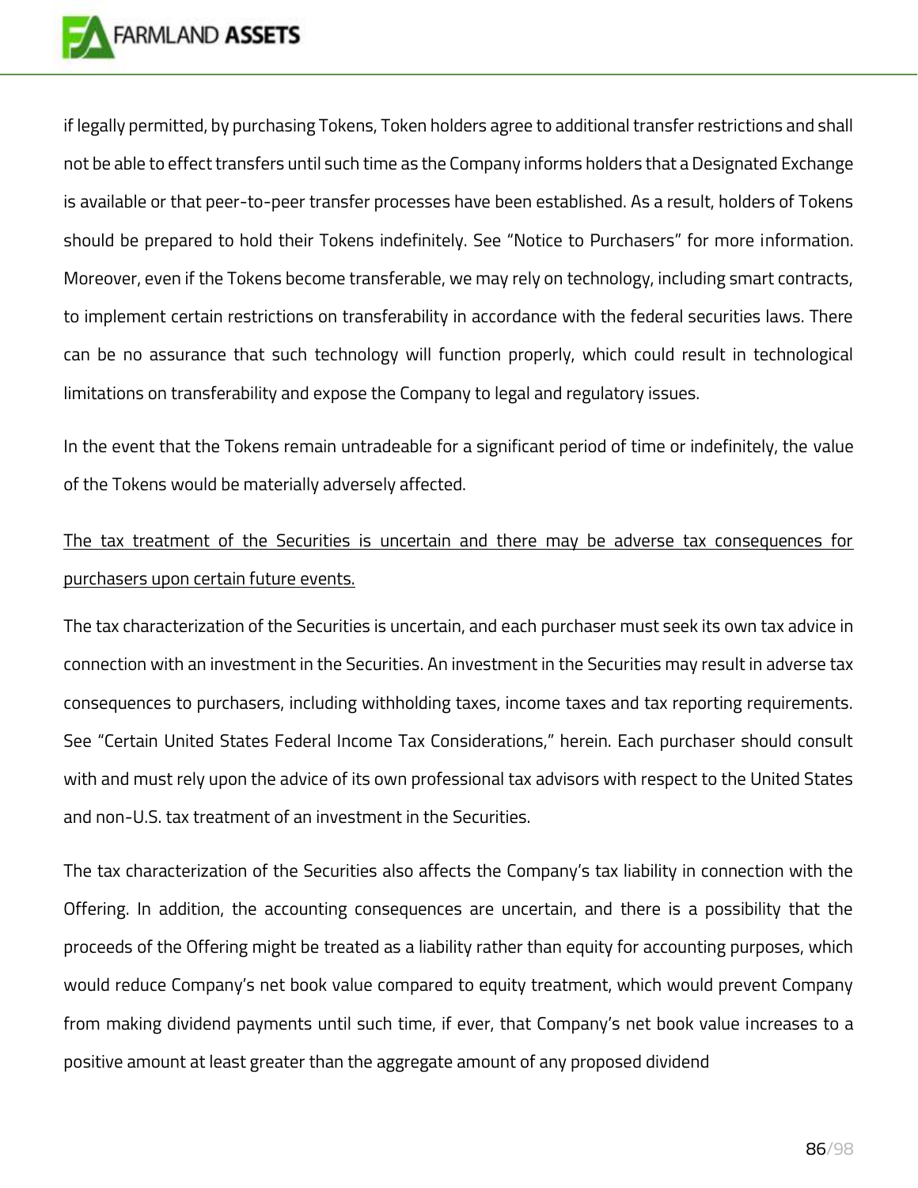if legally permitted, by purchasing Tokens, Token holders agree to additional transfer restrictions and shall not be able to effect transfers until such time as the Company informs holders that a Designated Exchange is available or that peer-to-peer transfer processes have been established. As a result, holders of Tokens should be prepared to hold their Tokens indefinitely. See "Notice to Purchasers" for more information. Moreover, even if the Tokens become transferable, we may rely on technology, including smart contracts, to implement certain restrictions on transferability in accordance with the federal securities laws. There can be no assurance that such technology will function properly, which could result in technological limitations on transferability and expose the Company to legal and regulatory issues.

In the event that the Tokens remain untradeable for a significant period of time or indefinitely, the value of the Tokens would be materially adversely affected.

<u>The tax treatment of the Securities is uncertain and there may be adverse tax consequences for purchasers upon certain future events.</u>

The tax characterization of the Securities is uncertain, and each purchaser must seek its own tax advice in connection with an investment in the Securities. An investment in the Securities may result in adverse tax consequences to purchasers, including withholding taxes, income taxes and tax reporting requirements. See "Certain United States Federal Income Tax Considerations," herein. Each purchaser should consult with and must rely upon the advice of its own professional tax advisors with respect to the United States and non-U.S. tax treatment of an investment in the Securities.

The tax characterization of the Securities also affects the Company's tax liability in connection with the Offering. In addition, the accounting consequences are uncertain, and there is a possibility that the proceeds of the Offering might be treated as a liability rather than equity for accounting purposes, which would reduce Company's net book value compared to equity treatment, which would prevent Company from making dividend payments until such time, if ever, that Company's net book value increases to a positive amount at least greater than the aggregate amount of any proposed dividend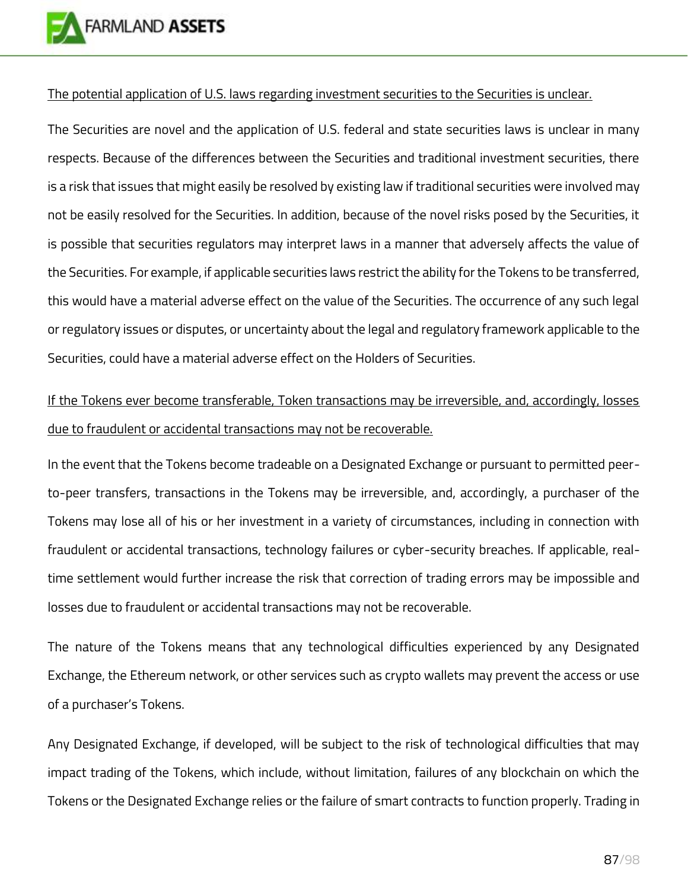<u>The potential application of U.S. laws regarding investment securities to the Securities is unclear.</u>

The Securities are novel and the application of U.S. federal and state securities laws is unclear in many respects. Because of the differences between the Securities and traditional investment securities, there is a risk that issues that might easily be resolved by existing law if traditional securities were involved may not be easily resolved for the Securities. In addition, because of the novel risks posed by the Securities, it is possible that securities regulators may interpret laws in a manner that adversely affects the value of the Securities. For example, if applicable securities laws restrict the ability for the Tokens to be transferred, this would have a material adverse effect on the value of the Securities. The occurrence of any such legal or regulatory issues or disputes, or uncertainty about the legal and regulatory framework applicable to the Securities, could have a material adverse effect on the Holders of Securities.

<u>If the Tokens ever become transferable, Token transactions may be irreversible, and, accordingly, losses due to fraudulent or accidental transactions may not be recoverable.</u>

In the event that the Tokens become tradeable on a Designated Exchange or pursuant to permitted peer-to-peer transfers, transactions in the Tokens may be irreversible, and, accordingly, a purchaser of the Tokens may lose all of his or her investment in a variety of circumstances, including in connection with fraudulent or accidental transactions, technology failures or cyber-security breaches. If applicable, real-time settlement would further increase the risk that correction of trading errors may be impossible and losses due to fraudulent or accidental transactions may not be recoverable.

The nature of the Tokens means that any technological difficulties experienced by any Designated Exchange, the Ethereum network, or other services such as crypto wallets may prevent the access or use of a purchaser's Tokens.

Any Designated Exchange, if developed, will be subject to the risk of technological difficulties that may impact trading of the Tokens, which include, without limitation, failures of any blockchain on which the Tokens or the Designated Exchange relies or the failure of smart contracts to function properly. Trading in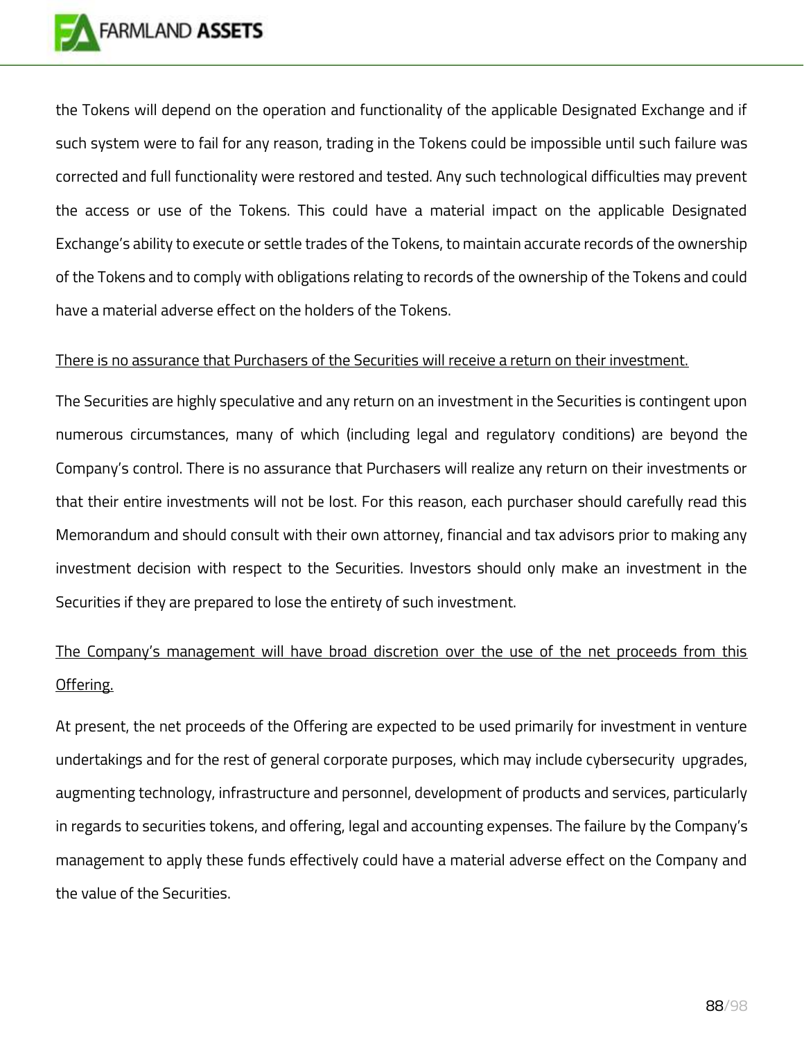the Tokens will depend on the operation and functionality of the applicable Designated Exchange and if such system were to fail for any reason, trading in the Tokens could be impossible until such failure was corrected and full functionality were restored and tested. Any such technological difficulties may prevent the access or use of the Tokens. This could have a material impact on the applicable Designated Exchange's ability to execute or settle trades of the Tokens, to maintain accurate records of the ownership of the Tokens and to comply with obligations relating to records of the ownership of the Tokens and could have a material adverse effect on the holders of the Tokens.

<u>There is no assurance that Purchasers of the Securities will receive a return on their investment.</u>

The Securities are highly speculative and any return on an investment in the Securities is contingent upon numerous circumstances, many of which (including legal and regulatory conditions) are beyond the Company's control. There is no assurance that Purchasers will realize any return on their investments or that their entire investments will not be lost. For this reason, each purchaser should carefully read this Memorandum and should consult with their own attorney, financial and tax advisors prior to making any investment decision with respect to the Securities. Investors should only make an investment in the Securities if they are prepared to lose the entirety of such investment.

<u>The Company's management will have broad discretion over the use of the net proceeds from this Offering.</u>

At present, the net proceeds of the Offering are expected to be used primarily for investment in venture undertakings and for the rest of general corporate purposes, which may include cybersecurity upgrades, augmenting technology, infrastructure and personnel, development of products and services, particularly in regards to securities tokens, and offering, legal and accounting expenses. The failure by the Company's management to apply these funds effectively could have a material adverse effect on the Company and the value of the Securities.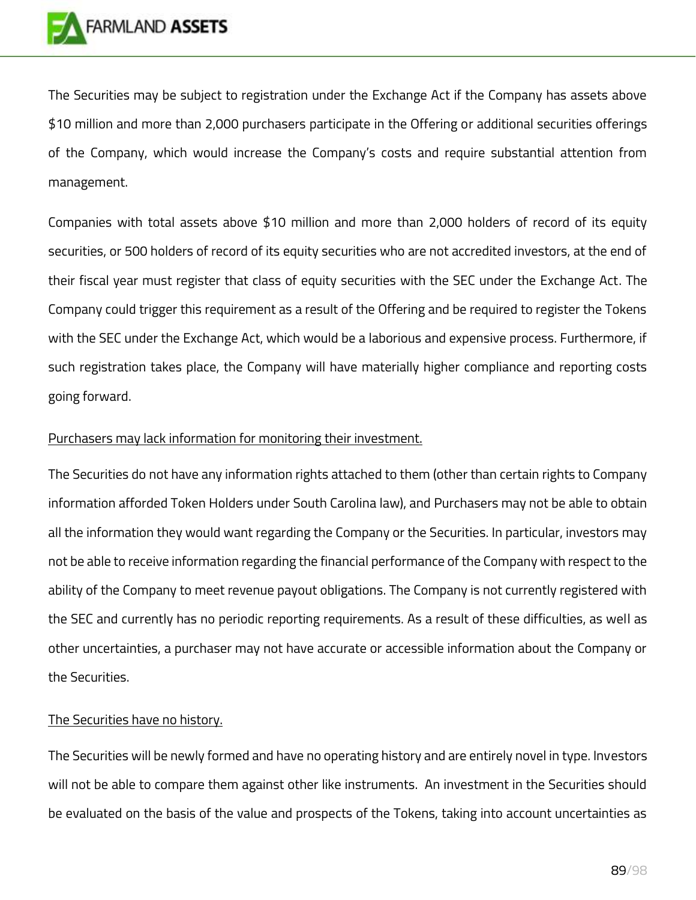The Securities may be subject to registration under the Exchange Act if the Company has assets above $10 million and more than 2,000 purchasers participate in the Offering or additional securities offerings of the Company, which would increase the Company's costs and require substantial attention from management.

Companies with total assets above $10 million and more than 2,000 holders of record of its equity securities, or 500 holders of record of its equity securities who are not accredited investors, at the end of their fiscal year must register that class of equity securities with the SEC under the Exchange Act. The Company could trigger this requirement as a result of the Offering and be required to register the Tokens with the SEC under the Exchange Act, which would be a laborious and expensive process. Furthermore, if such registration takes place, the Company will have materially higher compliance and reporting costs going forward.

<u>Purchasers may lack information for monitoring their investment.</u>

The Securities do not have any information rights attached to them (other than certain rights to Company information afforded Token Holders under South Carolina law), and Purchasers may not be able to obtain all the information they would want regarding the Company or the Securities. In particular, investors may not be able to receive information regarding the financial performance of the Company with respect to the ability of the Company to meet revenue payout obligations. The Company is not currently registered with the SEC and currently has no periodic reporting requirements. As a result of these difficulties, as well as other uncertainties, a purchaser may not have accurate or accessible information about the Company or the Securities.

<u>The Securities have no history.</u>

The Securities will be newly formed and have no operating history and are entirely novel in type. Investors will not be able to compare them against other like instruments. An investment in the Securities should be evaluated on the basis of the value and prospects of the Tokens, taking into account uncertainties as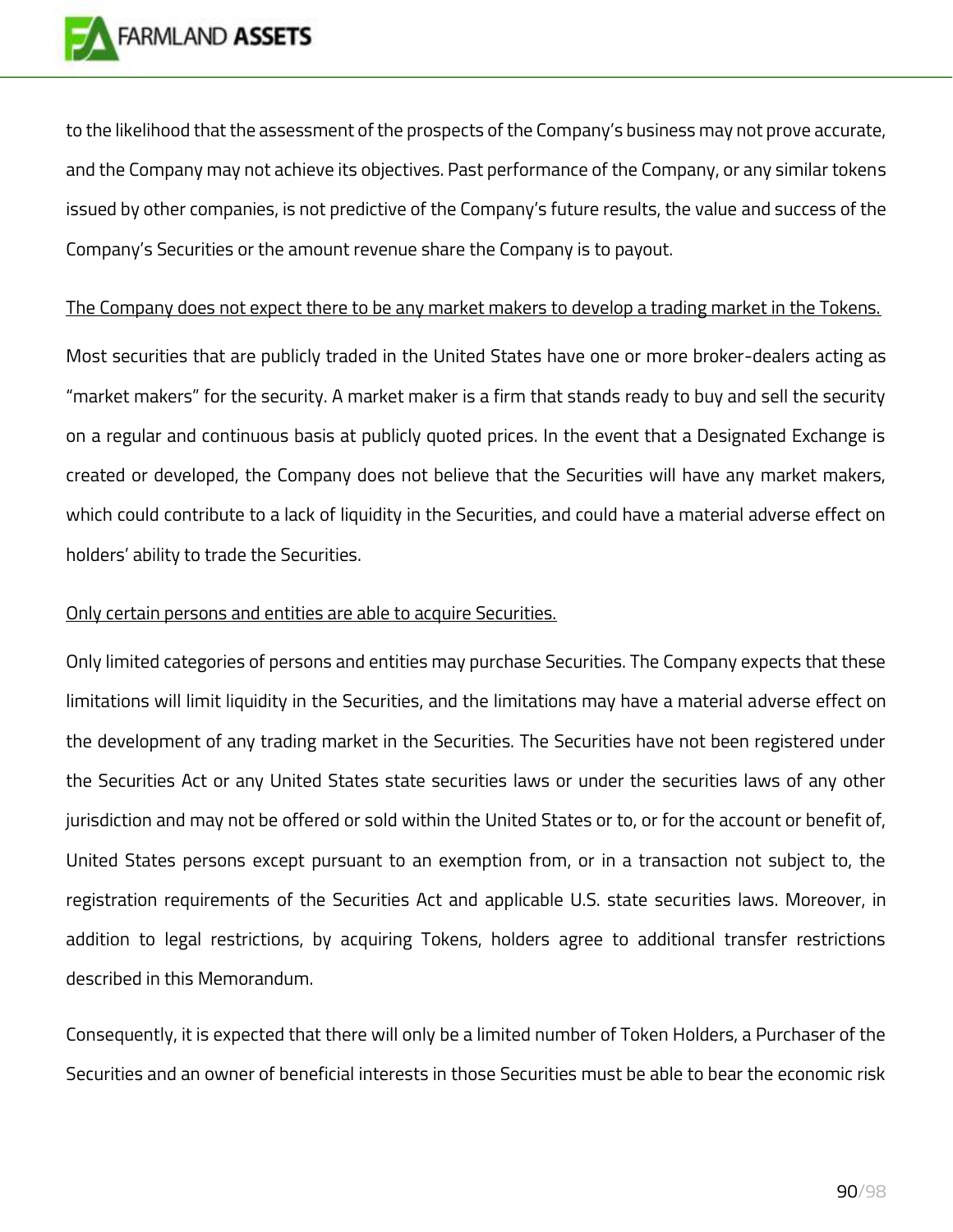to the likelihood that the assessment of the prospects of the Company's business may not prove accurate, and the Company may not achieve its objectives. Past performance of the Company, or any similar tokens issued by other companies, is not predictive of the Company's future results, the value and success of the Company's Securities or the amount revenue share the Company is to payout.

<u>The Company does not expect there to be any market makers to develop a trading market in the Tokens.</u>

Most securities that are publicly traded in the United States have one or more broker-dealers acting as "market makers" for the security. A market maker is a firm that stands ready to buy and sell the security on a regular and continuous basis at publicly quoted prices. In the event that a Designated Exchange is created or developed, the Company does not believe that the Securities will have any market makers, which could contribute to a lack of liquidity in the Securities, and could have a material adverse effect on holders' ability to trade the Securities.

<u>Only certain persons and entities are able to acquire Securities.</u>

Only limited categories of persons and entities may purchase Securities. The Company expects that these limitations will limit liquidity in the Securities, and the limitations may have a material adverse effect on the development of any trading market in the Securities. The Securities have not been registered under the Securities Act or any United States state securities laws or under the securities laws of any other jurisdiction and may not be offered or sold within the United States or to, or for the account or benefit of, United States persons except pursuant to an exemption from, or in a transaction not subject to, the registration requirements of the Securities Act and applicable U.S. state securities laws. Moreover, in addition to legal restrictions, by acquiring Tokens, holders agree to additional transfer restrictions described in this Memorandum.

Consequently, it is expected that there will only be a limited number of Token Holders, a Purchaser of the Securities and an owner of beneficial interests in those Securities must be able to bear the economic risk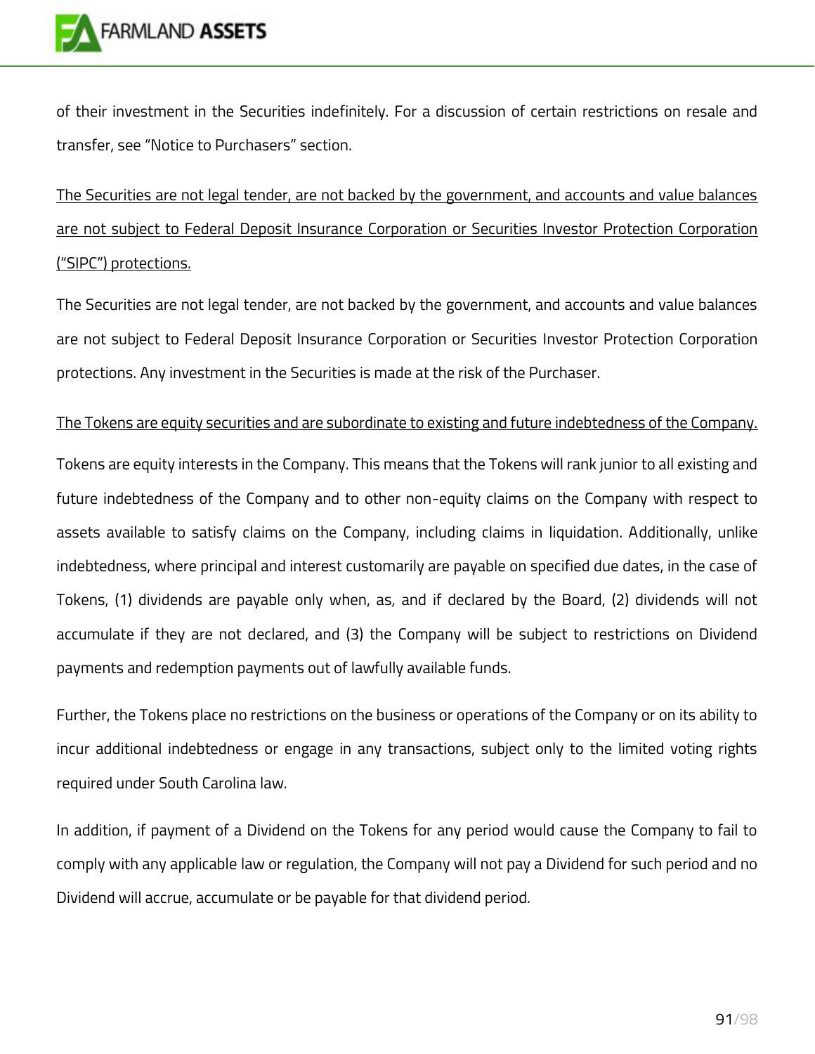of their investment in the Securities indefinitely. For a discussion of certain restrictions on resale and transfer, see "Notice to Purchasers" section.

<u>The Securities are not legal tender, are not backed by the government, and accounts and value balances are not subject to Federal Deposit Insurance Corporation or Securities Investor Protection Corporation ("SIPC") protections.</u>

The Securities are not legal tender, are not backed by the government, and accounts and value balances are not subject to Federal Deposit Insurance Corporation or Securities Investor Protection Corporation protections. Any investment in the Securities is made at the risk of the Purchaser.

<u>The Tokens are equity securities and are subordinate to existing and future indebtedness of the Company.</u>

Tokens are equity interests in the Company. This means that the Tokens will rank junior to all existing and future indebtedness of the Company and to other non-equity claims on the Company with respect to assets available to satisfy claims on the Company, including claims in liquidation. Additionally, unlike indebtedness, where principal and interest customarily are payable on specified due dates, in the case of Tokens, (1) dividends are payable only when, as, and if declared by the Board, (2) dividends will not accumulate if they are not declared, and (3) the Company will be subject to restrictions on Dividend payments and redemption payments out of lawfully available funds.

Further, the Tokens place no restrictions on the business or operations of the Company or on its ability to incur additional indebtedness or engage in any transactions, subject only to the limited voting rights required under South Carolina law.

In addition, if payment of a Dividend on the Tokens for any period would cause the Company to fail to comply with any applicable law or regulation, the Company will not pay a Dividend for such period and no Dividend will accrue, accumulate or be payable for that dividend period.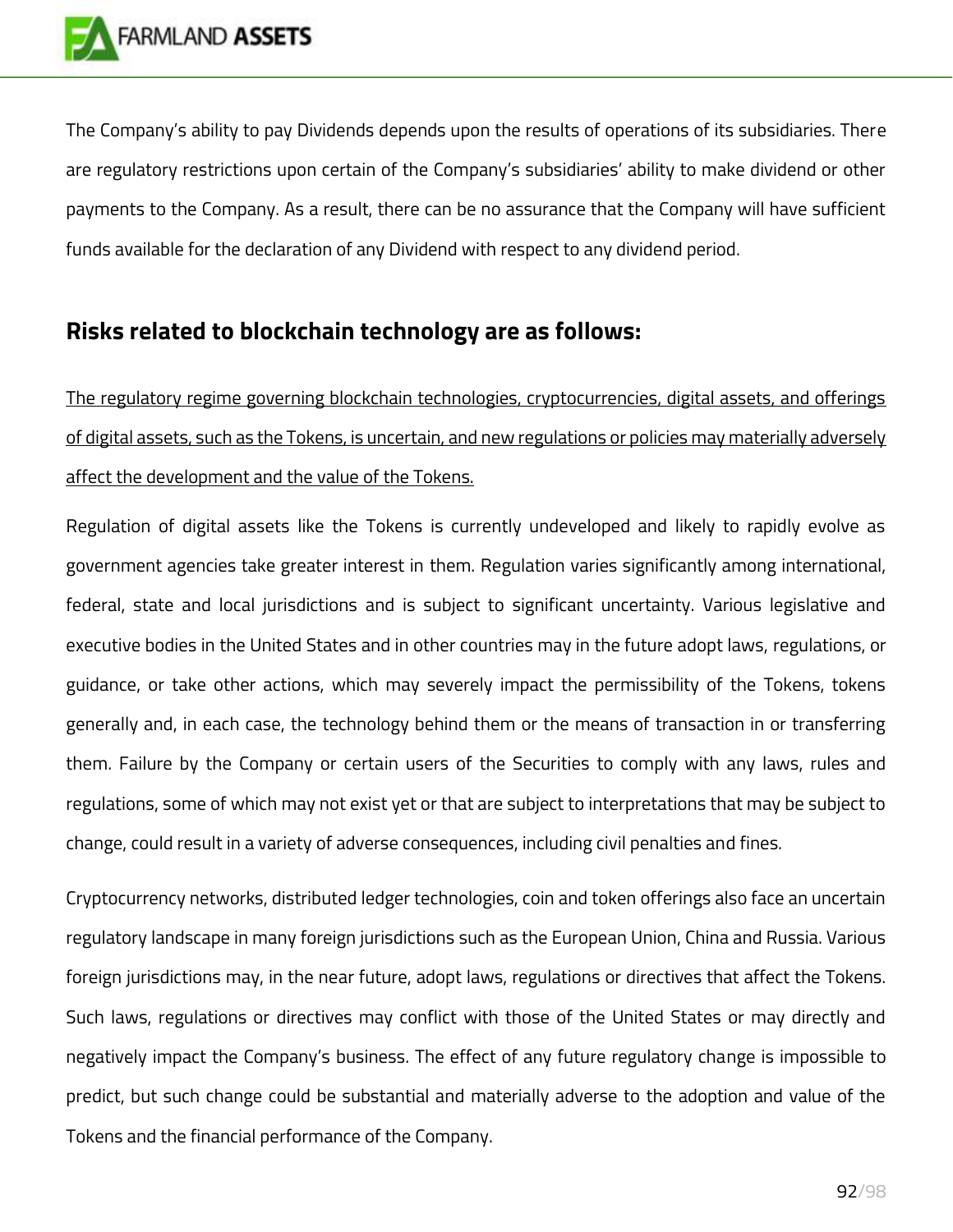The Company's ability to pay Dividends depends upon the results of operations of its subsidiaries. There are regulatory restrictions upon certain of the Company's subsidiaries' ability to make dividend or other payments to the Company. As a result, there can be no assurance that the Company will have sufficient funds available for the declaration of any Dividend with respect to any dividend period.

## Risks related to blockchain technology are as follows:

<u>The regulatory regime governing blockchain technologies, cryptocurrencies, digital assets, and offerings of digital assets, such as the Tokens, is uncertain, and new regulations or policies may materially adversely affect the development and the value of the Tokens.</u>

Regulation of digital assets like the Tokens is currently undeveloped and likely to rapidly evolve as government agencies take greater interest in them. Regulation varies significantly among international, federal, state and local jurisdictions and is subject to significant uncertainty. Various legislative and executive bodies in the United States and in other countries may in the future adopt laws, regulations, or guidance, or take other actions, which may severely impact the permissibility of the Tokens, tokens generally and, in each case, the technology behind them or the means of transaction in or transferring them. Failure by the Company or certain users of the Securities to comply with any laws, rules and regulations, some of which may not exist yet or that are subject to interpretations that may be subject to change, could result in a variety of adverse consequences, including civil penalties and fines.

Cryptocurrency networks, distributed ledger technologies, coin and token offerings also face an uncertain regulatory landscape in many foreign jurisdictions such as the European Union, China and Russia. Various foreign jurisdictions may, in the near future, adopt laws, regulations or directives that affect the Tokens. Such laws, regulations or directives may conflict with those of the United States or may directly and negatively impact the Company's business. The effect of any future regulatory change is impossible to predict, but such change could be substantial and materially adverse to the adoption and value of the Tokens and the financial performance of the Company.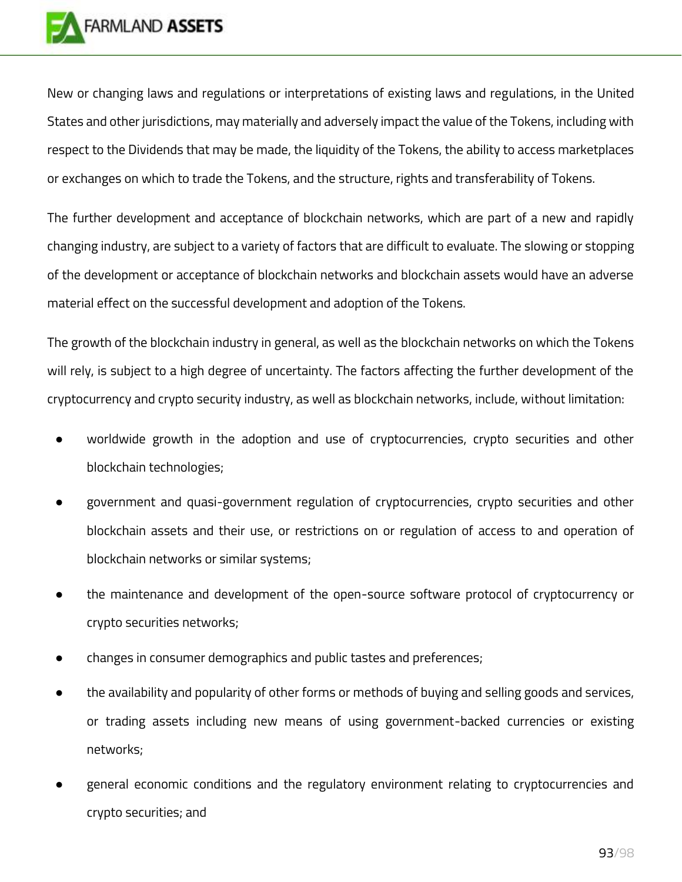New or changing laws and regulations or interpretations of existing laws and regulations, in the United States and other jurisdictions, may materially and adversely impact the value of the Tokens, including with respect to the Dividends that may be made, the liquidity of the Tokens, the ability to access marketplaces or exchanges on which to trade the Tokens, and the structure, rights and transferability of Tokens.

The further development and acceptance of blockchain networks, which are part of a new and rapidly changing industry, are subject to a variety of factors that are difficult to evaluate. The slowing or stopping of the development or acceptance of blockchain networks and blockchain assets would have an adverse material effect on the successful development and adoption of the Tokens.

The growth of the blockchain industry in general, as well as the blockchain networks on which the Tokens will rely, is subject to a high degree of uncertainty. The factors affecting the further development of the cryptocurrency and crypto security industry, as well as blockchain networks, include, without limitation:

- worldwide growth in the adoption and use of cryptocurrencies, crypto securities and other blockchain technologies;
- government and quasi-government regulation of cryptocurrencies, crypto securities and other blockchain assets and their use, or restrictions on or regulation of access to and operation of blockchain networks or similar systems;
- the maintenance and development of the open-source software protocol of cryptocurrency or crypto securities networks;
- changes in consumer demographics and public tastes and preferences;
- the availability and popularity of other forms or methods of buying and selling goods and services, or trading assets including new means of using government-backed currencies or existing networks;
- general economic conditions and the regulatory environment relating to cryptocurrencies and crypto securities; and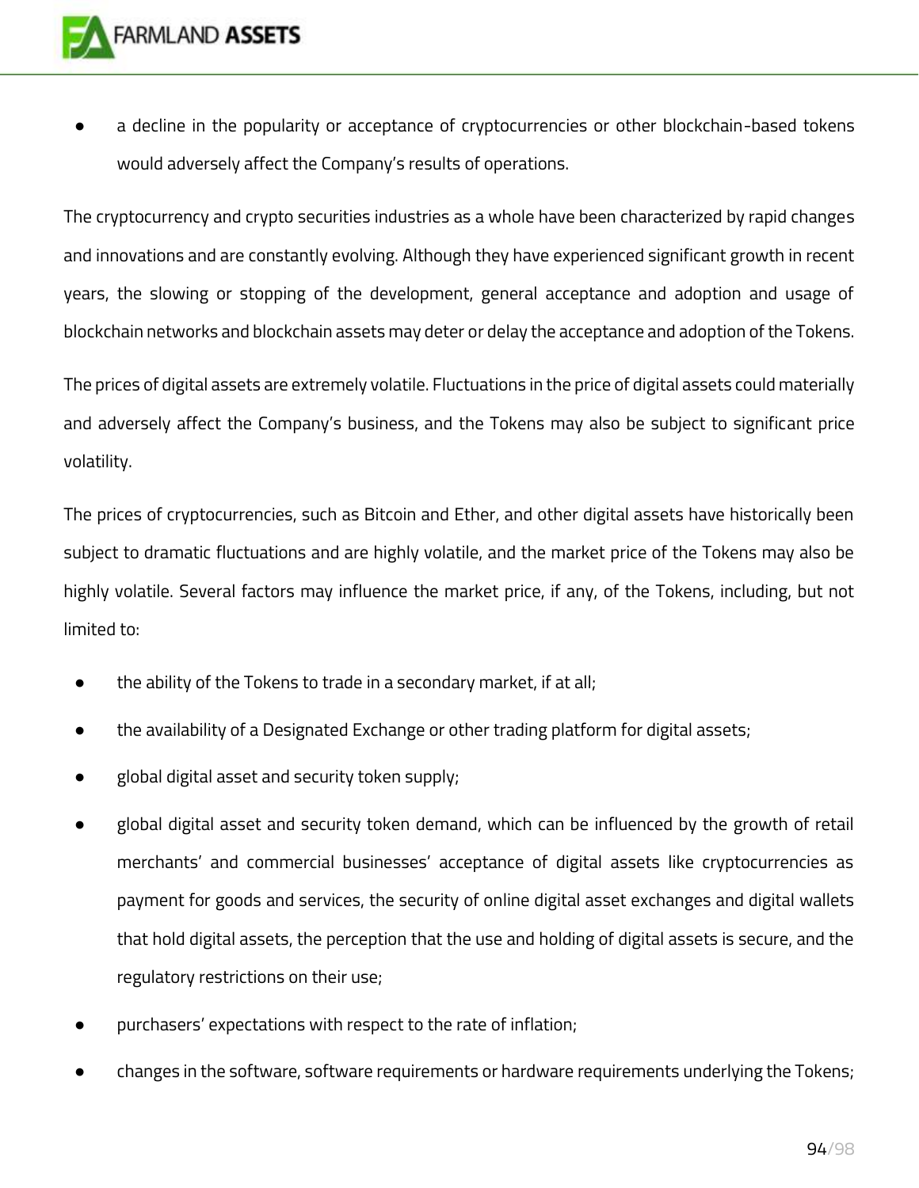- a decline in the popularity or acceptance of cryptocurrencies or other blockchain-based tokens would adversely affect the Company's results of operations.

The cryptocurrency and crypto securities industries as a whole have been characterized by rapid changes and innovations and are constantly evolving. Although they have experienced significant growth in recent years, the slowing or stopping of the development, general acceptance and adoption and usage of blockchain networks and blockchain assets may deter or delay the acceptance and adoption of the Tokens.

The prices of digital assets are extremely volatile. Fluctuations in the price of digital assets could materially and adversely affect the Company's business, and the Tokens may also be subject to significant price volatility.

The prices of cryptocurrencies, such as Bitcoin and Ether, and other digital assets have historically been subject to dramatic fluctuations and are highly volatile, and the market price of the Tokens may also be highly volatile. Several factors may influence the market price, if any, of the Tokens, including, but not limited to:

- the ability of the Tokens to trade in a secondary market, if at all;
- the availability of a Designated Exchange or other trading platform for digital assets;
- global digital asset and security token supply;
- global digital asset and security token demand, which can be influenced by the growth of retail merchants' and commercial businesses' acceptance of digital assets like cryptocurrencies as payment for goods and services, the security of online digital asset exchanges and digital wallets that hold digital assets, the perception that the use and holding of digital assets is secure, and the regulatory restrictions on their use;
- purchasers' expectations with respect to the rate of inflation;
- changes in the software, software requirements or hardware requirements underlying the Tokens;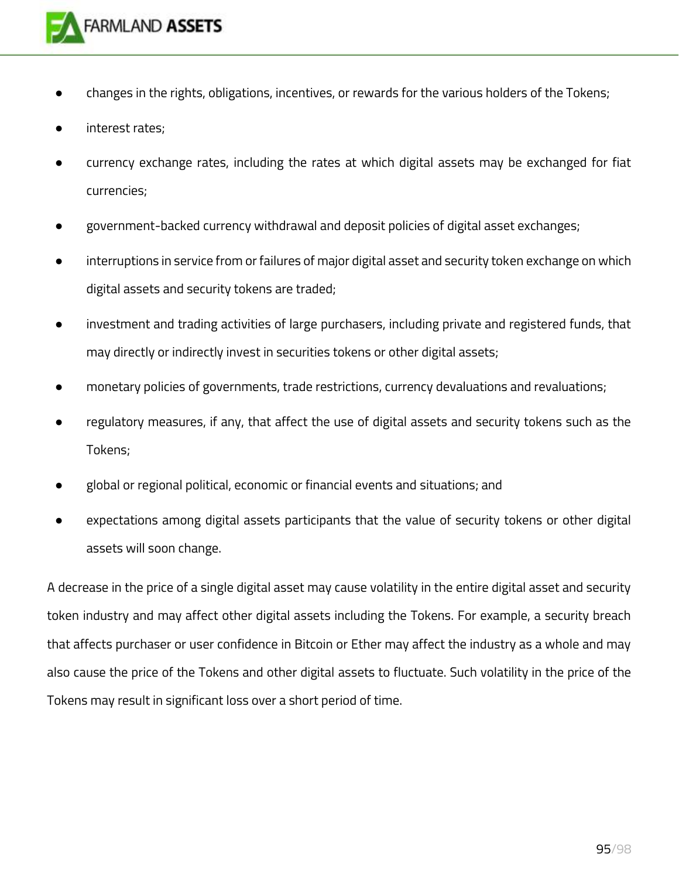- changes in the rights, obligations, incentives, or rewards for the various holders of the Tokens;
- interest rates;
- currency exchange rates, including the rates at which digital assets may be exchanged for fiat currencies;
- government-backed currency withdrawal and deposit policies of digital asset exchanges;
- interruptions in service from or failures of major digital asset and security token exchange on which digital assets and security tokens are traded;
- investment and trading activities of large purchasers, including private and registered funds, that may directly or indirectly invest in securities tokens or other digital assets;
- monetary policies of governments, trade restrictions, currency devaluations and revaluations;
- regulatory measures, if any, that affect the use of digital assets and security tokens such as the Tokens;
- global or regional political, economic or financial events and situations; and
- expectations among digital assets participants that the value of security tokens or other digital assets will soon change.

A decrease in the price of a single digital asset may cause volatility in the entire digital asset and security token industry and may affect other digital assets including the Tokens. For example, a security breach that affects purchaser or user confidence in Bitcoin or Ether may affect the industry as a whole and may also cause the price of the Tokens and other digital assets to fluctuate. Such volatility in the price of the Tokens may result in significant loss over a short period of time.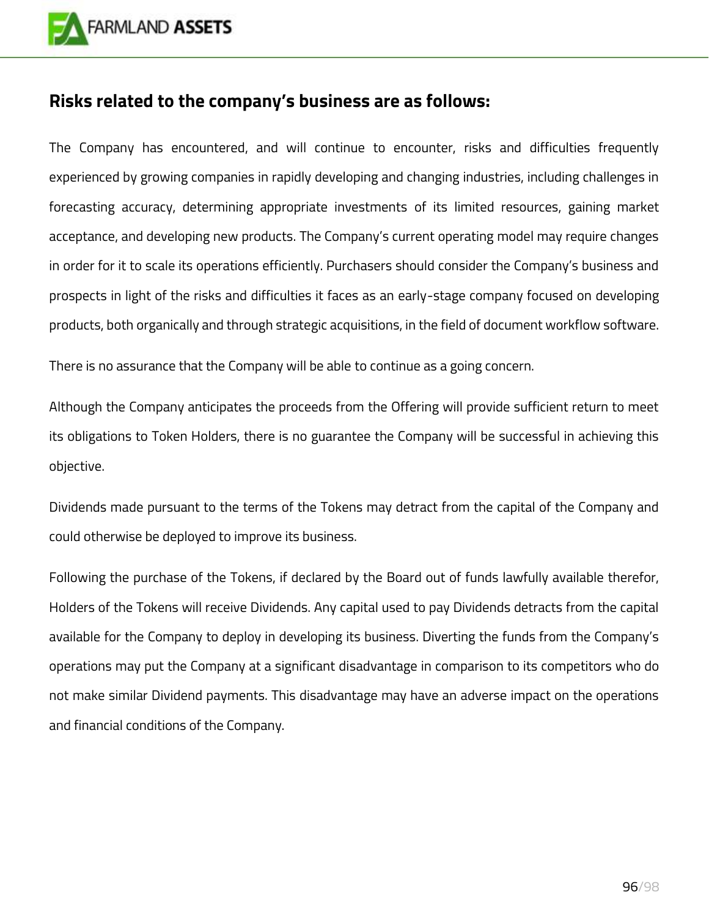## Risks related to the company's business are as follows:

The Company has encountered, and will continue to encounter, risks and difficulties frequently experienced by growing companies in rapidly developing and changing industries, including challenges in forecasting accuracy, determining appropriate investments of its limited resources, gaining market acceptance, and developing new products. The Company's current operating model may require changes in order for it to scale its operations efficiently. Purchasers should consider the Company's business and prospects in light of the risks and difficulties it faces as an early-stage company focused on developing products, both organically and through strategic acquisitions, in the field of document workflow software.

There is no assurance that the Company will be able to continue as a going concern.

Although the Company anticipates the proceeds from the Offering will provide sufficient return to meet its obligations to Token Holders, there is no guarantee the Company will be successful in achieving this objective.

Dividends made pursuant to the terms of the Tokens may detract from the capital of the Company and could otherwise be deployed to improve its business.

Following the purchase of the Tokens, if declared by the Board out of funds lawfully available therefor, Holders of the Tokens will receive Dividends. Any capital used to pay Dividends detracts from the capital available for the Company to deploy in developing its business. Diverting the funds from the Company's operations may put the Company at a significant disadvantage in comparison to its competitors who do not make similar Dividend payments. This disadvantage may have an adverse impact on the operations and financial conditions of the Company.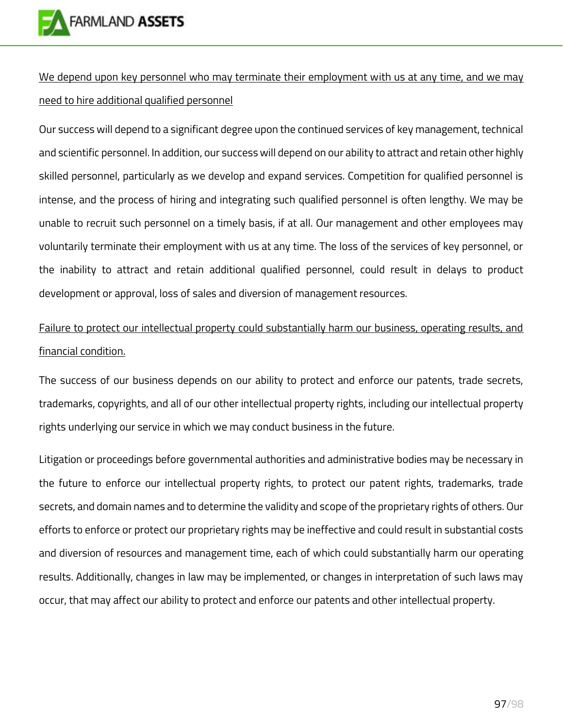<u>We depend upon key personnel who may terminate their employment with us at any time, and we may need to hire additional qualified personnel</u>

Our success will depend to a significant degree upon the continued services of key management, technical and scientific personnel. In addition, our success will depend on our ability to attract and retain other highly skilled personnel, particularly as we develop and expand services. Competition for qualified personnel is intense, and the process of hiring and integrating such qualified personnel is often lengthy. We may be unable to recruit such personnel on a timely basis, if at all. Our management and other employees may voluntarily terminate their employment with us at any time. The loss of the services of key personnel, or the inability to attract and retain additional qualified personnel, could result in delays to product development or approval, loss of sales and diversion of management resources.

<u>Failure to protect our intellectual property could substantially harm our business, operating results, and financial condition.</u>

The success of our business depends on our ability to protect and enforce our patents, trade secrets, trademarks, copyrights, and all of our other intellectual property rights, including our intellectual property rights underlying our service in which we may conduct business in the future.

Litigation or proceedings before governmental authorities and administrative bodies may be necessary in the future to enforce our intellectual property rights, to protect our patent rights, trademarks, trade secrets, and domain names and to determine the validity and scope of the proprietary rights of others. Our efforts to enforce or protect our proprietary rights may be ineffective and could result in substantial costs and diversion of resources and management time, each of which could substantially harm our operating results. Additionally, changes in law may be implemented, or changes in interpretation of such laws may occur, that may affect our ability to protect and enforce our patents and other intellectual property.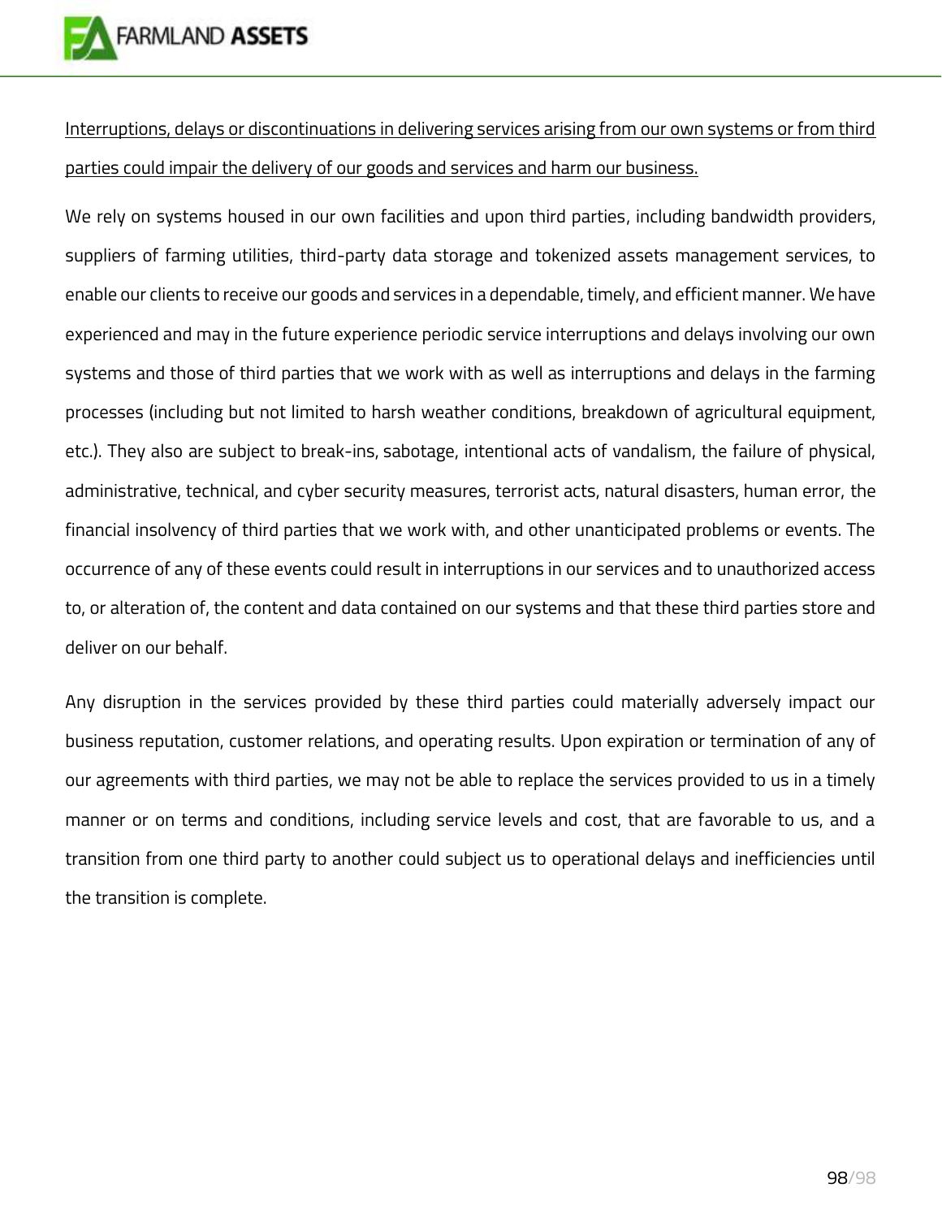<u>Interruptions, delays or discontinuations in delivering services arising from our own systems or from third parties could impair the delivery of our goods and services and harm our business.</u>

We rely on systems housed in our own facilities and upon third parties, including bandwidth providers, suppliers of farming utilities, third-party data storage and tokenized assets management services, to enable our clients to receive our goods and services in a dependable, timely, and efficient manner. We have experienced and may in the future experience periodic service interruptions and delays involving our own systems and those of third parties that we work with as well as interruptions and delays in the farming processes (including but not limited to harsh weather conditions, breakdown of agricultural equipment, etc.). They also are subject to break-ins, sabotage, intentional acts of vandalism, the failure of physical, administrative, technical, and cyber security measures, terrorist acts, natural disasters, human error, the financial insolvency of third parties that we work with, and other unanticipated problems or events. The occurrence of any of these events could result in interruptions in our services and to unauthorized access to, or alteration of, the content and data contained on our systems and that these third parties store and deliver on our behalf.

Any disruption in the services provided by these third parties could materially adversely impact our business reputation, customer relations, and operating results. Upon expiration or termination of any of our agreements with third parties, we may not be able to replace the services provided to us in a timely manner or on terms and conditions, including service levels and cost, that are favorable to us, and a transition from one third party to another could subject us to operational delays and inefficiencies until the transition is complete.